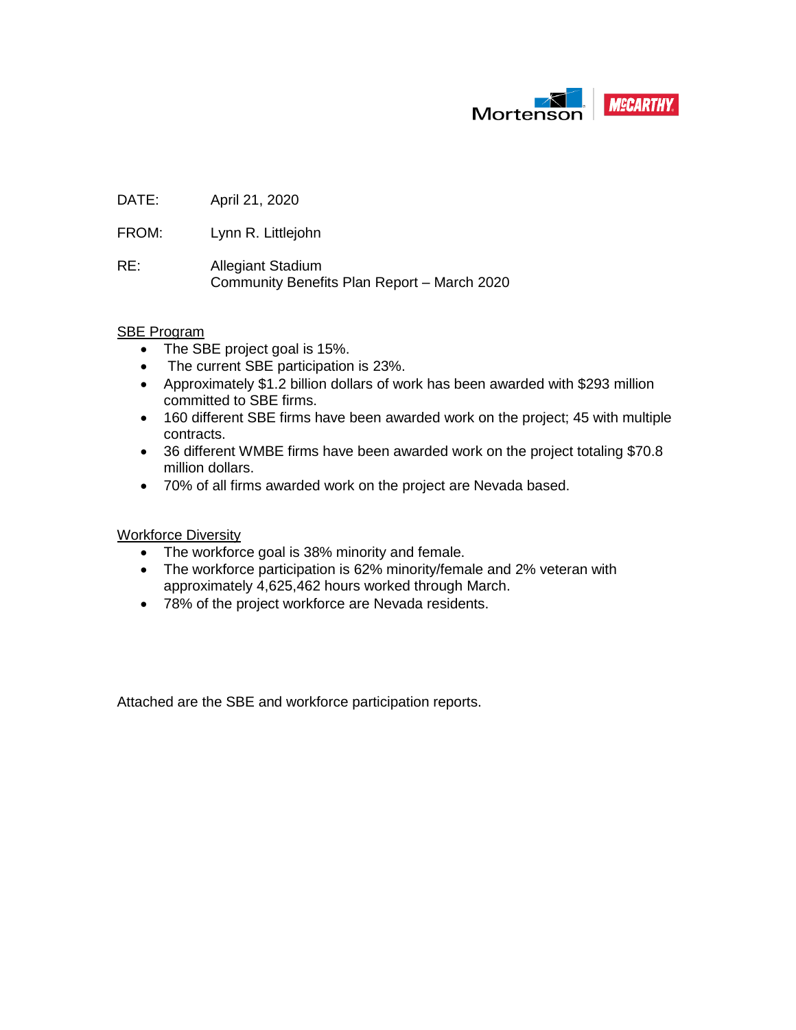Mortenson | McCARTHY

DATE: April 21, 2020

FROM: Lynn R. Littlejohn

RE: Allegiant Stadium
Community Benefits Plan Report – March 2020

SBE Program

- The SBE project goal is 15%.
- The current SBE participation is 23%.
- Approximately $1.2 billion dollars of work has been awarded with $293 million committed to SBE firms.
- 160 different SBE firms have been awarded work on the project; 45 with multiple contracts.
- 36 different WMBE firms have been awarded work on the project totaling $70.8 million dollars.
- 70% of all firms awarded work on the project are Nevada based.

Workforce Diversity

- The workforce goal is 38% minority and female.
- The workforce participation is 62% minority/female and 2% veteran with approximately 4,625,462 hours worked through March.
- 78% of the project workforce are Nevada residents.

Attached are the SBE and workforce participation reports.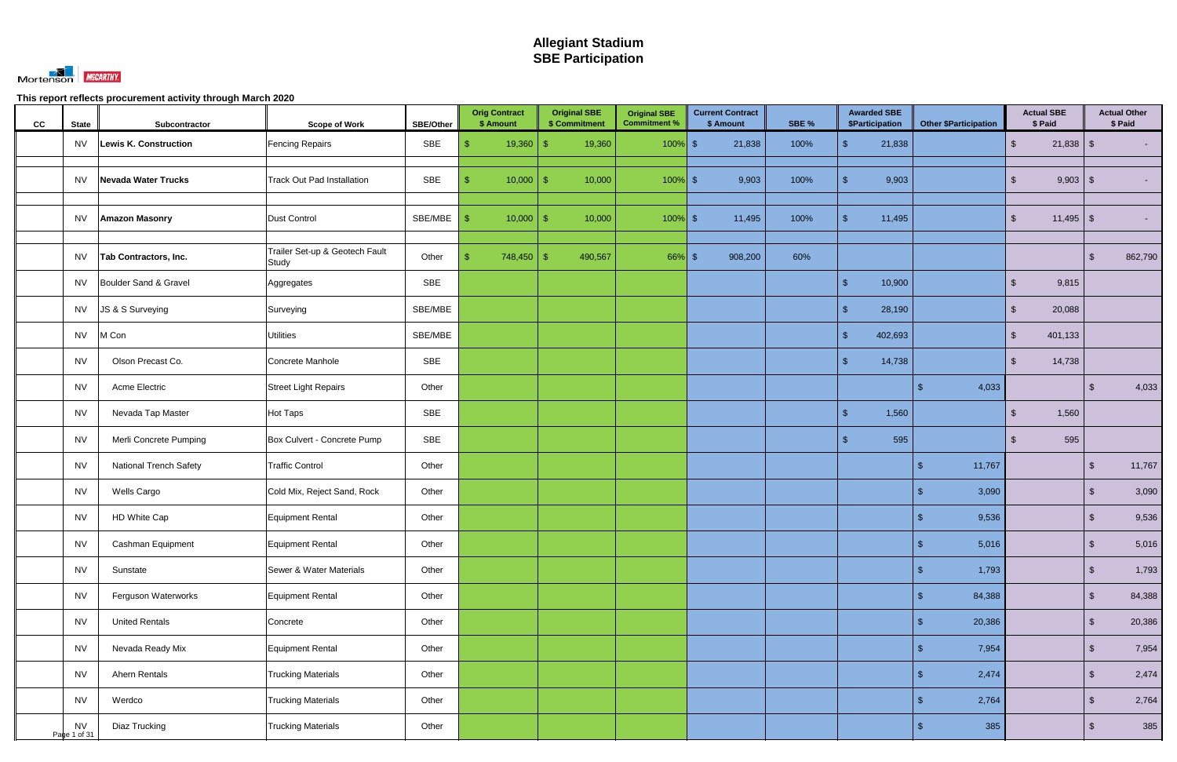# Allegiant Stadium
# SBE Participation

Mortenson McCARTHY

**This report reflects procurement activity through March 2020**

| CC | State | Subcontractor | Scope of Work | SBE/Other | Orig Contract $ Amount | Original SBE $ Commitment | Original SBE Commitment % | Current Contract $ Amount | SBE % | Awarded SBE $Participation | Other $Participation | Actual SBE $ Paid | Actual Other $ Paid |
|---|---|---|---|---|---|---|---|---|---|---|---|---|---|
| | NV | **Lewis K. Construction** | Fencing Repairs | SBE | $ 19,360 | $ 19,360 | 100% | $ 21,838 | 100% | $ 21,838 | | $ 21,838 | $ - |
| | NV | **Nevada Water Trucks** | Track Out Pad Installation | SBE | $ 10,000 | $ 10,000 | 100% | $ 9,903 | 100% | $ 9,903 | | $ 9,903 | $ - |
| | NV | **Amazon Masonry** | Dust Control | SBE/MBE | $ 10,000 | $ 10,000 | 100% | $ 11,495 | 100% | $ 11,495 | | $ 11,495 | $ - |
| | NV | **Tab Contractors, Inc.** | Trailer Set-up & Geotech Fault Study | Other | $ 748,450 | $ 490,567 | 66% | $ 908,200 | 60% | | | | $ 862,790 |
| | NV | Boulder Sand & Gravel | Aggregates | SBE | | | | | | $ 10,900 | | $ 9,815 | |
| | NV | JS & S Surveying | Surveying | SBE/MBE | | | | | | $ 28,190 | | $ 20,088 | |
| | NV | M Con | Utilities | SBE/MBE | | | | | | $ 402,693 | | $ 401,133 | |
| | NV | Olson Precast Co. | Concrete Manhole | SBE | | | | | | $ 14,738 | | $ 14,738 | |
| | NV | Acme Electric | Street Light Repairs | Other | | | | | | | $ 4,033 | | $ 4,033 |
| | NV | Nevada Tap Master | Hot Taps | SBE | | | | | | $ 1,560 | | $ 1,560 | |
| | NV | Merli Concrete Pumping | Box Culvert - Concrete Pump | SBE | | | | | | $ 595 | | $ 595 | |
| | NV | National Trench Safety | Traffic Control | Other | | | | | | | $ 11,767 | | $ 11,767 |
| | NV | Wells Cargo | Cold Mix, Reject Sand, Rock | Other | | | | | | | $ 3,090 | | $ 3,090 |
| | NV | HD White Cap | Equipment Rental | Other | | | | | | | $ 9,536 | | $ 9,536 |
| | NV | Cashman Equipment | Equipment Rental | Other | | | | | | | $ 5,016 | | $ 5,016 |
| | NV | Sunstate | Sewer & Water Materials | Other | | | | | | | $ 1,793 | | $ 1,793 |
| | NV | Ferguson Waterworks | Equipment Rental | Other | | | | | | | $ 84,388 | | $ 84,388 |
| | NV | United Rentals | Concrete | Other | | | | | | | $ 20,386 | | $ 20,386 |
| | NV | Nevada Ready Mix | Equipment Rental | Other | | | | | | | $ 7,954 | | $ 7,954 |
| | NV | Ahern Rentals | Trucking Materials | Other | | | | | | | $ 2,474 | | $ 2,474 |
| | NV | Werdco | Trucking Materials | Other | | | | | | | $ 2,764 | | $ 2,764 |
| | NV | Diaz Trucking | Trucking Materials | Other | | | | | | | $ 385 | | $ 385 |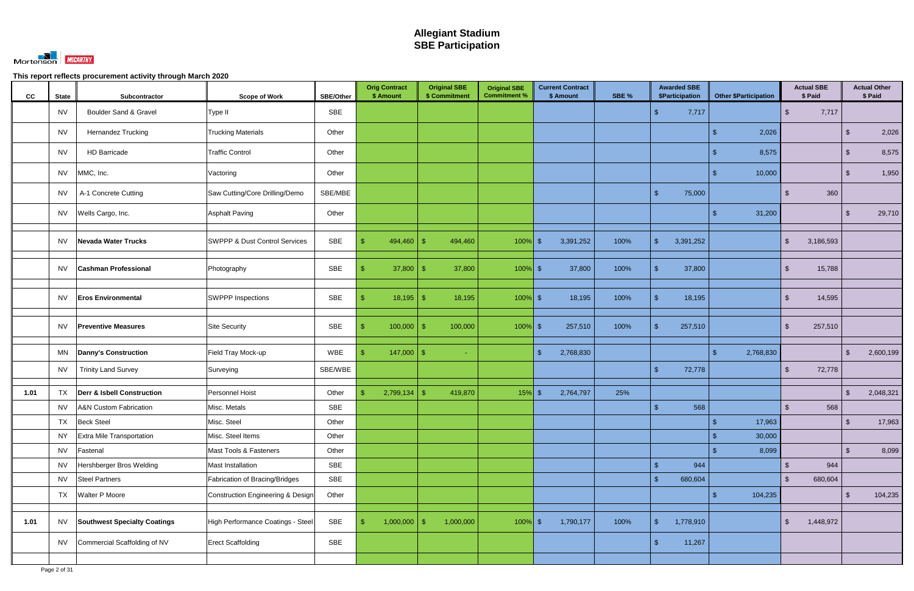# Allegiant Stadium
## SBE Participation

This report reflects procurement activity through March 2020

| CC | State | Subcontractor | Scope of Work | SBE/Other | Orig Contract $ Amount | Original SBE $ Commitment | Original SBE Commitment % | Current Contract $ Amount | SBE % | Awarded SBE $Participation | Other $Participation | Actual SBE $ Paid | Actual Other $ Paid |
|---|---|---|---|---|---|---|---|---|---|---|---|---|---|
| | NV | Boulder Sand & Gravel | Type II | SBE | | | | | | $ 7,717 | | $ 7,717 | |
| | NV | Hernandez Trucking | Trucking Materials | Other | | | | | | | $ 2,026 | | $ 2,026 |
| | NV | HD Barricade | Traffic Control | Other | | | | | | | $ 8,575 | | $ 8,575 |
| | NV | MMC, Inc. | Vactoring | Other | | | | | | | $ 10,000 | | $ 1,950 |
| | NV | A-1 Concrete Cutting | Saw Cutting/Core Drilling/Demo | SBE/MBE | | | | | | $ 75,000 | | $ 360 | |
| | NV | Wells Cargo, Inc. | Asphalt Paving | Other | | | | | | | $ 31,200 | | $ 29,710 |
| | NV | **Nevada Water Trucks** | SWPPP & Dust Control Services | SBE | $ 494,460 | $ 494,460 | 100% | $ 3,391,252 | 100% | $ 3,391,252 | | $ 3,186,593 | |
| | NV | **Cashman Professional** | Photography | SBE | $ 37,800 | $ 37,800 | 100% | $ 37,800 | 100% | $ 37,800 | | $ 15,788 | |
| | NV | **Eros Environmental** | SWPPP Inspections | SBE | $ 18,195 | $ 18,195 | 100% | $ 18,195 | 100% | $ 18,195 | | $ 14,595 | |
| | NV | **Preventive Measures** | Site Security | SBE | $ 100,000 | $ 100,000 | 100% | $ 257,510 | 100% | $ 257,510 | | $ 257,510 | |
| | MN | **Danny's Construction** | Field Tray Mock-up | WBE | $ 147,000 | $ - | | $ 2,768,830 | | | $ 2,768,830 | | $ 2,600,199 |
| | NV | Trinity Land Survey | Surveying | SBE/WBE | | | | | | $ 72,778 | | $ 72,778 | |
| 1.01 | TX | **Derr & Isbell Construction** | Personnel Hoist | Other | $ 2,799,134 | $ 419,870 | 15% | $ 2,764,797 | 25% | | | | $ 2,048,321 |
| | NV | A&N Custom Fabrication | Misc. Metals | SBE | | | | | | $ 568 | | $ 568 | |
| | TX | Beck Steel | Misc. Steel | Other | | | | | | | $ 17,963 | | $ 17,963 |
| | NY | Extra Mile Transportation | Misc. Steel Items | Other | | | | | | | $ 30,000 | | |
| | NV | Fastenal | Mast Tools & Fasteners | Other | | | | | | | $ 8,099 | | $ 8,099 |
| | NV | Hershberger Bros Welding | Mast Installation | SBE | | | | | | $ 944 | | $ 944 | |
| | NV | Steel Partners | Fabrication of Bracing/Bridges | SBE | | | | | | $ 680,604 | | $ 680,604 | |
| | TX | Walter P Moore | Construction Engineering & Design | Other | | | | | | | $ 104,235 | | $ 104,235 |
| 1.01 | NV | **Southwest Specialty Coatings** | High Performance Coatings - Steel | SBE | $ 1,000,000 | $ 1,000,000 | 100% | $ 1,790,177 | 100% | $ 1,778,910 | | $ 1,448,972 | |
| | NV | Commercial Scaffolding of NV | Erect Scaffolding | SBE | | | | | | $ 11,267 | | | |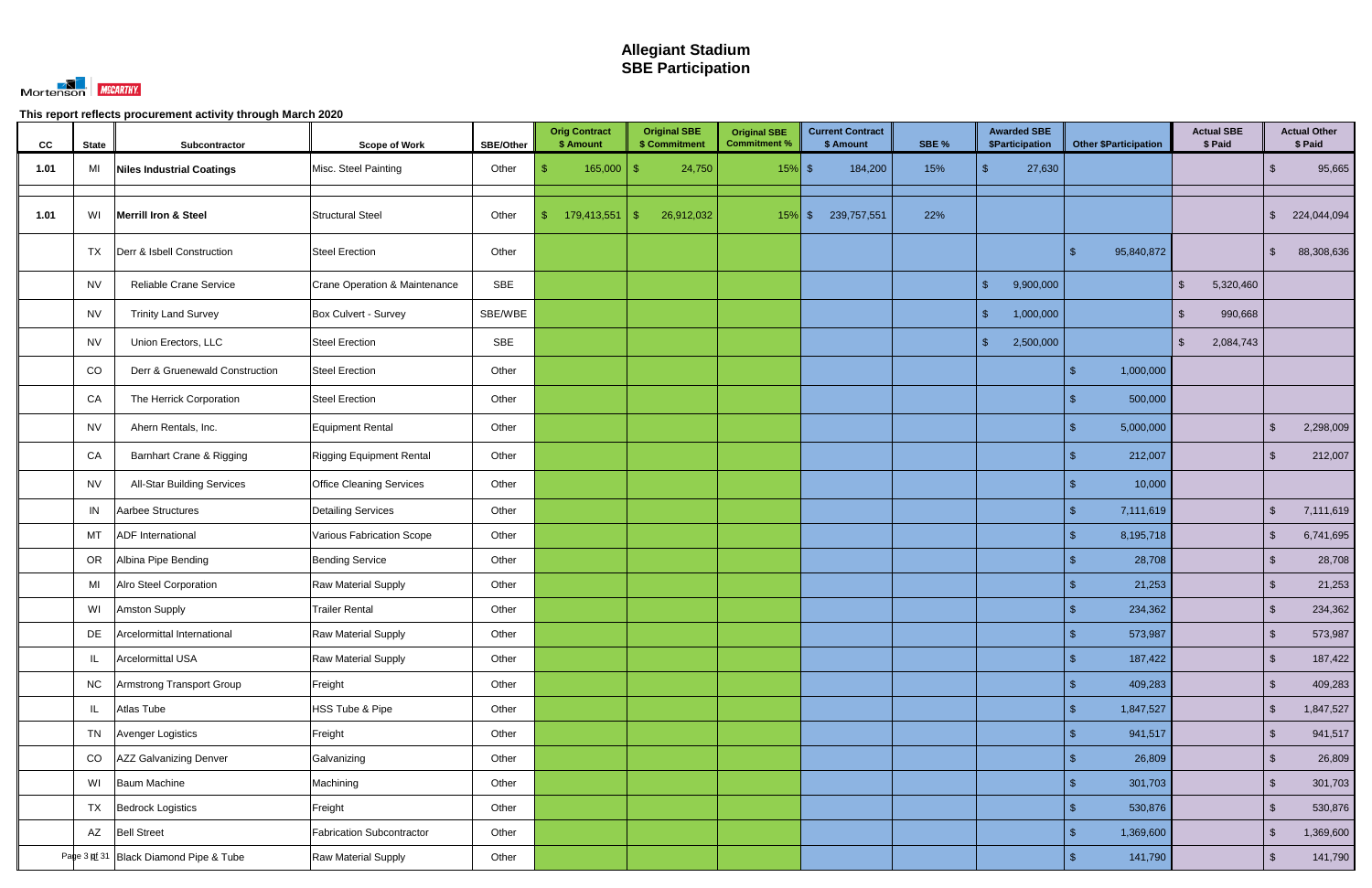# Allegiant Stadium
# SBE Participation

Mortenson | McCARTHY

**This report reflects procurement activity through March 2020**

| CC | State | Subcontractor | Scope of Work | SBE/Other | Orig Contract $ Amount | Original SBE $ Commitment | Original SBE Commitment % | Current Contract $ Amount | SBE % | Awarded SBE $Participation | Other $Participation | Actual SBE $ Paid | Actual Other $ Paid |
|---|---|---|---|---|---|---|---|---|---|---|---|---|---|
| **1.01** | MI | **Niles Industrial Coatings** | Misc. Steel Painting | Other | $ 165,000 | $ 24,750 | 15% | $ 184,200 | 15% | $ 27,630 | | | $ 95,665 |
| | | | | | | | | | | | | | |
| **1.01** | WI | **Merrill Iron & Steel** | Structural Steel | Other | $ 179,413,551 | $ 26,912,032 | 15% | $ 239,757,551 | 22% | | | | $ 224,044,094 |
| | TX | Derr & Isbell Construction | Steel Erection | Other | | | | | | | $ 95,840,872 | | $ 88,308,636 |
| | NV | Reliable Crane Service | Crane Operation & Maintenance | SBE | | | | | | $ 9,900,000 | | $ 5,320,460 | |
| | NV | Trinity Land Survey | Box Culvert - Survey | SBE/WBE | | | | | | $ 1,000,000 | | $ 990,668 | |
| | NV | Union Erectors, LLC | Steel Erection | SBE | | | | | | $ 2,500,000 | | $ 2,084,743 | |
| | CO | Derr & Gruenewald Construction | Steel Erection | Other | | | | | | | $ 1,000,000 | | |
| | CA | The Herrick Corporation | Steel Erection | Other | | | | | | | $ 500,000 | | |
| | NV | Ahern Rentals, Inc. | Equipment Rental | Other | | | | | | | $ 5,000,000 | | $ 2,298,009 |
| | CA | Barnhart Crane & Rigging | Rigging Equipment Rental | Other | | | | | | | $ 212,007 | | $ 212,007 |
| | NV | All-Star Building Services | Office Cleaning Services | Other | | | | | | | $ 10,000 | | |
| | IN | Aarbee Structures | Detailing Services | Other | | | | | | | $ 7,111,619 | | $ 7,111,619 |
| | MT | ADF International | Various Fabrication Scope | Other | | | | | | | $ 8,195,718 | | $ 6,741,695 |
| | OR | Albina Pipe Bending | Bending Service | Other | | | | | | | $ 28,708 | | $ 28,708 |
| | MI | Alro Steel Corporation | Raw Material Supply | Other | | | | | | | $ 21,253 | | $ 21,253 |
| | WI | Amston Supply | Trailer Rental | Other | | | | | | | $ 234,362 | | $ 234,362 |
| | DE | Arcelormittal International | Raw Material Supply | Other | | | | | | | $ 573,987 | | $ 573,987 |
| | IL | Arcelormittal USA | Raw Material Supply | Other | | | | | | | $ 187,422 | | $ 187,422 |
| | NC | Armstrong Transport Group | Freight | Other | | | | | | | $ 409,283 | | $ 409,283 |
| | IL | Atlas Tube | HSS Tube & Pipe | Other | | | | | | | $ 1,847,527 | | $ 1,847,527 |
| | TN | Avenger Logistics | Freight | Other | | | | | | | $ 941,517 | | $ 941,517 |
| | CO | AZZ Galvanizing Denver | Galvanizing | Other | | | | | | | $ 26,809 | | $ 26,809 |
| | WI | Baum Machine | Machining | Other | | | | | | | $ 301,703 | | $ 301,703 |
| | TX | Bedrock Logistics | Freight | Other | | | | | | | $ 530,876 | | $ 530,876 |
| | AZ | Bell Street | Fabrication Subcontractor | Other | | | | | | | $ 1,369,600 | | $ 1,369,600 |
| | | Black Diamond Pipe & Tube | Raw Material Supply | Other | | | | | | | $ 141,790 | | $ 141,790 |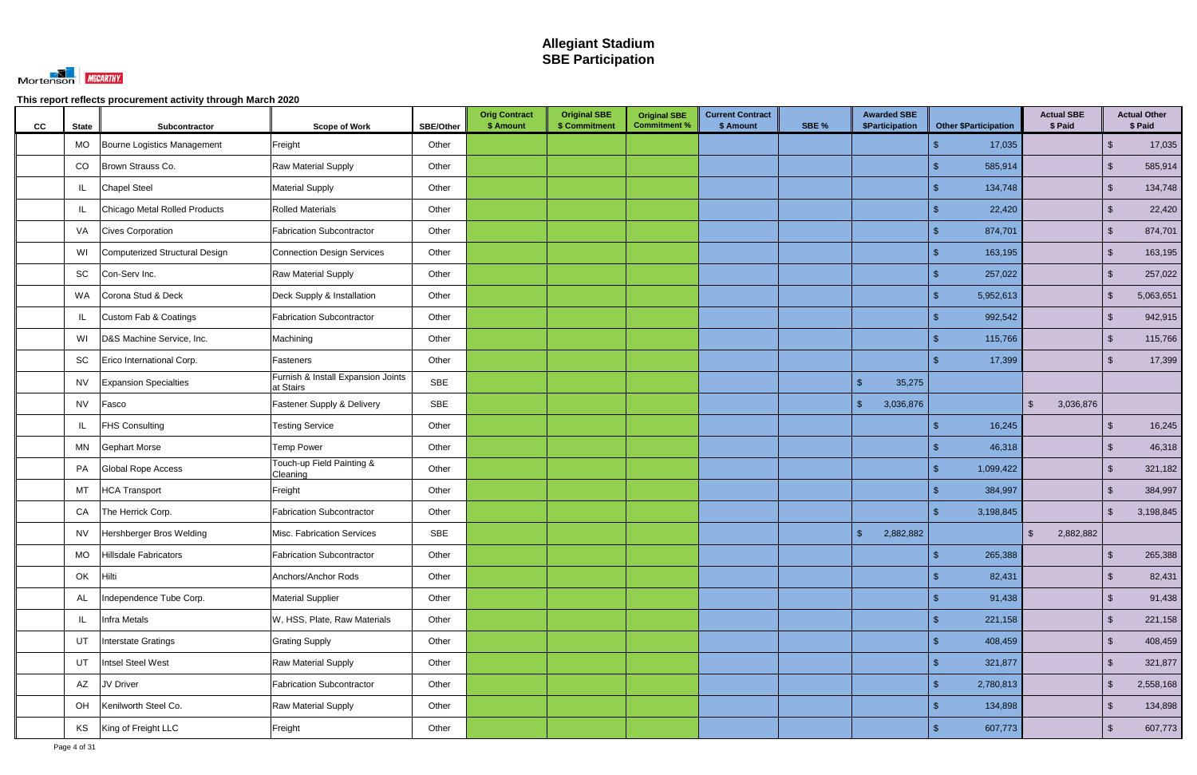# Allegiant Stadium
# SBE Participation

Mortenson | McCARTHY

**This report reflects procurement activity through March 2020**

| CC | State | Subcontractor | Scope of Work | SBE/Other | Orig Contract $ Amount | Original SBE $ Commitment | Original SBE Commitment % | Current Contract $ Amount | SBE % | Awarded SBE $Participation | Other $Participation | Actual SBE $ Paid | Actual Other $ Paid |
|---|---|---|---|---|---|---|---|---|---|---|---|---|---|
| | MO | Bourne Logistics Management | Freight | Other | | | | | | | $ 17,035 | | $ 17,035 |
| | CO | Brown Strauss Co. | Raw Material Supply | Other | | | | | | | $ 585,914 | | $ 585,914 |
| | IL | Chapel Steel | Material Supply | Other | | | | | | | $ 134,748 | | $ 134,748 |
| | IL | Chicago Metal Rolled Products | Rolled Materials | Other | | | | | | | $ 22,420 | | $ 22,420 |
| | VA | Cives Corporation | Fabrication Subcontractor | Other | | | | | | | $ 874,701 | | $ 874,701 |
| | WI | Computerized Structural Design | Connection Design Services | Other | | | | | | | $ 163,195 | | $ 163,195 |
| | SC | Con-Serv Inc. | Raw Material Supply | Other | | | | | | | $ 257,022 | | $ 257,022 |
| | WA | Corona Stud & Deck | Deck Supply & Installation | Other | | | | | | | $ 5,952,613 | | $ 5,063,651 |
| | IL | Custom Fab & Coatings | Fabrication Subcontractor | Other | | | | | | | $ 992,542 | | $ 942,915 |
| | WI | D&S Machine Service, Inc. | Machining | Other | | | | | | | $ 115,766 | | $ 115,766 |
| | SC | Erico International Corp. | Fasteners | Other | | | | | | | $ 17,399 | | $ 17,399 |
| | NV | Expansion Specialties | Furnish & Install Expansion Joints at Stairs | SBE | | | | | | $ 35,275 | | | |
| | NV | Fasco | Fastener Supply & Delivery | SBE | | | | | | $ 3,036,876 | | $ 3,036,876 | |
| | IL | FHS Consulting | Testing Service | Other | | | | | | | $ 16,245 | | $ 16,245 |
| | MN | Gephart Morse | Temp Power | Other | | | | | | | $ 46,318 | | $ 46,318 |
| | PA | Global Rope Access | Touch-up Field Painting & Cleaning | Other | | | | | | | $ 1,099,422 | | $ 321,182 |
| | MT | HCA Transport | Freight | Other | | | | | | | $ 384,997 | | $ 384,997 |
| | CA | The Herrick Corp. | Fabrication Subcontractor | Other | | | | | | | $ 3,198,845 | | $ 3,198,845 |
| | NV | Hershberger Bros Welding | Misc. Fabrication Services | SBE | | | | | | $ 2,882,882 | | $ 2,882,882 | |
| | MO | Hillsdale Fabricators | Fabrication Subcontractor | Other | | | | | | | $ 265,388 | | $ 265,388 |
| | OK | Hilti | Anchors/Anchor Rods | Other | | | | | | | $ 82,431 | | $ 82,431 |
| | AL | Independence Tube Corp. | Material Supplier | Other | | | | | | | $ 91,438 | | $ 91,438 |
| | IL | Infra Metals | W, HSS, Plate, Raw Materials | Other | | | | | | | $ 221,158 | | $ 221,158 |
| | UT | Interstate Gratings | Grating Supply | Other | | | | | | | $ 408,459 | | $ 408,459 |
| | UT | Intsel Steel West | Raw Material Supply | Other | | | | | | | $ 321,877 | | $ 321,877 |
| | AZ | JV Driver | Fabrication Subcontractor | Other | | | | | | | $ 2,780,813 | | $ 2,558,168 |
| | OH | Kenilworth Steel Co. | Raw Material Supply | Other | | | | | | | $ 134,898 | | $ 134,898 |
| | KS | King of Freight LLC | Freight | Other | | | | | | | $ 607,773 | | $ 607,773 |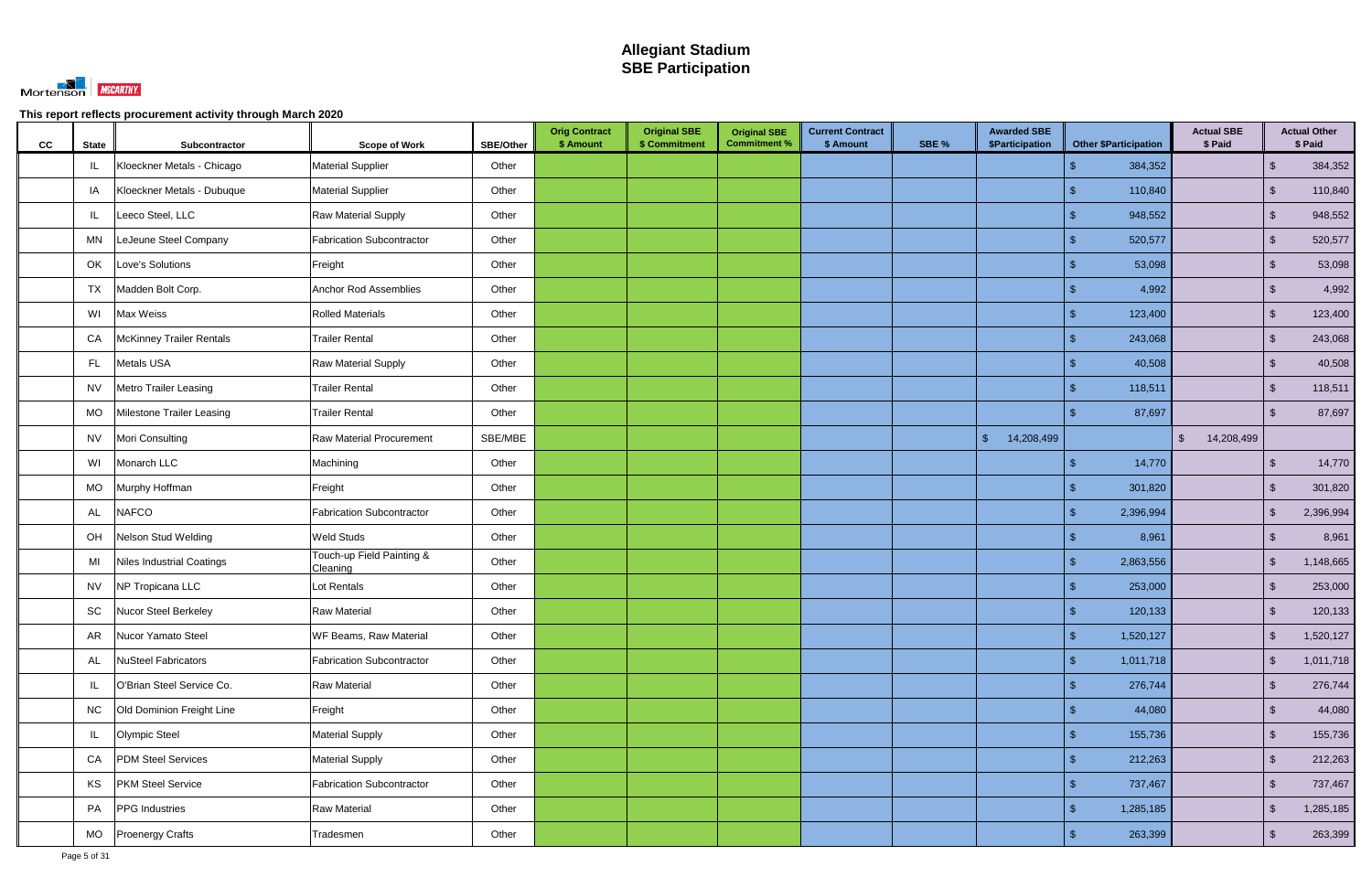# Allegiant Stadium
# SBE Participation

This report reflects procurement activity through March 2020

| CC | State | Subcontractor | Scope of Work | SBE/Other | Orig Contract $ Amount | Original SBE $ Commitment | Original SBE Commitment % | Current Contract $ Amount | SBE % | Awarded SBE $Participation | Other $Participation | Actual SBE $ Paid | Actual Other $ Paid |
|---|---|---|---|---|---|---|---|---|---|---|---|---|---|
| | IL | Kloeckner Metals - Chicago | Material Supplier | Other | | | | | | | $ 384,352 | | $ 384,352 |
| | IA | Kloeckner Metals - Dubuque | Material Supplier | Other | | | | | | | $ 110,840 | | $ 110,840 |
| | IL | Leeco Steel, LLC | Raw Material Supply | Other | | | | | | | $ 948,552 | | $ 948,552 |
| | MN | LeJeune Steel Company | Fabrication Subcontractor | Other | | | | | | | $ 520,577 | | $ 520,577 |
| | OK | Love's Solutions | Freight | Other | | | | | | | $ 53,098 | | $ 53,098 |
| | TX | Madden Bolt Corp. | Anchor Rod Assemblies | Other | | | | | | | $ 4,992 | | $ 4,992 |
| | WI | Max Weiss | Rolled Materials | Other | | | | | | | $ 123,400 | | $ 123,400 |
| | CA | McKinney Trailer Rentals | Trailer Rental | Other | | | | | | | $ 243,068 | | $ 243,068 |
| | FL | Metals USA | Raw Material Supply | Other | | | | | | | $ 40,508 | | $ 40,508 |
| | NV | Metro Trailer Leasing | Trailer Rental | Other | | | | | | | $ 118,511 | | $ 118,511 |
| | MO | Milestone Trailer Leasing | Trailer Rental | Other | | | | | | | $ 87,697 | | $ 87,697 |
| | NV | Mori Consulting | Raw Material Procurement | SBE/MBE | | | | | | $ 14,208,499 | | $ 14,208,499 | |
| | WI | Monarch LLC | Machining | Other | | | | | | | $ 14,770 | | $ 14,770 |
| | MO | Murphy Hoffman | Freight | Other | | | | | | | $ 301,820 | | $ 301,820 |
| | AL | NAFCO | Fabrication Subcontractor | Other | | | | | | | $ 2,396,994 | | $ 2,396,994 |
| | OH | Nelson Stud Welding | Weld Studs | Other | | | | | | | $ 8,961 | | $ 8,961 |
| | MI | Niles Industrial Coatings | Touch-up Field Painting & Cleaning | Other | | | | | | | $ 2,863,556 | | $ 1,148,665 |
| | NV | NP Tropicana LLC | Lot Rentals | Other | | | | | | | $ 253,000 | | $ 253,000 |
| | SC | Nucor Steel Berkeley | Raw Material | Other | | | | | | | $ 120,133 | | $ 120,133 |
| | AR | Nucor Yamato Steel | WF Beams, Raw Material | Other | | | | | | | $ 1,520,127 | | $ 1,520,127 |
| | AL | NuSteel Fabricators | Fabrication Subcontractor | Other | | | | | | | $ 1,011,718 | | $ 1,011,718 |
| | IL | O'Brian Steel Service Co. | Raw Material | Other | | | | | | | $ 276,744 | | $ 276,744 |
| | NC | Old Dominion Freight Line | Freight | Other | | | | | | | $ 44,080 | | $ 44,080 |
| | IL | Olympic Steel | Material Supply | Other | | | | | | | $ 155,736 | | $ 155,736 |
| | CA | PDM Steel Services | Material Supply | Other | | | | | | | $ 212,263 | | $ 212,263 |
| | KS | PKM Steel Service | Fabrication Subcontractor | Other | | | | | | | $ 737,467 | | $ 737,467 |
| | PA | PPG Industries | Raw Material | Other | | | | | | | $ 1,285,185 | | $ 1,285,185 |
| | MO | Proenergy Crafts | Tradesmen | Other | | | | | | | $ 263,399 | | $ 263,399 |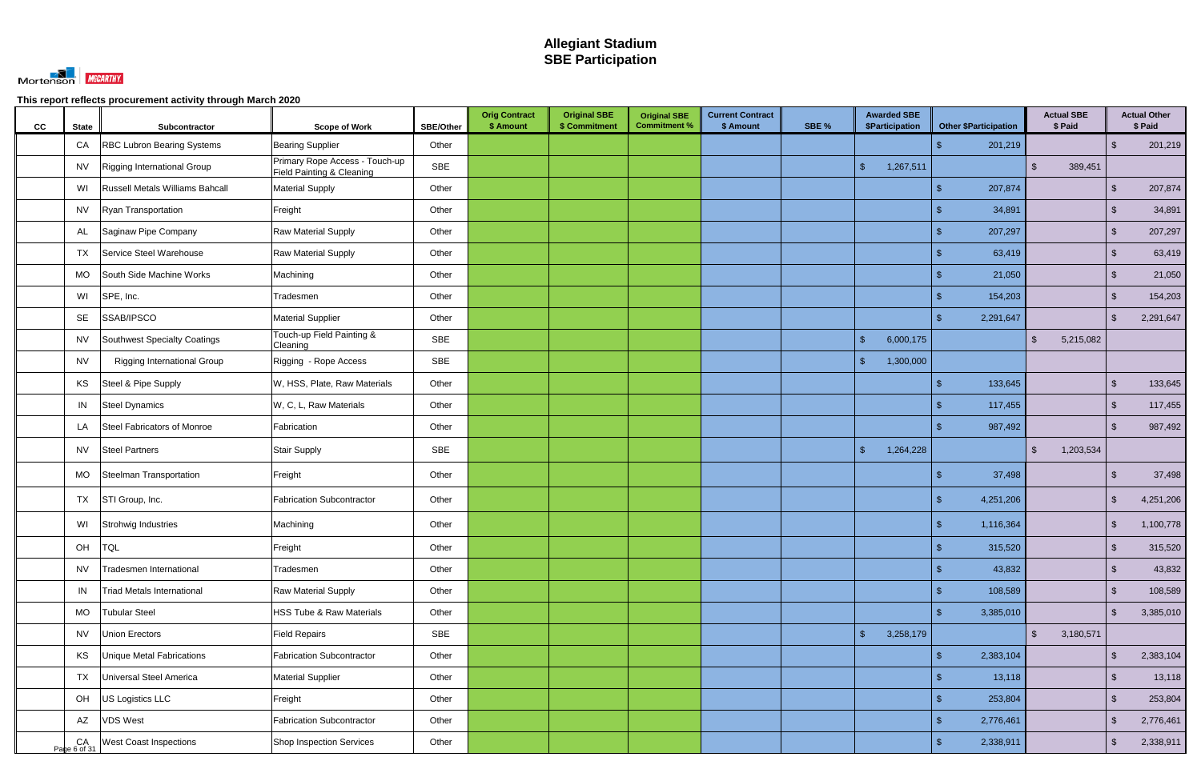# Allegiant Stadium
# SBE Participation

Mortenson | McCARTHY

**This report reflects procurement activity through March 2020**

| CC | State | Subcontractor | Scope of Work | SBE/Other | Orig Contract $ Amount | Original SBE $ Commitment | Original SBE Commitment % | Current Contract $ Amount | SBE % | Awarded SBE $Participation | Other $Participation | Actual SBE $ Paid | Actual Other $ Paid |
|---|---|---|---|---|---|---|---|---|---|---|---|---|---|
| | CA | RBC Lubron Bearing Systems | Bearing Supplier | Other | | | | | | | $ 201,219 | | $ 201,219 |
| | NV | Rigging International Group | Primary Rope Access - Touch-up Field Painting & Cleaning | SBE | | | | | | $ 1,267,511 | | $ 389,451 | |
| | WI | Russell Metals Williams Bahcall | Material Supply | Other | | | | | | | $ 207,874 | | $ 207,874 |
| | NV | Ryan Transportation | Freight | Other | | | | | | | $ 34,891 | | $ 34,891 |
| | AL | Saginaw Pipe Company | Raw Material Supply | Other | | | | | | | $ 207,297 | | $ 207,297 |
| | TX | Service Steel Warehouse | Raw Material Supply | Other | | | | | | | $ 63,419 | | $ 63,419 |
| | MO | South Side Machine Works | Machining | Other | | | | | | | $ 21,050 | | $ 21,050 |
| | WI | SPE, Inc. | Tradesmen | Other | | | | | | | $ 154,203 | | $ 154,203 |
| | SE | SSAB/IPSCO | Material Supplier | Other | | | | | | | $ 2,291,647 | | $ 2,291,647 |
| | NV | Southwest Specialty Coatings | Touch-up Field Painting & Cleaning | SBE | | | | | | $ 6,000,175 | | $ 5,215,082 | |
| | NV | Rigging International Group | Rigging - Rope Access | SBE | | | | | | $ 1,300,000 | | | |
| | KS | Steel & Pipe Supply | W, HSS, Plate, Raw Materials | Other | | | | | | | $ 133,645 | | $ 133,645 |
| | IN | Steel Dynamics | W, C, L, Raw Materials | Other | | | | | | | $ 117,455 | | $ 117,455 |
| | LA | Steel Fabricators of Monroe | Fabrication | Other | | | | | | | $ 987,492 | | $ 987,492 |
| | NV | Steel Partners | Stair Supply | SBE | | | | | | $ 1,264,228 | | $ 1,203,534 | |
| | MO | Steelman Transportation | Freight | Other | | | | | | | $ 37,498 | | $ 37,498 |
| | TX | STI Group, Inc. | Fabrication Subcontractor | Other | | | | | | | $ 4,251,206 | | $ 4,251,206 |
| | WI | Strohwig Industries | Machining | Other | | | | | | | $ 1,116,364 | | $ 1,100,778 |
| | OH | TQL | Freight | Other | | | | | | | $ 315,520 | | $ 315,520 |
| | NV | Tradesmen International | Tradesmen | Other | | | | | | | $ 43,832 | | $ 43,832 |
| | IN | Triad Metals International | Raw Material Supply | Other | | | | | | | $ 108,589 | | $ 108,589 |
| | MO | Tubular Steel | HSS Tube & Raw Materials | Other | | | | | | | $ 3,385,010 | | $ 3,385,010 |
| | NV | Union Erectors | Field Repairs | SBE | | | | | | $ 3,258,179 | | $ 3,180,571 | |
| | KS | Unique Metal Fabrications | Fabrication Subcontractor | Other | | | | | | | $ 2,383,104 | | $ 2,383,104 |
| | TX | Universal Steel America | Material Supplier | Other | | | | | | | $ 13,118 | | $ 13,118 |
| | OH | US Logistics LLC | Freight | Other | | | | | | | $ 253,804 | | $ 253,804 |
| | AZ | VDS West | Fabrication Subcontractor | Other | | | | | | | $ 2,776,461 | | $ 2,776,461 |
| | CA | West Coast Inspections | Shop Inspection Services | Other | | | | | | | $ 2,338,911 | | $ 2,338,911 |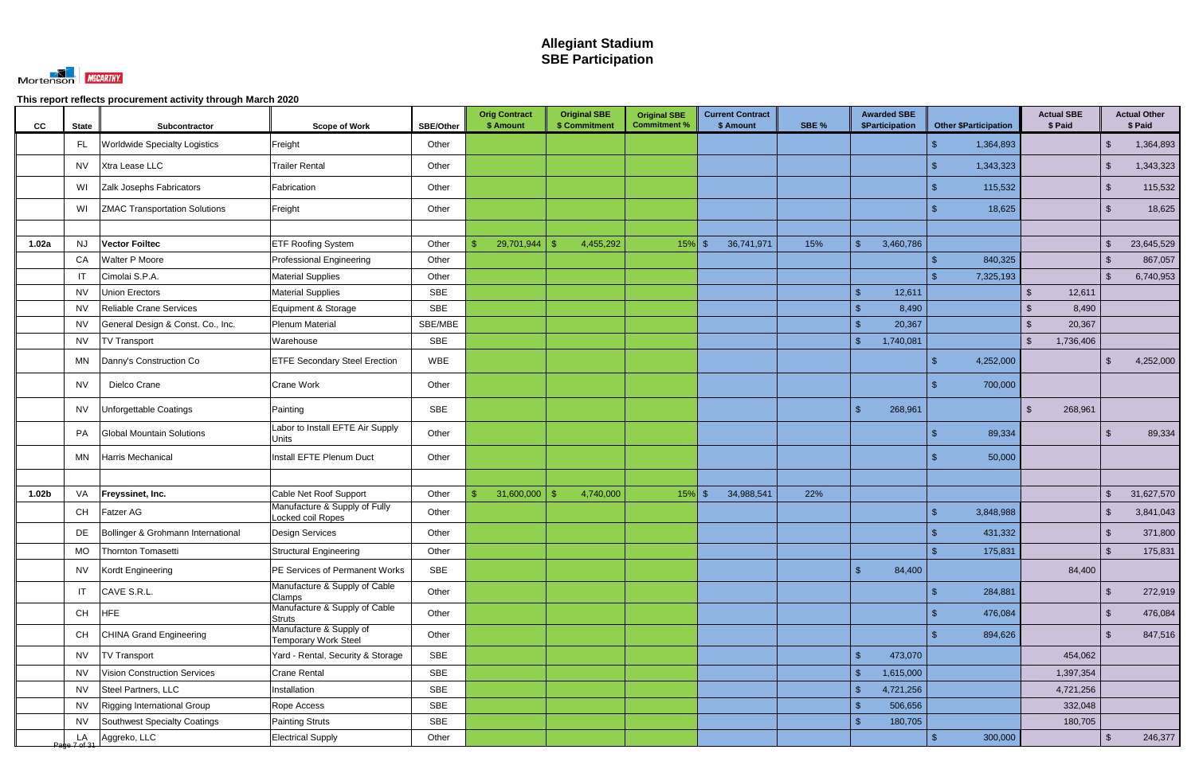# Allegiant Stadium
# SBE Participation

**This report reflects procurement activity through March 2020**

| CC | State | Subcontractor | Scope of Work | SBE/Other | Orig Contract $ Amount | Original SBE $ Commitment | Original SBE Commitment % | Current Contract $ Amount | SBE % | Awarded SBE $Participation | Other $Participation | Actual SBE $ Paid | Actual Other $ Paid |
|---|---|---|---|---|---|---|---|---|---|---|---|---|---|
| | FL | Worldwide Specialty Logistics | Freight | Other | | | | | | | $ 1,364,893 | | $ 1,364,893 |
| | NV | Xtra Lease LLC | Trailer Rental | Other | | | | | | | $ 1,343,323 | | $ 1,343,323 |
| | WI | Zalk Josephs Fabricators | Fabrication | Other | | | | | | | $ 115,532 | | $ 115,532 |
| | WI | ZMAC Transportation Solutions | Freight | Other | | | | | | | $ 18,625 | | $ 18,625 |
| | | | | | | | | | | | | | |
| **1.02a** | NJ | **Vector Foiltec** | ETF Roofing System | Other | $ 29,701,944 | $ 4,455,292 | 15% | $ 36,741,971 | 15% | $ 3,460,786 | | | $ 23,645,529 |
| | CA | Walter P Moore | Professional Engineering | Other | | | | | | | $ 840,325 | | $ 867,057 |
| | IT | Cimolai S.P.A. | Material Supplies | Other | | | | | | | $ 7,325,193 | | $ 6,740,953 |
| | NV | Union Erectors | Material Supplies | SBE | | | | | | $ 12,611 | | $ 12,611 | |
| | NV | Reliable Crane Services | Equipment & Storage | SBE | | | | | | $ 8,490 | | $ 8,490 | |
| | NV | General Design & Const. Co., Inc. | Plenum Material | SBE/MBE | | | | | | $ 20,367 | | $ 20,367 | |
| | NV | TV Transport | Warehouse | SBE | | | | | | $ 1,740,081 | | $ 1,736,406 | |
| | MN | Danny's Construction Co | ETFE Secondary Steel Erection | WBE | | | | | | | $ 4,252,000 | | $ 4,252,000 |
| | NV | Dielco Crane | Crane Work | Other | | | | | | | $ 700,000 | | |
| | NV | Unforgettable Coatings | Painting | SBE | | | | | | $ 268,961 | | $ 268,961 | |
| | PA | Global Mountain Solutions | Labor to Install EFTE Air Supply Units | Other | | | | | | | $ 89,334 | | $ 89,334 |
| | MN | Harris Mechanical | Install EFTE Plenum Duct | Other | | | | | | | $ 50,000 | | |
| | | | | | | | | | | | | | |
| **1.02b** | VA | **Freyssinet, Inc.** | Cable Net Roof Support | Other | $ 31,600,000 | $ 4,740,000 | 15% | $ 34,988,541 | 22% | | | | $ 31,627,570 |
| | CH | Fatzer AG | Manufacture & Supply of Fully Locked coil Ropes | Other | | | | | | | $ 3,848,988 | | $ 3,841,043 |
| | DE | Bollinger & Grohmann International | Design Services | Other | | | | | | | $ 431,332 | | $ 371,800 |
| | MO | Thornton Tomasetti | Structural Engineering | Other | | | | | | | $ 175,831 | | $ 175,831 |
| | NV | Kordt Engineering | PE Services of Permanent Works | SBE | | | | | | $ 84,400 | | 84,400 | |
| | IT | CAVE S.R.L. | Manufacture & Supply of Cable Clamps | Other | | | | | | | $ 284,881 | | $ 272,919 |
| | CH | HFE | Manufacture & Supply of Cable Struts | Other | | | | | | | $ 476,084 | | $ 476,084 |
| | CH | CHINA Grand Engineering | Manufacture & Supply of Temporary Work Steel | Other | | | | | | | $ 894,626 | | $ 847,516 |
| | NV | TV Transport | Yard - Rental, Security & Storage | SBE | | | | | | $ 473,070 | | 454,062 | |
| | NV | Vision Construction Services | Crane Rental | SBE | | | | | | $ 1,615,000 | | 1,397,354 | |
| | NV | Steel Partners, LLC | Installation | SBE | | | | | | $ 4,721,256 | | 4,721,256 | |
| | NV | Rigging International Group | Rope Access | SBE | | | | | | $ 506,656 | | 332,048 | |
| | NV | Southwest Specialty Coatings | Painting Struts | SBE | | | | | | $ 180,705 | | 180,705 | |
| | LA | Aggreko, LLC | Electrical Supply | Other | | | | | | | $ 300,000 | | $ 246,377 |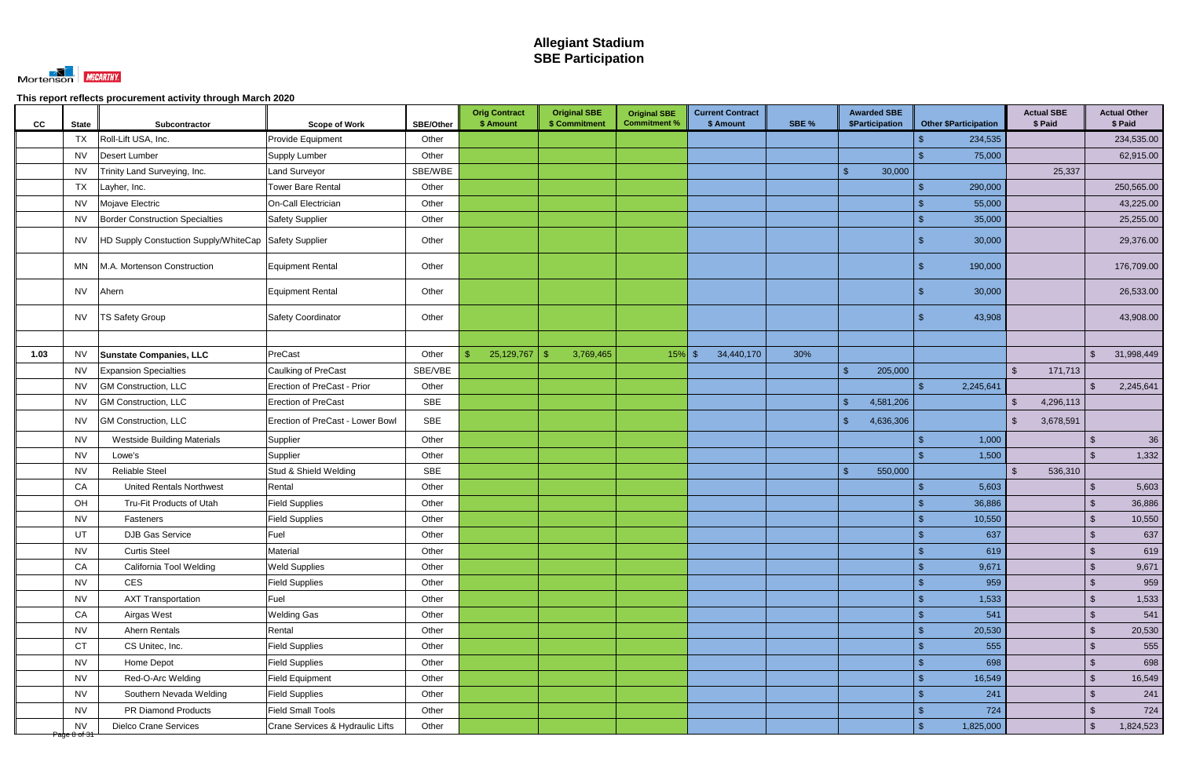# Allegiant Stadium
# SBE Participation

Mortenson | McCARTHY

**This report reflects procurement activity through March 2020**

| CC | State | Subcontractor | Scope of Work | SBE/Other | Orig Contract $ Amount | Original SBE $ Commitment | Original SBE Commitment % | Current Contract $ Amount | SBE % | Awarded SBE $Participation | Other $Participation | Actual SBE $ Paid | Actual Other $ Paid |
|---|---|---|---|---|---|---|---|---|---|---|---|---|---|
| | TX | Roll-Lift USA, Inc. | Provide Equipment | Other | | | | | | | $ 234,535 | | 234,535.00 |
| | NV | Desert Lumber | Supply Lumber | Other | | | | | | | $ 75,000 | | 62,915.00 |
| | NV | Trinity Land Surveying, Inc. | Land Surveyor | SBE/WBE | | | | | | $ 30,000 | | 25,337 | |
| | TX | Layher, Inc. | Tower Bare Rental | Other | | | | | | | $ 290,000 | | 250,565.00 |
| | NV | Mojave Electric | On-Call Electrician | Other | | | | | | | $ 55,000 | | 43,225.00 |
| | NV | Border Construction Specialties | Safety Supplier | Other | | | | | | | $ 35,000 | | 25,255.00 |
| | NV | HD Supply Constuction Supply/WhiteCap | Safety Supplier | Other | | | | | | | $ 30,000 | | 29,376.00 |
| | MN | M.A. Mortenson Construction | Equipment Rental | Other | | | | | | | $ 190,000 | | 176,709.00 |
| | NV | Ahern | Equipment Rental | Other | | | | | | | $ 30,000 | | 26,533.00 |
| | NV | TS Safety Group | Safety Coordinator | Other | | | | | | | $ 43,908 | | 43,908.00 |
| | | | | | | | | | | | | | |
| 1.03 | NV | **Sunstate Companies, LLC** | PreCast | Other | $ 25,129,767 | $ 3,769,465 | 15% | $ 34,440,170 | 30% | | | | $ 31,998,449 |
| | NV | Expansion Specialties | Caulking of PreCast | SBE/VBE | | | | | | $ 205,000 | | $ 171,713 | |
| | NV | GM Construction, LLC | Erection of PreCast - Prior | Other | | | | | | | $ 2,245,641 | | $ 2,245,641 |
| | NV | GM Construction, LLC | Erection of PreCast | SBE | | | | | | $ 4,581,206 | | $ 4,296,113 | |
| | NV | GM Construction, LLC | Erection of PreCast - Lower Bowl | SBE | | | | | | $ 4,636,306 | | $ 3,678,591 | |
| | NV | Westside Building Materials | Supplier | Other | | | | | | | $ 1,000 | | $ 36 |
| | NV | Lowe's | Supplier | Other | | | | | | | $ 1,500 | | $ 1,332 |
| | NV | Reliable Steel | Stud & Shield Welding | SBE | | | | | | $ 550,000 | | $ 536,310 | |
| | CA | United Rentals Northwest | Rental | Other | | | | | | | $ 5,603 | | $ 5,603 |
| | OH | Tru-Fit Products of Utah | Field Supplies | Other | | | | | | | $ 36,886 | | $ 36,886 |
| | NV | Fasteners | Field Supplies | Other | | | | | | | $ 10,550 | | $ 10,550 |
| | UT | DJB Gas Service | Fuel | Other | | | | | | | $ 637 | | $ 637 |
| | NV | Curtis Steel | Material | Other | | | | | | | $ 619 | | $ 619 |
| | CA | California Tool Welding | Weld Supplies | Other | | | | | | | $ 9,671 | | $ 9,671 |
| | NV | CES | Field Supplies | Other | | | | | | | $ 959 | | $ 959 |
| | NV | AXT Transportation | Fuel | Other | | | | | | | $ 1,533 | | $ 1,533 |
| | CA | Airgas West | Welding Gas | Other | | | | | | | $ 541 | | $ 541 |
| | NV | Ahern Rentals | Rental | Other | | | | | | | $ 20,530 | | $ 20,530 |
| | CT | CS Unitec, Inc. | Field Supplies | Other | | | | | | | $ 555 | | $ 555 |
| | NV | Home Depot | Field Supplies | Other | | | | | | | $ 698 | | $ 698 |
| | NV | Red-O-Arc Welding | Field Equipment | Other | | | | | | | $ 16,549 | | $ 16,549 |
| | NV | Southern Nevada Welding | Field Supplies | Other | | | | | | | $ 241 | | $ 241 |
| | NV | PR Diamond Products | Field Small Tools | Other | | | | | | | $ 724 | | $ 724 |
| | NV | Dielco Crane Services | Crane Services & Hydraulic Lifts | Other | | | | | | | $ 1,825,000 | | $ 1,824,523 |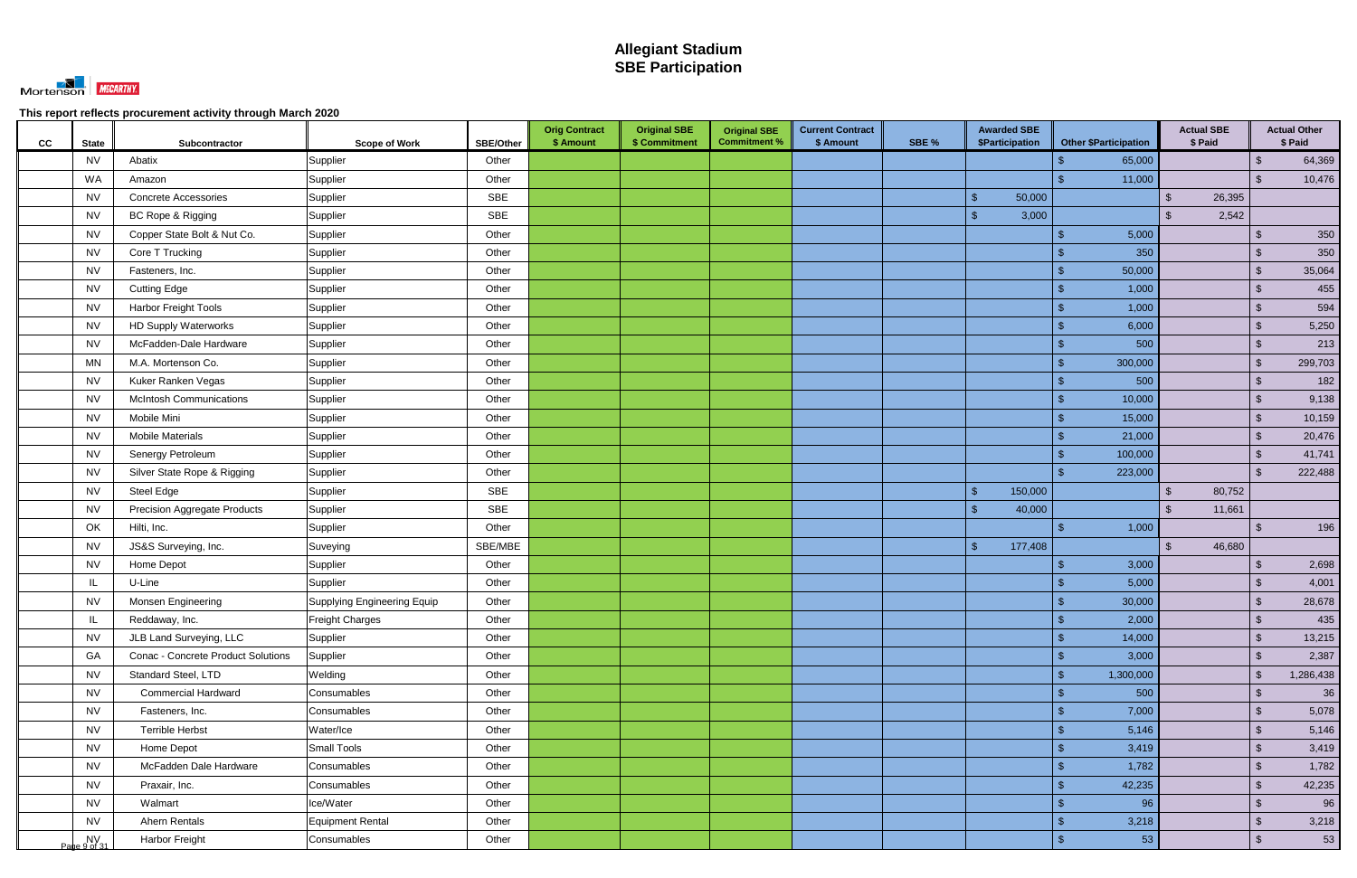# Allegiant Stadium
# SBE Participation

This report reflects procurement activity through March 2020

| CC | State | Subcontractor | Scope of Work | SBE/Other | Orig Contract $ Amount | Original SBE $ Commitment | Original SBE Commitment % | Current Contract $ Amount | SBE % | Awarded SBE $Participation | Other $Participation | Actual SBE $ Paid | Actual Other $ Paid |
|---|---|---|---|---|---|---|---|---|---|---|---|---|---|
| | NV | Abatix | Supplier | Other | | | | | | | $ 65,000 | | $ 64,369 |
| | WA | Amazon | Supplier | Other | | | | | | | $ 11,000 | | $ 10,476 |
| | NV | Concrete Accessories | Supplier | SBE | | | | | | $ 50,000 | | $ 26,395 | |
| | NV | BC Rope & Rigging | Supplier | SBE | | | | | | $ 3,000 | | $ 2,542 | |
| | NV | Copper State Bolt & Nut Co. | Supplier | Other | | | | | | | $ 5,000 | | $ 350 |
| | NV | Core T Trucking | Supplier | Other | | | | | | | $ 350 | | $ 350 |
| | NV | Fasteners, Inc. | Supplier | Other | | | | | | | $ 50,000 | | $ 35,064 |
| | NV | Cutting Edge | Supplier | Other | | | | | | | $ 1,000 | | $ 455 |
| | NV | Harbor Freight Tools | Supplier | Other | | | | | | | $ 1,000 | | $ 594 |
| | NV | HD Supply Waterworks | Supplier | Other | | | | | | | $ 6,000 | | $ 5,250 |
| | NV | McFadden-Dale Hardware | Supplier | Other | | | | | | | $ 500 | | $ 213 |
| | MN | M.A. Mortenson Co. | Supplier | Other | | | | | | | $ 300,000 | | $ 299,703 |
| | NV | Kuker Ranken Vegas | Supplier | Other | | | | | | | $ 500 | | $ 182 |
| | NV | McIntosh Communications | Supplier | Other | | | | | | | $ 10,000 | | $ 9,138 |
| | NV | Mobile Mini | Supplier | Other | | | | | | | $ 15,000 | | $ 10,159 |
| | NV | Mobile Materials | Supplier | Other | | | | | | | $ 21,000 | | $ 20,476 |
| | NV | Senergy Petroleum | Supplier | Other | | | | | | | $ 100,000 | | $ 41,741 |
| | NV | Silver State Rope & Rigging | Supplier | Other | | | | | | | $ 223,000 | | $ 222,488 |
| | NV | Steel Edge | Supplier | SBE | | | | | | $ 150,000 | | $ 80,752 | |
| | NV | Precision Aggregate Products | Supplier | SBE | | | | | | $ 40,000 | | $ 11,661 | |
| | OK | Hilti, Inc. | Supplier | Other | | | | | | | $ 1,000 | | $ 196 |
| | NV | JS&S Surveying, Inc. | Suveying | SBE/MBE | | | | | | $ 177,408 | | $ 46,680 | |
| | NV | Home Depot | Supplier | Other | | | | | | | $ 3,000 | | $ 2,698 |
| | IL | U-Line | Supplier | Other | | | | | | | $ 5,000 | | $ 4,001 |
| | NV | Monsen Engineering | Supplying Engineering Equip | Other | | | | | | | $ 30,000 | | $ 28,678 |
| | IL | Reddaway, Inc. | Freight Charges | Other | | | | | | | $ 2,000 | | $ 435 |
| | NV | JLB Land Surveying, LLC | Supplier | Other | | | | | | | $ 14,000 | | $ 13,215 |
| | GA | Conac - Concrete Product Solutions | Supplier | Other | | | | | | | $ 3,000 | | $ 2,387 |
| | NV | Standard Steel, LTD | Welding | Other | | | | | | | $ 1,300,000 | | $ 1,286,438 |
| | NV | Commercial Hardward | Consumables | Other | | | | | | | $ 500 | | $ 36 |
| | NV | Fasteners, Inc. | Consumables | Other | | | | | | | $ 7,000 | | $ 5,078 |
| | NV | Terrible Herbst | Water/Ice | Other | | | | | | | $ 5,146 | | $ 5,146 |
| | NV | Home Depot | Small Tools | Other | | | | | | | $ 3,419 | | $ 3,419 |
| | NV | McFadden Dale Hardware | Consumables | Other | | | | | | | $ 1,782 | | $ 1,782 |
| | NV | Praxair, Inc. | Consumables | Other | | | | | | | $ 42,235 | | $ 42,235 |
| | NV | Walmart | Ice/Water | Other | | | | | | | $ 96 | | $ 96 |
| | NV | Ahern Rentals | Equipment Rental | Other | | | | | | | $ 3,218 | | $ 3,218 |
| | NV | Harbor Freight | Consumables | Other | | | | | | | $ 53 | | $ 53 |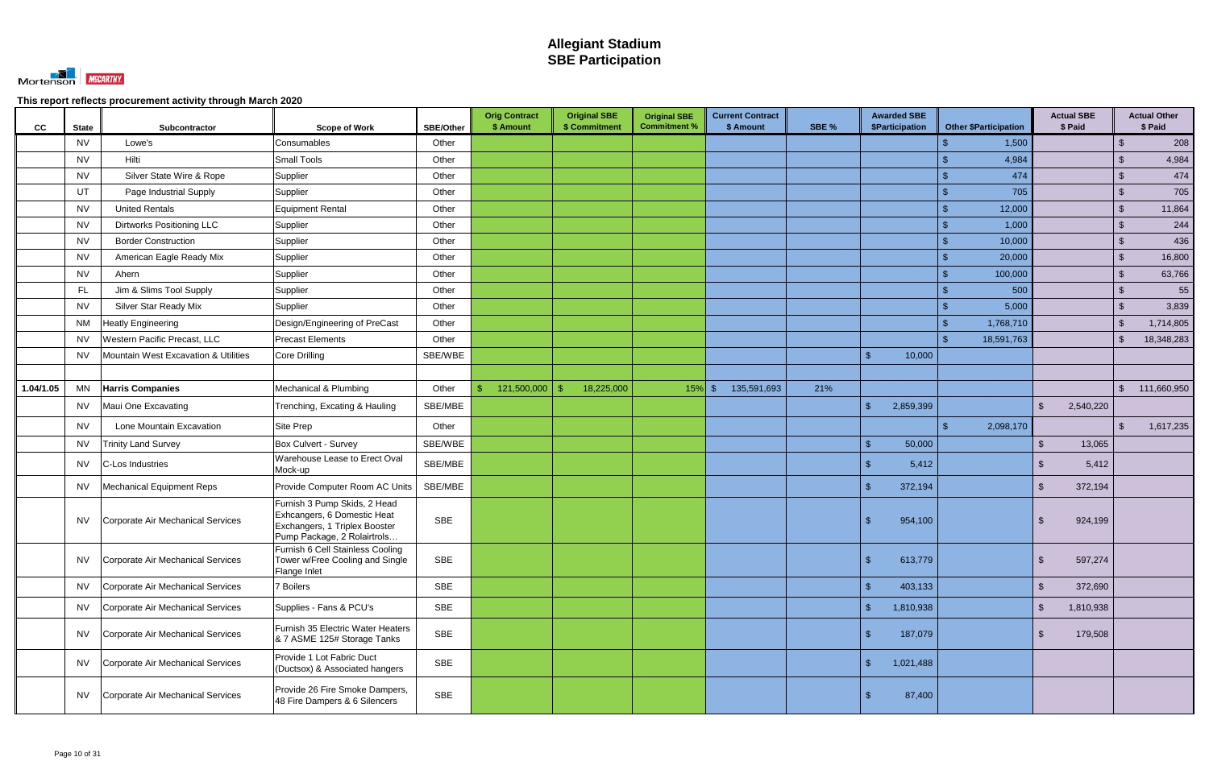# Allegiant Stadium
# SBE Participation

This report reflects procurement activity through March 2020

| CC | State | Subcontractor | Scope of Work | SBE/Other | Orig Contract $ Amount | Original SBE $ Commitment | Original SBE Commitment % | Current Contract $ Amount | SBE % | Awarded SBE $Participation | Other $Participation | Actual SBE $ Paid | Actual Other $ Paid |
|---|---|---|---|---|---|---|---|---|---|---|---|---|---|
| | NV | Lowe's | Consumables | Other | | | | | | | $ 1,500 | | $ 208 |
| | NV | Hilti | Small Tools | Other | | | | | | | $ 4,984 | | $ 4,984 |
| | NV | Silver State Wire & Rope | Supplier | Other | | | | | | | $ 474 | | $ 474 |
| | UT | Page Industrial Supply | Supplier | Other | | | | | | | $ 705 | | $ 705 |
| | NV | United Rentals | Equipment Rental | Other | | | | | | | $ 12,000 | | $ 11,864 |
| | NV | Dirtworks Positioning LLC | Supplier | Other | | | | | | | $ 1,000 | | $ 244 |
| | NV | Border Construction | Supplier | Other | | | | | | | $ 10,000 | | $ 436 |
| | NV | American Eagle Ready Mix | Supplier | Other | | | | | | | $ 20,000 | | $ 16,800 |
| | NV | Ahern | Supplier | Other | | | | | | | $ 100,000 | | $ 63,766 |
| | FL | Jim & Slims Tool Supply | Supplier | Other | | | | | | | $ 500 | | $ 55 |
| | NV | Silver Star Ready Mix | Supplier | Other | | | | | | | $ 5,000 | | $ 3,839 |
| | NM | Heatly Engineering | Design/Engineering of PreCast | Other | | | | | | | $ 1,768,710 | | $ 1,714,805 |
| | NV | Western Pacific Precast, LLC | Precast Elements | Other | | | | | | | $ 18,591,763 | | $ 18,348,283 |
| | NV | Mountain West Excavation & Utilities | Core Drilling | SBE/WBE | | | | | | $ 10,000 | | | |
| | | | | | | | | | | | | | |
| 1.04/1.05 | MN | **Harris Companies** | Mechanical & Plumbing | Other | $ 121,500,000 | $ 18,225,000 | 15% | $ 135,591,693 | 21% | | | | $ 111,660,950 |
| | NV | Maui One Excavating | Trenching, Excating & Hauling | SBE/MBE | | | | | | $ 2,859,399 | | $ 2,540,220 | |
| | NV | Lone Mountain Excavation | Site Prep | Other | | | | | | | $ 2,098,170 | | $ 1,617,235 |
| | NV | Trinity Land Survey | Box Culvert - Survey | SBE/WBE | | | | | | $ 50,000 | | $ 13,065 | |
| | NV | C-Los Industries | Warehouse Lease to Erect Oval Mock-up | SBE/MBE | | | | | | $ 5,412 | | $ 5,412 | |
| | NV | Mechanical Equipment Reps | Provide Computer Room AC Units | SBE/MBE | | | | | | $ 372,194 | | $ 372,194 | |
| | NV | Corporate Air Mechanical Services | Furnish 3 Pump Skids, 2 Head Exhcangers, 6 Domestic Heat Exchangers, 1 Triplex Booster Pump Package, 2 Rolairtrols… | SBE | | | | | | $ 954,100 | | $ 924,199 | |
| | NV | Corporate Air Mechanical Services | Furnish 6 Cell Stainless Cooling Tower w/Free Cooling and Single Flange Inlet | SBE | | | | | | $ 613,779 | | $ 597,274 | |
| | NV | Corporate Air Mechanical Services | 7 Boilers | SBE | | | | | | $ 403,133 | | $ 372,690 | |
| | NV | Corporate Air Mechanical Services | Supplies - Fans & PCU's | SBE | | | | | | $ 1,810,938 | | $ 1,810,938 | |
| | NV | Corporate Air Mechanical Services | Furnish 35 Electric Water Heaters & 7 ASME 125# Storage Tanks | SBE | | | | | | $ 187,079 | | $ 179,508 | |
| | NV | Corporate Air Mechanical Services | Provide 1 Lot Fabric Duct (Ductsox) & Associated hangers | SBE | | | | | | $ 1,021,488 | | | |
| | NV | Corporate Air Mechanical Services | Provide 26 Fire Smoke Dampers, 48 Fire Dampers & 6 Silencers | SBE | | | | | | $ 87,400 | | | |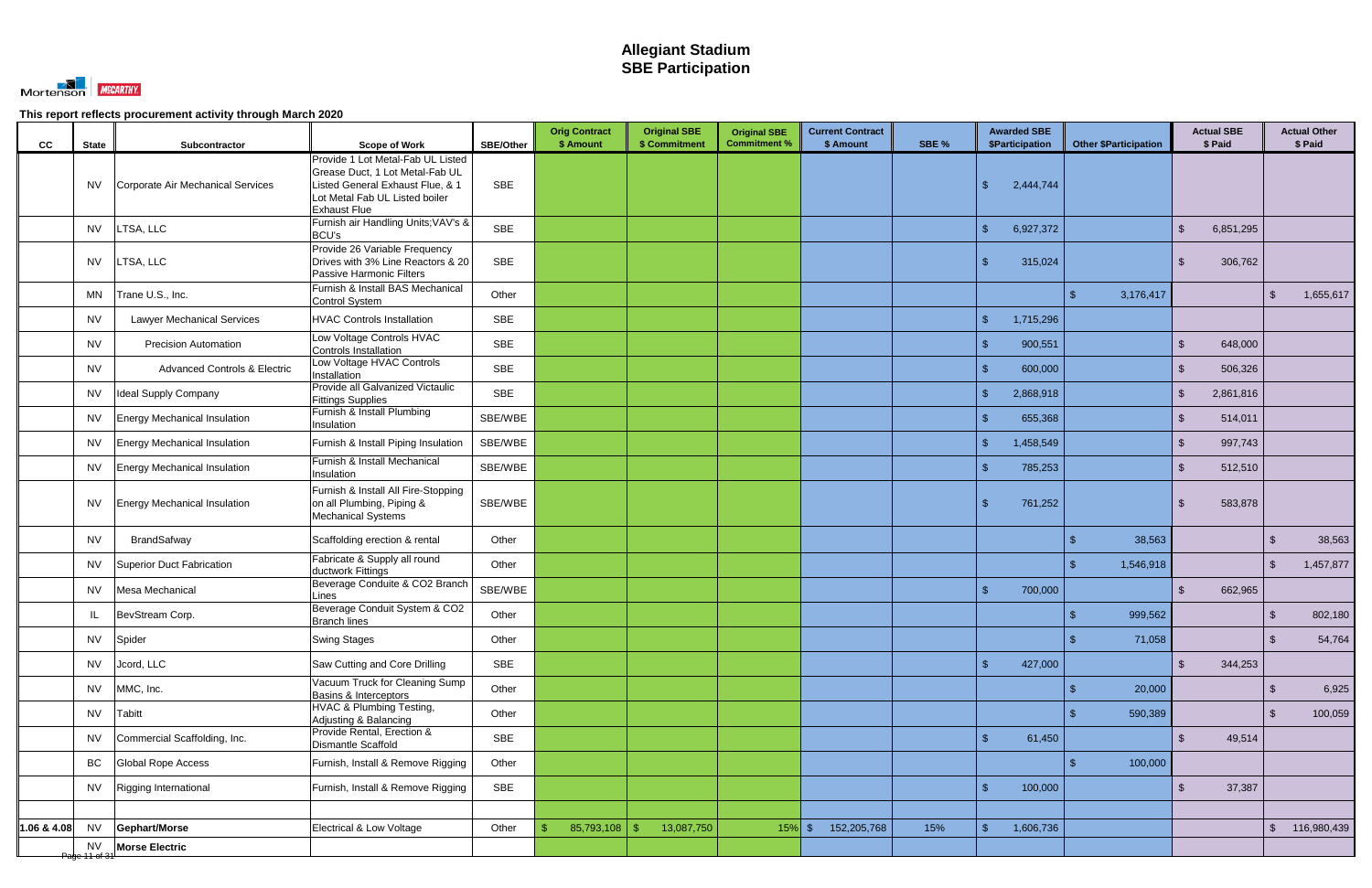# Allegiant Stadium
# SBE Participation

Mortenson | McCARTHY

**This report reflects procurement activity through March 2020**

| CC | State | Subcontractor | Scope of Work | SBE/Other | Orig Contract $ Amount | Original SBE $ Commitment | Original SBE Commitment % | Current Contract $ Amount | SBE % | Awarded SBE $Participation | Other $Participation | Actual SBE $ Paid | Actual Other $ Paid |
|---|---|---|---|---|---|---|---|---|---|---|---|---|---|
| | NV | Corporate Air Mechanical Services | Provide 1 Lot Metal-Fab UL Listed Grease Duct, 1 Lot Metal-Fab UL Listed General Exhaust Flue, & 1 Lot Metal Fab UL Listed boiler Exhaust Flue | SBE | | | | | | $ 2,444,744 | | | |
| | NV | LTSA, LLC | Furnish air Handling Units;VAV's & BCU's | SBE | | | | | | $ 6,927,372 | | $ 6,851,295 | |
| | NV | LTSA, LLC | Provide 26 Variable Frequency Drives with 3% Line Reactors & 20 Passive Harmonic Filters | SBE | | | | | | $ 315,024 | | $ 306,762 | |
| | MN | Trane U.S., Inc. | Furnish & Install BAS Mechanical Control System | Other | | | | | | | $ 3,176,417 | | $ 1,655,617 |
| | NV | Lawyer Mechanical Services | HVAC Controls Installation | SBE | | | | | | $ 1,715,296 | | | |
| | NV | Precision Automation | Low Voltage Controls HVAC Controls Installation | SBE | | | | | | $ 900,551 | | $ 648,000 | |
| | NV | Advanced Controls & Electric | Low Voltage HVAC Controls Installation | SBE | | | | | | $ 600,000 | | $ 506,326 | |
| | NV | Ideal Supply Company | Provide all Galvanized Victaulic Fittings Supplies | SBE | | | | | | $ 2,868,918 | | $ 2,861,816 | |
| | NV | Energy Mechanical Insulation | Furnish & Install Plumbing Insulation | SBE/WBE | | | | | | $ 655,368 | | $ 514,011 | |
| | NV | Energy Mechanical Insulation | Furnish & Install Piping Insulation | SBE/WBE | | | | | | $ 1,458,549 | | $ 997,743 | |
| | NV | Energy Mechanical Insulation | Furnish & Install Mechanical Insulation | SBE/WBE | | | | | | $ 785,253 | | $ 512,510 | |
| | NV | Energy Mechanical Insulation | Furnish & Install All Fire-Stopping on all Plumbing, Piping & Mechanical Systems | SBE/WBE | | | | | | $ 761,252 | | $ 583,878 | |
| | NV | BrandSafway | Scaffolding erection & rental | Other | | | | | | | $ 38,563 | | $ 38,563 |
| | NV | Superior Duct Fabrication | Fabricate & Supply all round ductwork Fittings | Other | | | | | | | $ 1,546,918 | | $ 1,457,877 |
| | NV | Mesa Mechanical | Beverage Conduite & CO2 Branch Lines | SBE/WBE | | | | | | $ 700,000 | | $ 662,965 | |
| | IL | BevStream Corp. | Beverage Conduit System & CO2 Branch lines | Other | | | | | | | $ 999,562 | | $ 802,180 |
| | NV | Spider | Swing Stages | Other | | | | | | | $ 71,058 | | $ 54,764 |
| | NV | Jcord, LLC | Saw Cutting and Core Drilling | SBE | | | | | | $ 427,000 | | $ 344,253 | |
| | NV | MMC, Inc. | Vacuum Truck for Cleaning Sump Basins & Interceptors | Other | | | | | | | $ 20,000 | | $ 6,925 |
| | NV | Tabitt | HVAC & Plumbing Testing, Adjusting & Balancing | Other | | | | | | | $ 590,389 | | $ 100,059 |
| | NV | Commercial Scaffolding, Inc. | Provide Rental, Erection & Dismantle Scaffold | SBE | | | | | | $ 61,450 | | $ 49,514 | |
| | BC | Global Rope Access | Furnish, Install & Remove Rigging | Other | | | | | | | $ 100,000 | | |
| | NV | Rigging International | Furnish, Install & Remove Rigging | SBE | | | | | | $ 100,000 | | $ 37,387 | |
| | | | | | | | | | | | | | |
| **1.06 & 4.08** | NV | **Gephart/Morse** | Electrical & Low Voltage | Other | $ 85,793,108 | $ 13,087,750 | 15% | $ 152,205,768 | 15% | $ 1,606,736 | | | $ 116,980,439 |
| | NV | **Morse Electric** | | | | | | | | | | | |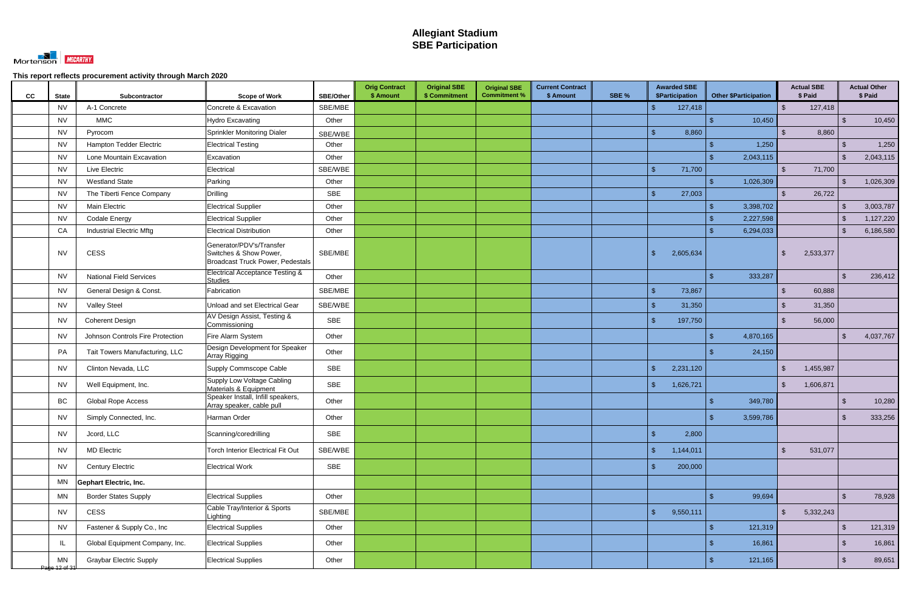# Allegiant Stadium
## SBE Participation

This report reflects procurement activity through March 2020

| CC | State | Subcontractor | Scope of Work | SBE/Other | Orig Contract $ Amount | Original SBE $ Commitment | Original SBE Commitment % | Current Contract $ Amount | SBE % | Awarded SBE $Participation | Other $Participation | Actual SBE $ Paid | Actual Other $ Paid |
|---|---|---|---|---|---|---|---|---|---|---|---|---|---|
| | NV | A-1 Concrete | Concrete & Excavation | SBE/MBE | | | | | | $ 127,418 | | $ 127,418 | |
| | NV | MMC | Hydro Excavating | Other | | | | | | | $ 10,450 | | $ 10,450 |
| | NV | Pyrocom | Sprinkler Monitoring Dialer | SBE/WBE | | | | | | $ 8,860 | | $ 8,860 | |
| | NV | Hampton Tedder Electric | Electrical Testing | Other | | | | | | | $ 1,250 | | $ 1,250 |
| | NV | Lone Mountain Excavation | Excavation | Other | | | | | | | $ 2,043,115 | | $ 2,043,115 |
| | NV | Live Electric | Electrical | SBE/WBE | | | | | | $ 71,700 | | $ 71,700 | |
| | NV | Westland State | Parking | Other | | | | | | | $ 1,026,309 | | $ 1,026,309 |
| | NV | The Tiberti Fence Company | Drilling | SBE | | | | | | $ 27,003 | | $ 26,722 | |
| | NV | Main Electric | Electrical Supplier | Other | | | | | | | $ 3,398,702 | | $ 3,003,787 |
| | NV | Codale Energy | Electrical Supplier | Other | | | | | | | $ 2,227,598 | | $ 1,127,220 |
| | CA | Industrial Electric Mftg | Electrical Distribution | Other | | | | | | | $ 6,294,033 | | $ 6,186,580 |
| | NV | CESS | Generator/PDV's/Transfer Switches & Show Power, Broadcast Truck Power, Pedestals | SBE/MBE | | | | | | $ 2,605,634 | | $ 2,533,377 | |
| | NV | National Field Services | Electrical Acceptance Testing & Studies | Other | | | | | | | $ 333,287 | | $ 236,412 |
| | NV | General Design & Const. | Fabrication | SBE/MBE | | | | | | $ 73,867 | | $ 60,888 | |
| | NV | Valley Steel | Unload and set Electrical Gear | SBE/WBE | | | | | | $ 31,350 | | $ 31,350 | |
| | NV | Coherent Design | AV Design Assist, Testing & Commissioning | SBE | | | | | | $ 197,750 | | $ 56,000 | |
| | NV | Johnson Controls Fire Protection | Fire Alarm System | Other | | | | | | | $ 4,870,165 | | $ 4,037,767 |
| | PA | Tait Towers Manufacturing, LLC | Design Development for Speaker Array Rigging | Other | | | | | | | $ 24,150 | | |
| | NV | Clinton Nevada, LLC | Supply Commscope Cable | SBE | | | | | | $ 2,231,120 | | $ 1,455,987 | |
| | NV | Well Equipment, Inc. | Supply Low Voltage Cabling Materials & Equipment | SBE | | | | | | $ 1,626,721 | | $ 1,606,871 | |
| | BC | Global Rope Access | Speaker Install, Infill speakers, Array speaker, cable pull | Other | | | | | | | $ 349,780 | | $ 10,280 |
| | NV | Simply Connected, Inc. | Harman Order | Other | | | | | | | $ 3,599,786 | | $ 333,256 |
| | NV | Jcord, LLC | Scanning/coredrilling | SBE | | | | | | $ 2,800 | | | |
| | NV | MD Electric | Torch Interior Electrical Fit Out | SBE/WBE | | | | | | $ 1,144,011 | | $ 531,077 | |
| | NV | Century Electric | Electrical Work | SBE | | | | | | $ 200,000 | | | |
| | MN | **Gephart Electric, Inc.** | | | | | | | | | | | |
| | MN | Border States Supply | Electrical Supplies | Other | | | | | | | $ 99,694 | | $ 78,928 |
| | NV | CESS | Cable Tray/Interior & Sports Lighting | SBE/MBE | | | | | | $ 9,550,111 | | $ 5,332,243 | |
| | NV | Fastener & Supply Co., Inc | Electrical Supplies | Other | | | | | | | $ 121,319 | | $ 121,319 |
| | IL | Global Equipment Company, Inc. | Electrical Supplies | Other | | | | | | | $ 16,861 | | $ 16,861 |
| | MN | Graybar Electric Supply | Electrical Supplies | Other | | | | | | | $ 121,165 | | $ 89,651 |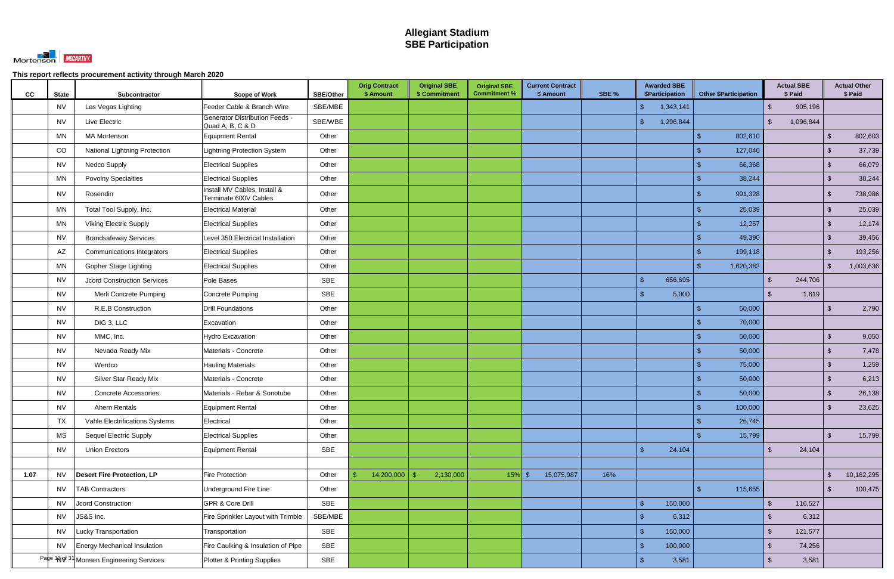# Allegiant Stadium
## SBE Participation

Mortenson | McCARTHY

**This report reflects procurement activity through March 2020**

| CC | State | Subcontractor | Scope of Work | SBE/Other | Orig Contract $ Amount | Original SBE $ Commitment | Original SBE Commitment % | Current Contract $ Amount | SBE % | Awarded SBE $Participation | Other $Participation | Actual SBE $ Paid | Actual Other $ Paid |
|---|---|---|---|---|---|---|---|---|---|---|---|---|---|
| | NV | Las Vegas Lighting | Feeder Cable & Branch Wire | SBE/MBE | | | | | | $ 1,343,141 | | $ 905,196 | |
| | NV | Live Electric | Generator Distribution Feeds - Quad A, B, C & D | SBE/WBE | | | | | | $ 1,296,844 | | $ 1,096,844 | |
| | MN | MA Mortenson | Equipment Rental | Other | | | | | | | $ 802,610 | | $ 802,603 |
| | CO | National Lightning Protection | Lightning Protection System | Other | | | | | | | $ 127,040 | | $ 37,739 |
| | NV | Nedco Supply | Electrical Supplies | Other | | | | | | | $ 66,368 | | $ 66,079 |
| | MN | Povolny Specialties | Electrical Supplies | Other | | | | | | | $ 38,244 | | $ 38,244 |
| | NV | Rosendin | Install MV Cables, Install & Terminate 600V Cables | Other | | | | | | | $ 991,328 | | $ 738,986 |
| | MN | Total Tool Supply, Inc. | Electrical Material | Other | | | | | | | $ 25,039 | | $ 25,039 |
| | MN | Viking Electric Supply | Electrical Supplies | Other | | | | | | | $ 12,257 | | $ 12,174 |
| | NV | Brandsafeway Services | Level 350 Electrical Installation | Other | | | | | | | $ 49,390 | | $ 39,456 |
| | AZ | Communications Integrators | Electrical Supplies | Other | | | | | | | $ 199,118 | | $ 193,256 |
| | MN | Gopher Stage Lighting | Electrical Supplies | Other | | | | | | | $ 1,620,383 | | $ 1,003,636 |
| | NV | Jcord Construction Services | Pole Bases | SBE | | | | | | $ 656,695 | | $ 244,706 | |
| | NV | Merli Concrete Pumping | Concrete Pumping | SBE | | | | | | $ 5,000 | | $ 1,619 | |
| | NV | R.E.B Construction | Drill Foundations | Other | | | | | | | $ 50,000 | | $ 2,790 |
| | NV | DIG 3, LLC | Excavation | Other | | | | | | | $ 70,000 | | |
| | NV | MMC, Inc. | Hydro Excavation | Other | | | | | | | $ 50,000 | | $ 9,050 |
| | NV | Nevada Ready Mix | Materials - Concrete | Other | | | | | | | $ 50,000 | | $ 7,478 |
| | NV | Werdco | Hauling Materials | Other | | | | | | | $ 75,000 | | $ 1,259 |
| | NV | Silver Star Ready Mix | Materials - Concrete | Other | | | | | | | $ 50,000 | | $ 6,213 |
| | NV | Concrete Accessories | Materials - Rebar & Sonotube | Other | | | | | | | $ 50,000 | | $ 26,138 |
| | NV | Ahern Rentals | Equipment Rental | Other | | | | | | | $ 100,000 | | $ 23,625 |
| | TX | Vahle Electrifications Systems | Electrical | Other | | | | | | | $ 26,745 | | |
| | MS | Sequel Electric Supply | Electrical Supplies | Other | | | | | | | $ 15,799 | | $ 15,799 |
| | NV | Union Erectors | Equipment Rental | SBE | | | | | | $ 24,104 | | $ 24,104 | |
| | | | | | | | | | | | | | |
| **1.07** | NV | **Desert Fire Protection, LP** | Fire Protection | Other | $ 14,200,000 | $ 2,130,000 | 15% | $ 15,075,987 | 16% | | | | $ 10,162,295 |
| | NV | TAB Contractors | Underground Fire Line | Other | | | | | | | $ 115,655 | | $ 100,475 |
| | NV | Jcord Construction | GPR & Core Drill | SBE | | | | | | $ 150,000 | | $ 116,527 | |
| | NV | JS&S Inc. | Fire Sprinkler Layout with Trimble | SBE/MBE | | | | | | $ 6,312 | | $ 6,312 | |
| | NV | Lucky Transportation | Transportation | SBE | | | | | | $ 150,000 | | $ 121,577 | |
| | NV | Energy Mechanical Insulation | Fire Caulking & Insulation of Pipe | SBE | | | | | | $ 100,000 | | $ 74,256 | |
| | NV | Monsen Engineering Services | Plotter & Printing Supplies | SBE | | | | | | $ 3,581 | | $ 3,581 | |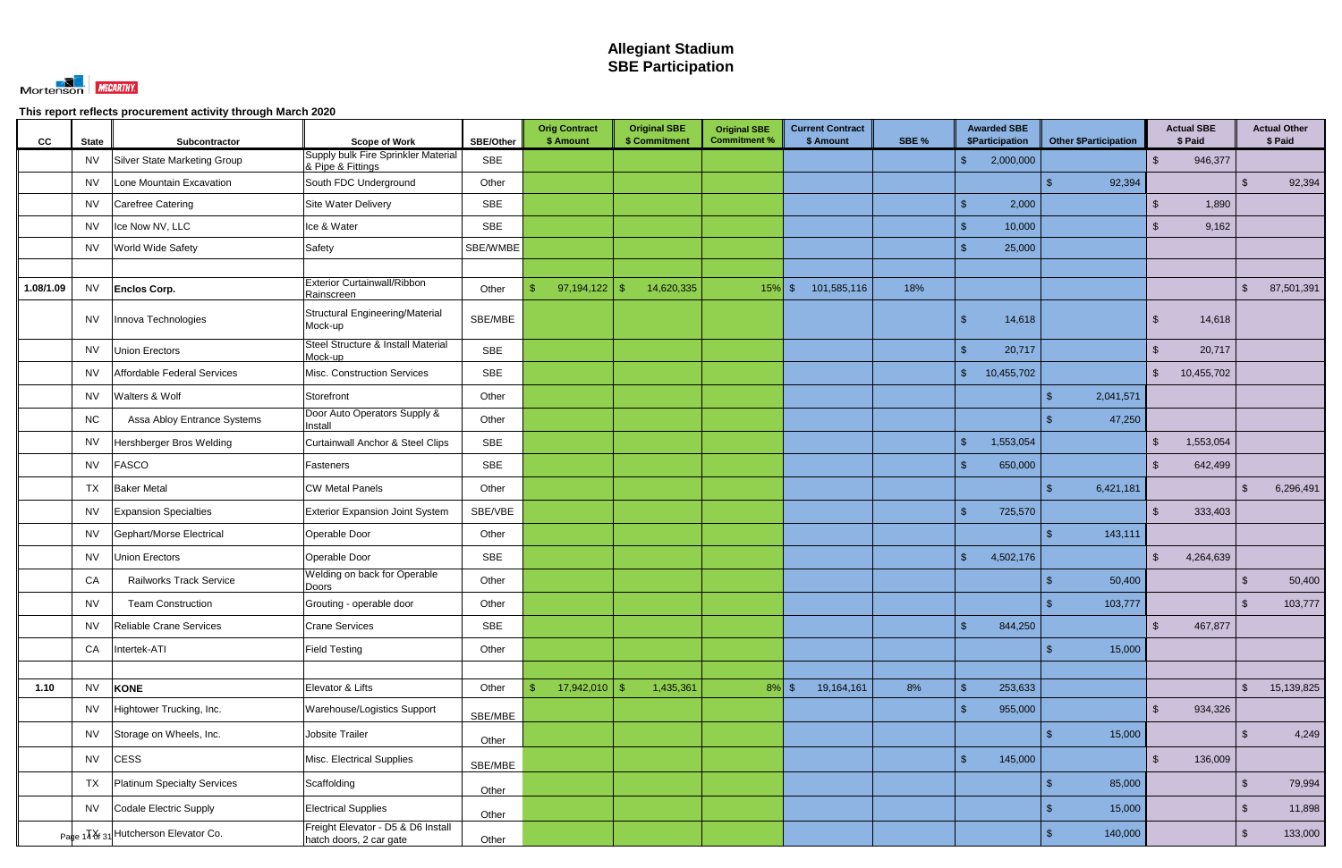# Allegiant Stadium
# SBE Participation

**This report reflects procurement activity through March 2020**

| CC | State | Subcontractor | Scope of Work | SBE/Other | Orig Contract $ Amount | Original SBE $ Commitment | Original SBE Commitment % | Current Contract $ Amount | SBE % | Awarded SBE $Participation | Other $Participation | Actual SBE $ Paid | Actual Other $ Paid |
|---|---|---|---|---|---|---|---|---|---|---|---|---|---|
| | NV | Silver State Marketing Group | Supply bulk Fire Sprinkler Material & Pipe & Fittings | SBE | | | | | | $ 2,000,000 | | $ 946,377 | |
| | NV | Lone Mountain Excavation | South FDC Underground | Other | | | | | | | $ 92,394 | | $ 92,394 |
| | NV | Carefree Catering | Site Water Delivery | SBE | | | | | | $ 2,000 | | $ 1,890 | |
| | NV | Ice Now NV, LLC | Ice & Water | SBE | | | | | | $ 10,000 | | $ 9,162 | |
| | NV | World Wide Safety | Safety | SBE/WMBE | | | | | | $ 25,000 | | | |
| | | | | | | | | | | | | | |
| 1.08/1.09 | NV | **Enclos Corp.** | Exterior Curtainwall/Ribbon Rainscreen | Other | $ 97,194,122 | $ 14,620,335 | 15% | $ 101,585,116 | 18% | | | | $ 87,501,391 |
| | NV | Innova Technologies | Structural Engineering/Material Mock-up | SBE/MBE | | | | | | $ 14,618 | | $ 14,618 | |
| | NV | Union Erectors | Steel Structure & Install Material Mock-up | SBE | | | | | | $ 20,717 | | $ 20,717 | |
| | NV | Affordable Federal Services | Misc. Construction Services | SBE | | | | | | $ 10,455,702 | | $ 10,455,702 | |
| | NV | Walters & Wolf | Storefront | Other | | | | | | | $ 2,041,571 | | |
| | NC | Assa Abloy Entrance Systems | Door Auto Operators Supply & Install | Other | | | | | | | $ 47,250 | | |
| | NV | Hershberger Bros Welding | Curtainwall Anchor & Steel Clips | SBE | | | | | | $ 1,553,054 | | $ 1,553,054 | |
| | NV | FASCO | Fasteners | SBE | | | | | | $ 650,000 | | $ 642,499 | |
| | TX | Baker Metal | CW Metal Panels | Other | | | | | | | $ 6,421,181 | | $ 6,296,491 |
| | NV | Expansion Specialties | Exterior Expansion Joint System | SBE/VBE | | | | | | $ 725,570 | | $ 333,403 | |
| | NV | Gephart/Morse Electrical | Operable Door | Other | | | | | | | $ 143,111 | | |
| | NV | Union Erectors | Operable Door | SBE | | | | | | $ 4,502,176 | | $ 4,264,639 | |
| | CA | Railworks Track Service | Welding on back for Operable Doors | Other | | | | | | | $ 50,400 | | $ 50,400 |
| | NV | Team Construction | Grouting - operable door | Other | | | | | | | $ 103,777 | | $ 103,777 |
| | NV | Reliable Crane Services | Crane Services | SBE | | | | | | $ 844,250 | | $ 467,877 | |
| | CA | Intertek-ATI | Field Testing | Other | | | | | | | $ 15,000 | | |
| | | | | | | | | | | | | | |
| 1.10 | NV | **KONE** | Elevator & Lifts | Other | $ 17,942,010 | $ 1,435,361 | 8% | $ 19,164,161 | 8% | $ 253,633 | | | $ 15,139,825 |
| | NV | Hightower Trucking, Inc. | Warehouse/Logistics Support | SBE/MBE | | | | | | $ 955,000 | | $ 934,326 | |
| | NV | Storage on Wheels, Inc. | Jobsite Trailer | Other | | | | | | | $ 15,000 | | $ 4,249 |
| | NV | CESS | Misc. Electrical Supplies | SBE/MBE | | | | | | $ 145,000 | | $ 136,009 | |
| | TX | Platinum Specialty Services | Scaffolding | Other | | | | | | | $ 85,000 | | $ 79,994 |
| | NV | Codale Electric Supply | Electrical Supplies | Other | | | | | | | $ 15,000 | | $ 11,898 |
| | TX | Hutcherson Elevator Co. | Freight Elevator - D5 & D6 Install hatch doors, 2 car gate | Other | | | | | | | $ 140,000 | | $ 133,000 |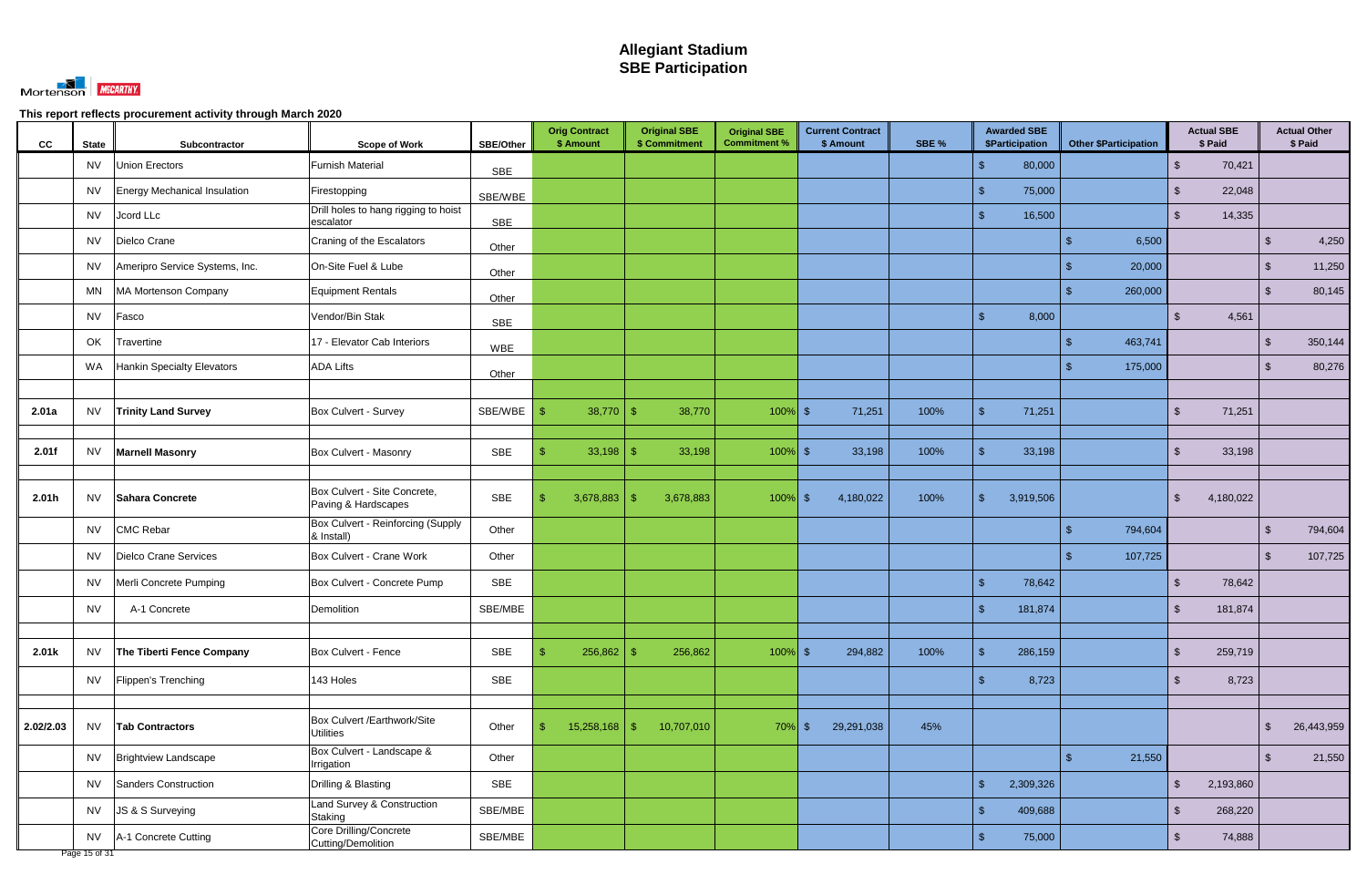# Allegiant Stadium
# SBE Participation

This report reflects procurement activity through March 2020

| CC | State | Subcontractor | Scope of Work | SBE/Other | Orig Contract $ Amount | Original SBE $ Commitment | Original SBE Commitment % | Current Contract $ Amount | SBE % | Awarded SBE $Participation | Other $Participation | Actual SBE $ Paid | Actual Other $ Paid |
|---|---|---|---|---|---|---|---|---|---|---|---|---|---|
| | NV | Union Erectors | Furnish Material | SBE | | | | | | $ 80,000 | | $ 70,421 | |
| | NV | Energy Mechanical Insulation | Firestopping | SBE/WBE | | | | | | $ 75,000 | | $ 22,048 | |
| | NV | Jcord LLc | Drill holes to hang rigging to hoist escalator | SBE | | | | | | $ 16,500 | | $ 14,335 | |
| | NV | Dielco Crane | Craning of the Escalators | Other | | | | | | | $ 6,500 | | $ 4,250 |
| | NV | Ameripro Service Systems, Inc. | On-Site Fuel & Lube | Other | | | | | | | $ 20,000 | | $ 11,250 |
| | MN | MA Mortenson Company | Equipment Rentals | Other | | | | | | | $ 260,000 | | $ 80,145 |
| | NV | Fasco | Vendor/Bin Stak | SBE | | | | | | $ 8,000 | | $ 4,561 | |
| | OK | Travertine | 17 - Elevator Cab Interiors | WBE | | | | | | | $ 463,741 | | $ 350,144 |
| | WA | Hankin Specialty Elevators | ADA Lifts | Other | | | | | | | $ 175,000 | | $ 80,276 |
| | | | | | | | | | | | | | |
| 2.01a | NV | **Trinity Land Survey** | Box Culvert - Survey | SBE/WBE | $ 38,770 | $ 38,770 | 100% | $ 71,251 | 100% | $ 71,251 | | $ 71,251 | |
| | | | | | | | | | | | | | |
| 2.01f | NV | **Marnell Masonry** | Box Culvert - Masonry | SBE | $ 33,198 | $ 33,198 | 100% | $ 33,198 | 100% | $ 33,198 | | $ 33,198 | |
| | | | | | | | | | | | | | |
| 2.01h | NV | **Sahara Concrete** | Box Culvert - Site Concrete, Paving & Hardscapes | SBE | $ 3,678,883 | $ 3,678,883 | 100% | $ 4,180,022 | 100% | $ 3,919,506 | | $ 4,180,022 | |
| | NV | CMC Rebar | Box Culvert - Reinforcing (Supply & Install) | Other | | | | | | | $ 794,604 | | $ 794,604 |
| | NV | Dielco Crane Services | Box Culvert - Crane Work | Other | | | | | | | $ 107,725 | | $ 107,725 |
| | NV | Merli Concrete Pumping | Box Culvert - Concrete Pump | SBE | | | | | | $ 78,642 | | $ 78,642 | |
| | NV | A-1 Concrete | Demolition | SBE/MBE | | | | | | $ 181,874 | | $ 181,874 | |
| | | | | | | | | | | | | | |
| 2.01k | NV | **The Tiberti Fence Company** | Box Culvert - Fence | SBE | $ 256,862 | $ 256,862 | 100% | $ 294,882 | 100% | $ 286,159 | | $ 259,719 | |
| | NV | Flippen's Trenching | 143 Holes | SBE | | | | | | $ 8,723 | | $ 8,723 | |
| | | | | | | | | | | | | | |
| 2.02/2.03 | NV | **Tab Contractors** | Box Culvert /Earthwork/Site Utilities | Other | $ 15,258,168 | $ 10,707,010 | 70% | $ 29,291,038 | 45% | | | | $ 26,443,959 |
| | NV | Brightview Landscape | Box Culvert - Landscape & Irrigation | Other | | | | | | | $ 21,550 | | $ 21,550 |
| | NV | Sanders Construction | Drilling & Blasting | SBE | | | | | | $ 2,309,326 | | $ 2,193,860 | |
| | NV | JS & S Surveying | Land Survey & Construction Staking | SBE/MBE | | | | | | $ 409,688 | | $ 268,220 | |
| | NV | A-1 Concrete Cutting | Core Drilling/Concrete Cutting/Demolition | SBE/MBE | | | | | | $ 75,000 | | $ 74,888 | |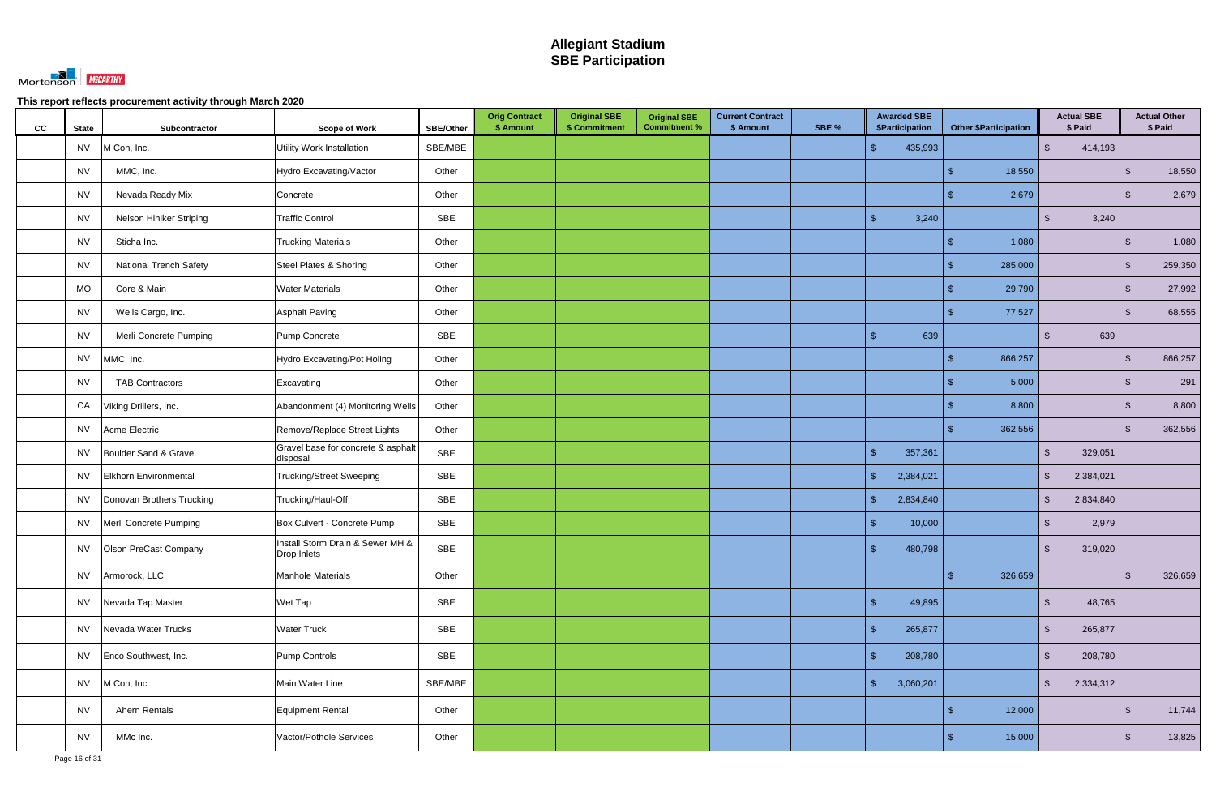# Allegiant Stadium
# SBE Participation

This report reflects procurement activity through March 2020

| CC | State | Subcontractor | Scope of Work | SBE/Other | Orig Contract $ Amount | Original SBE $ Commitment | Original SBE Commitment % | Current Contract $ Amount | SBE % | Awarded SBE $Participation | Other $Participation | Actual SBE $ Paid | Actual Other $ Paid |
|---|---|---|---|---|---|---|---|---|---|---|---|---|---|
| | NV | M Con, Inc. | Utility Work Installation | SBE/MBE | | | | | | $ 435,993 | | $ 414,193 | |
| | NV | MMC, Inc. | Hydro Excavating/Vactor | Other | | | | | | | $ 18,550 | | $ 18,550 |
| | NV | Nevada Ready Mix | Concrete | Other | | | | | | | $ 2,679 | | $ 2,679 |
| | NV | Nelson Hiniker Striping | Traffic Control | SBE | | | | | | $ 3,240 | | $ 3,240 | |
| | NV | Sticha Inc. | Trucking Materials | Other | | | | | | | $ 1,080 | | $ 1,080 |
| | NV | National Trench Safety | Steel Plates & Shoring | Other | | | | | | | $ 285,000 | | $ 259,350 |
| | MO | Core & Main | Water Materials | Other | | | | | | | $ 29,790 | | $ 27,992 |
| | NV | Wells Cargo, Inc. | Asphalt Paving | Other | | | | | | | $ 77,527 | | $ 68,555 |
| | NV | Merli Concrete Pumping | Pump Concrete | SBE | | | | | | $ 639 | | $ 639 | |
| | NV | MMC, Inc. | Hydro Excavating/Pot Holing | Other | | | | | | | $ 866,257 | | $ 866,257 |
| | NV | TAB Contractors | Excavating | Other | | | | | | | $ 5,000 | | $ 291 |
| | CA | Viking Drillers, Inc. | Abandonment (4) Monitoring Wells | Other | | | | | | | $ 8,800 | | $ 8,800 |
| | NV | Acme Electric | Remove/Replace Street Lights | Other | | | | | | | $ 362,556 | | $ 362,556 |
| | NV | Boulder Sand & Gravel | Gravel base for concrete & asphalt disposal | SBE | | | | | | $ 357,361 | | $ 329,051 | |
| | NV | Elkhorn Environmental | Trucking/Street Sweeping | SBE | | | | | | $ 2,384,021 | | $ 2,384,021 | |
| | NV | Donovan Brothers Trucking | Trucking/Haul-Off | SBE | | | | | | $ 2,834,840 | | $ 2,834,840 | |
| | NV | Merli Concrete Pumping | Box Culvert - Concrete Pump | SBE | | | | | | $ 10,000 | | $ 2,979 | |
| | NV | Olson PreCast Company | Install Storm Drain & Sewer MH & Drop Inlets | SBE | | | | | | $ 480,798 | | $ 319,020 | |
| | NV | Armorock, LLC | Manhole Materials | Other | | | | | | | $ 326,659 | | $ 326,659 |
| | NV | Nevada Tap Master | Wet Tap | SBE | | | | | | $ 49,895 | | $ 48,765 | |
| | NV | Nevada Water Trucks | Water Truck | SBE | | | | | | $ 265,877 | | $ 265,877 | |
| | NV | Enco Southwest, Inc. | Pump Controls | SBE | | | | | | $ 208,780 | | $ 208,780 | |
| | NV | M Con, Inc. | Main Water Line | SBE/MBE | | | | | | $ 3,060,201 | | $ 2,334,312 | |
| | NV | Ahern Rentals | Equipment Rental | Other | | | | | | | $ 12,000 | | $ 11,744 |
| | NV | MMc Inc. | Vactor/Pothole Services | Other | | | | | | | $ 15,000 | | $ 13,825 |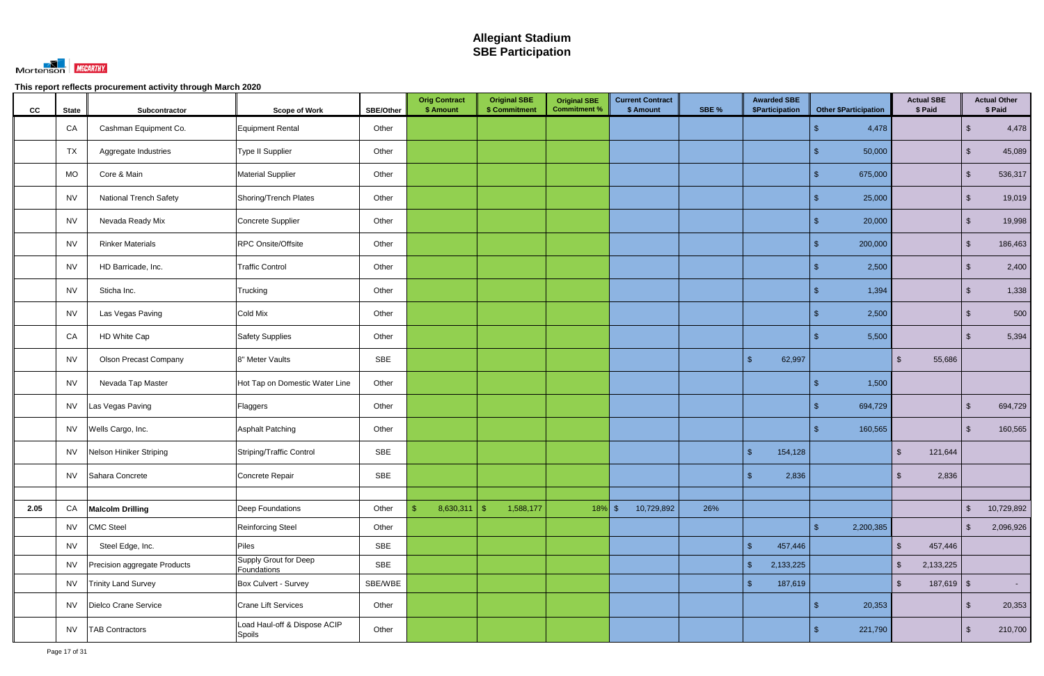# Allegiant Stadium
# SBE Participation

**This report reflects procurement activity through March 2020**

| CC | State | Subcontractor | Scope of Work | SBE/Other | Orig Contract $ Amount | Original SBE $ Commitment | Original SBE Commitment % | Current Contract $ Amount | SBE % | Awarded SBE $Participation | Other $Participation | Actual SBE $ Paid | Actual Other $ Paid |
|---|---|---|---|---|---|---|---|---|---|---|---|---|---|
| | CA | Cashman Equipment Co. | Equipment Rental | Other | | | | | | | $ 4,478 | | $ 4,478 |
| | TX | Aggregate Industries | Type II Supplier | Other | | | | | | | $ 50,000 | | $ 45,089 |
| | MO | Core & Main | Material Supplier | Other | | | | | | | $ 675,000 | | $ 536,317 |
| | NV | National Trench Safety | Shoring/Trench Plates | Other | | | | | | | $ 25,000 | | $ 19,019 |
| | NV | Nevada Ready Mix | Concrete Supplier | Other | | | | | | | $ 20,000 | | $ 19,998 |
| | NV | Rinker Materials | RPC Onsite/Offsite | Other | | | | | | | $ 200,000 | | $ 186,463 |
| | NV | HD Barricade, Inc. | Traffic Control | Other | | | | | | | $ 2,500 | | $ 2,400 |
| | NV | Sticha Inc. | Trucking | Other | | | | | | | $ 1,394 | | $ 1,338 |
| | NV | Las Vegas Paving | Cold Mix | Other | | | | | | | $ 2,500 | | $ 500 |
| | CA | HD White Cap | Safety Supplies | Other | | | | | | | $ 5,500 | | $ 5,394 |
| | NV | Olson Precast Company | 8" Meter Vaults | SBE | | | | | | $ 62,997 | | $ 55,686 | |
| | NV | Nevada Tap Master | Hot Tap on Domestic Water Line | Other | | | | | | | $ 1,500 | | |
| | NV | Las Vegas Paving | Flaggers | Other | | | | | | | $ 694,729 | | $ 694,729 |
| | NV | Wells Cargo, Inc. | Asphalt Patching | Other | | | | | | | $ 160,565 | | $ 160,565 |
| | NV | Nelson Hiniker Striping | Striping/Traffic Control | SBE | | | | | | $ 154,128 | | $ 121,644 | |
| | NV | Sahara Concrete | Concrete Repair | SBE | | | | | | $ 2,836 | | $ 2,836 | |
| | | | | | | | | | | | | | |
| 2.05 | CA | **Malcolm Drilling** | Deep Foundations | Other | $ 8,630,311 | $ 1,588,177 | 18% | $ 10,729,892 | 26% | | | | $ 10,729,892 |
| | NV | CMC Steel | Reinforcing Steel | Other | | | | | | | $ 2,200,385 | | $ 2,096,926 |
| | NV | Steel Edge, Inc. | Piles | SBE | | | | | | $ 457,446 | | $ 457,446 | |
| | NV | Precision aggregate Products | Supply Grout for Deep Foundations | SBE | | | | | | $ 2,133,225 | | $ 2,133,225 | |
| | NV | Trinity Land Survey | Box Culvert - Survey | SBE/WBE | | | | | | $ 187,619 | | $ 187,619 | $ - |
| | NV | Dielco Crane Service | Crane Lift Services | Other | | | | | | | $ 20,353 | | $ 20,353 |
| | NV | TAB Contractors | Load Haul-off & Dispose ACIP Spoils | Other | | | | | | | $ 221,790 | | $ 210,700 |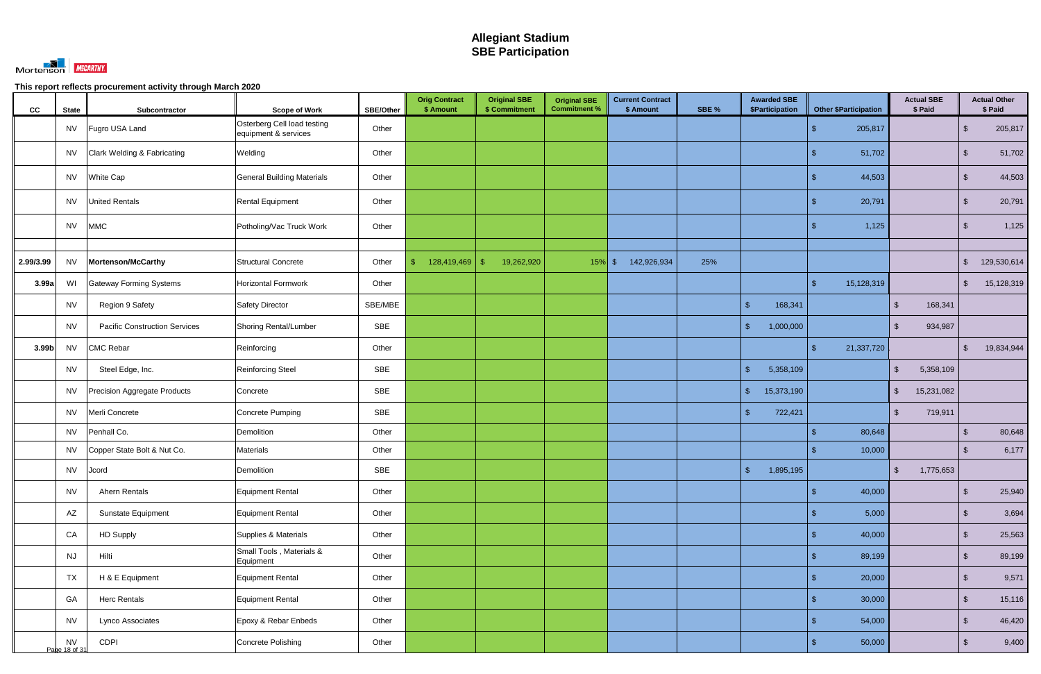# Allegiant Stadium
## SBE Participation

Mortenson | McCARTHY

**This report reflects procurement activity through March 2020**

| CC | State | Subcontractor | Scope of Work | SBE/Other | Orig Contract $ Amount | Original SBE $ Commitment | Original SBE Commitment % | Current Contract $ Amount | SBE % | Awarded SBE $Participation | Other $Participation | Actual SBE $ Paid | Actual Other $ Paid |
|---|---|---|---|---|---|---|---|---|---|---|---|---|---|
| | NV | Fugro USA Land | Osterberg Cell load testing equipment & services | Other | | | | | | | $ 205,817 | | $ 205,817 |
| | NV | Clark Welding & Fabricating | Welding | Other | | | | | | | $ 51,702 | | $ 51,702 |
| | NV | White Cap | General Building Materials | Other | | | | | | | $ 44,503 | | $ 44,503 |
| | NV | United Rentals | Rental Equipment | Other | | | | | | | $ 20,791 | | $ 20,791 |
| | NV | MMC | Potholing/Vac Truck Work | Other | | | | | | | $ 1,125 | | $ 1,125 |
| | | | | | | | | | | | | | |
| 2.99/3.99 | NV | **Mortenson/McCarthy** | Structural Concrete | Other | $ 128,419,469 | $ 19,262,920 | 15% | $ 142,926,934 | 25% | | | | $ 129,530,614 |
| 3.99a | WI | Gateway Forming Systems | Horizontal Formwork | Other | | | | | | | $ 15,128,319 | | $ 15,128,319 |
| | NV | Region 9 Safety | Safety Director | SBE/MBE | | | | | | $ 168,341 | | $ 168,341 | |
| | NV | Pacific Construction Services | Shoring Rental/Lumber | SBE | | | | | | $ 1,000,000 | | $ 934,987 | |
| 3.99b | NV | CMC Rebar | Reinforcing | Other | | | | | | | $ 21,337,720 | | $ 19,834,944 |
| | NV | Steel Edge, Inc. | Reinforcing Steel | SBE | | | | | | $ 5,358,109 | | $ 5,358,109 | |
| | NV | Precision Aggregate Products | Concrete | SBE | | | | | | $ 15,373,190 | | $ 15,231,082 | |
| | NV | Merli Concrete | Concrete Pumping | SBE | | | | | | $ 722,421 | | $ 719,911 | |
| | NV | Penhall Co. | Demolition | Other | | | | | | | $ 80,648 | | $ 80,648 |
| | NV | Copper State Bolt & Nut Co. | Materials | Other | | | | | | | $ 10,000 | | $ 6,177 |
| | NV | Jcord | Demolition | SBE | | | | | | $ 1,895,195 | | $ 1,775,653 | |
| | NV | Ahern Rentals | Equipment Rental | Other | | | | | | | $ 40,000 | | $ 25,940 |
| | AZ | Sunstate Equipment | Equipment Rental | Other | | | | | | | $ 5,000 | | $ 3,694 |
| | CA | HD Supply | Supplies & Materials | Other | | | | | | | $ 40,000 | | $ 25,563 |
| | NJ | Hilti | Small Tools , Materials & Equipment | Other | | | | | | | $ 89,199 | | $ 89,199 |
| | TX | H & E Equipment | Equipment Rental | Other | | | | | | | $ 20,000 | | $ 9,571 |
| | GA | Herc Rentals | Equipment Rental | Other | | | | | | | $ 30,000 | | $ 15,116 |
| | NV | Lynco Associates | Epoxy & Rebar Enbeds | Other | | | | | | | $ 54,000 | | $ 46,420 |
| | NV | CDPI | Concrete Polishing | Other | | | | | | | $ 50,000 | | $ 9,400 |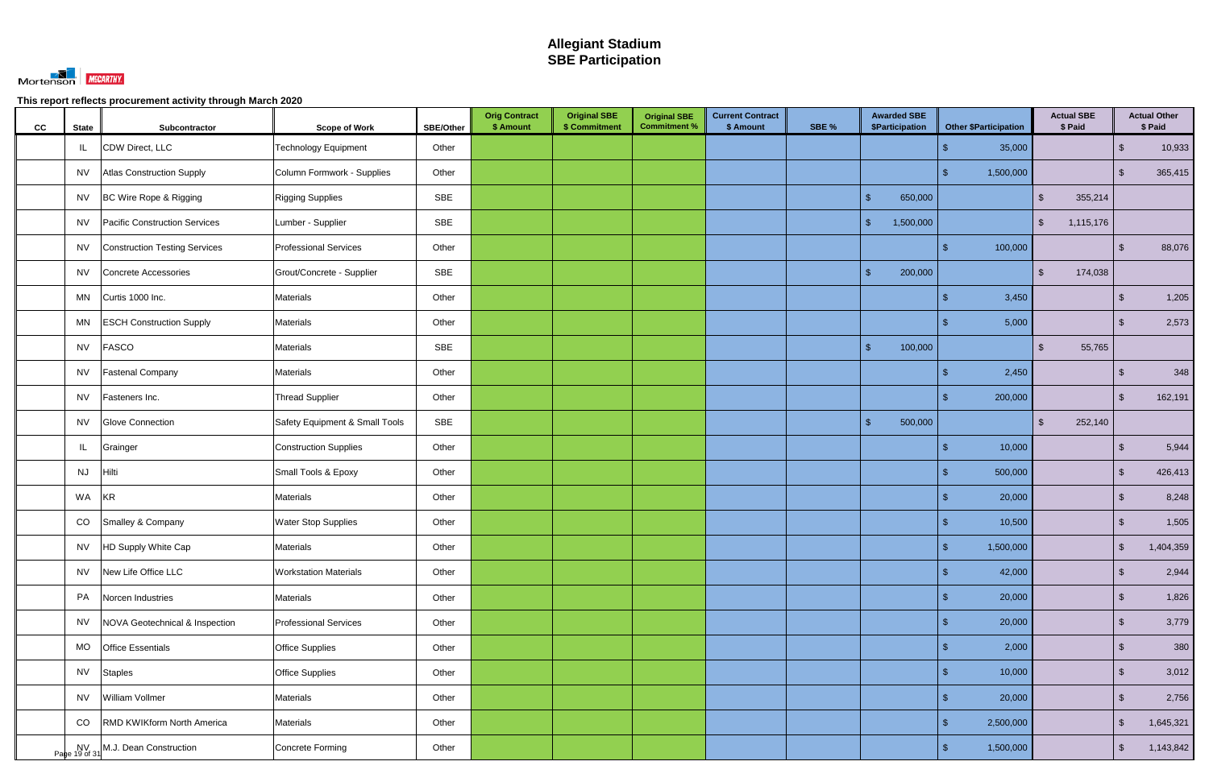# Allegiant Stadium
## SBE Participation

**This report reflects procurement activity through March 2020**

| CC | State | Subcontractor | Scope of Work | SBE/Other | Orig Contract $ Amount | Original SBE $ Commitment | Original SBE Commitment % | Current Contract $ Amount | SBE % | Awarded SBE $Participation | Other $Participation | Actual SBE $ Paid | Actual Other $ Paid |
|---|---|---|---|---|---|---|---|---|---|---|---|---|---|
| | IL | CDW Direct, LLC | Technology Equipment | Other | | | | | | | $ 35,000 | | $ 10,933 |
| | NV | Atlas Construction Supply | Column Formwork - Supplies | Other | | | | | | | $ 1,500,000 | | $ 365,415 |
| | NV | BC Wire Rope & Rigging | Rigging Supplies | SBE | | | | | | $ 650,000 | | $ 355,214 | |
| | NV | Pacific Construction Services | Lumber - Supplier | SBE | | | | | | $ 1,500,000 | | $ 1,115,176 | |
| | NV | Construction Testing Services | Professional Services | Other | | | | | | | $ 100,000 | | $ 88,076 |
| | NV | Concrete Accessories | Grout/Concrete - Supplier | SBE | | | | | | $ 200,000 | | $ 174,038 | |
| | MN | Curtis 1000 Inc. | Materials | Other | | | | | | | $ 3,450 | | $ 1,205 |
| | MN | ESCH Construction Supply | Materials | Other | | | | | | | $ 5,000 | | $ 2,573 |
| | NV | FASCO | Materials | SBE | | | | | | $ 100,000 | | $ 55,765 | |
| | NV | Fastenal Company | Materials | Other | | | | | | | $ 2,450 | | $ 348 |
| | NV | Fasteners Inc. | Thread Supplier | Other | | | | | | | $ 200,000 | | $ 162,191 |
| | NV | Glove Connection | Safety Equipment & Small Tools | SBE | | | | | | $ 500,000 | | $ 252,140 | |
| | IL | Grainger | Construction Supplies | Other | | | | | | | $ 10,000 | | $ 5,944 |
| | NJ | Hilti | Small Tools & Epoxy | Other | | | | | | | $ 500,000 | | $ 426,413 |
| | WA | KR | Materials | Other | | | | | | | $ 20,000 | | $ 8,248 |
| | CO | Smalley & Company | Water Stop Supplies | Other | | | | | | | $ 10,500 | | $ 1,505 |
| | NV | HD Supply White Cap | Materials | Other | | | | | | | $ 1,500,000 | | $ 1,404,359 |
| | NV | New Life Office LLC | Workstation Materials | Other | | | | | | | $ 42,000 | | $ 2,944 |
| | PA | Norcen Industries | Materials | Other | | | | | | | $ 20,000 | | $ 1,826 |
| | NV | NOVA Geotechnical & Inspection | Professional Services | Other | | | | | | | $ 20,000 | | $ 3,779 |
| | MO | Office Essentials | Office Supplies | Other | | | | | | | $ 2,000 | | $ 380 |
| | NV | Staples | Office Supplies | Other | | | | | | | $ 10,000 | | $ 3,012 |
| | NV | William Vollmer | Materials | Other | | | | | | | $ 20,000 | | $ 2,756 |
| | CO | RMD KWIKform North America | Materials | Other | | | | | | | $ 2,500,000 | | $ 1,645,321 |
| | NV | M.J. Dean Construction | Concrete Forming | Other | | | | | | | $ 1,500,000 | | $ 1,143,842 |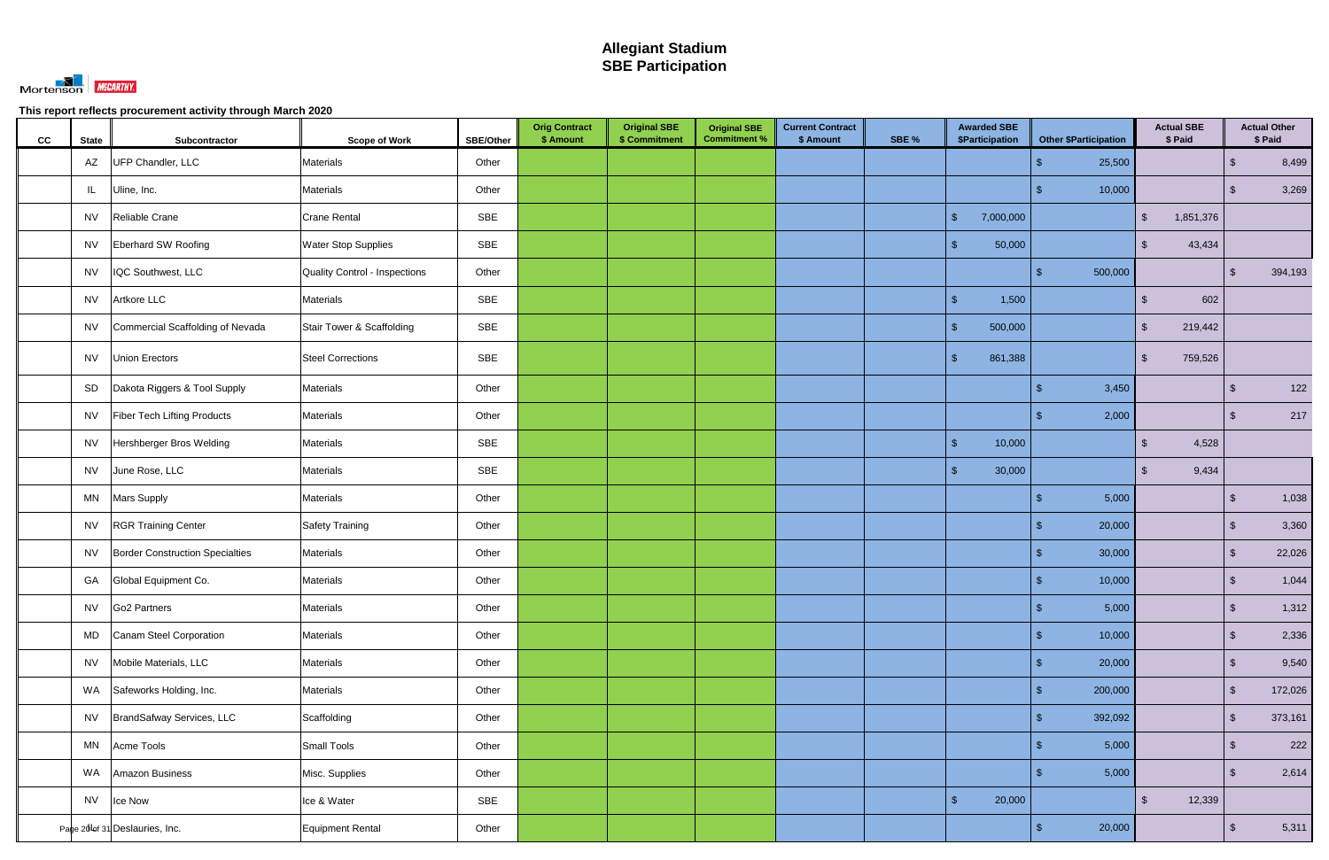# Allegiant Stadium
## SBE Participation

This report reflects procurement activity through March 2020

| CC | State | Subcontractor | Scope of Work | SBE/Other | Orig Contract $ Amount | Original SBE $ Commitment | Original SBE Commitment % | Current Contract $ Amount | SBE % | Awarded SBE $Participation | Other $Participation | Actual SBE $ Paid | Actual Other $ Paid |
|---|---|---|---|---|---|---|---|---|---|---|---|---|---|
| | AZ | UFP Chandler, LLC | Materials | Other | | | | | | | $ 25,500 | | $ 8,499 |
| | IL | Uline, Inc. | Materials | Other | | | | | | | $ 10,000 | | $ 3,269 |
| | NV | Reliable Crane | Crane Rental | SBE | | | | | | $ 7,000,000 | | $ 1,851,376 | |
| | NV | Eberhard SW Roofing | Water Stop Supplies | SBE | | | | | | $ 50,000 | | $ 43,434 | |
| | NV | IQC Southwest, LLC | Quality Control - Inspections | Other | | | | | | | $ 500,000 | | $ 394,193 |
| | NV | Artkore LLC | Materials | SBE | | | | | | $ 1,500 | | $ 602 | |
| | NV | Commercial Scaffolding of Nevada | Stair Tower & Scaffolding | SBE | | | | | | $ 500,000 | | $ 219,442 | |
| | NV | Union Erectors | Steel Corrections | SBE | | | | | | $ 861,388 | | $ 759,526 | |
| | SD | Dakota Riggers & Tool Supply | Materials | Other | | | | | | | $ 3,450 | | $ 122 |
| | NV | Fiber Tech Lifting Products | Materials | Other | | | | | | | $ 2,000 | | $ 217 |
| | NV | Hershberger Bros Welding | Materials | SBE | | | | | | $ 10,000 | | $ 4,528 | |
| | NV | June Rose, LLC | Materials | SBE | | | | | | $ 30,000 | | $ 9,434 | |
| | MN | Mars Supply | Materials | Other | | | | | | | $ 5,000 | | $ 1,038 |
| | NV | RGR Training Center | Safety Training | Other | | | | | | | $ 20,000 | | $ 3,360 |
| | NV | Border Construction Specialties | Materials | Other | | | | | | | $ 30,000 | | $ 22,026 |
| | GA | Global Equipment Co. | Materials | Other | | | | | | | $ 10,000 | | $ 1,044 |
| | NV | Go2 Partners | Materials | Other | | | | | | | $ 5,000 | | $ 1,312 |
| | MD | Canam Steel Corporation | Materials | Other | | | | | | | $ 10,000 | | $ 2,336 |
| | NV | Mobile Materials, LLC | Materials | Other | | | | | | | $ 20,000 | | $ 9,540 |
| | WA | Safeworks Holding, Inc. | Materials | Other | | | | | | | $ 200,000 | | $ 172,026 |
| | NV | BrandSafway Services, LLC | Scaffolding | Other | | | | | | | $ 392,092 | | $ 373,161 |
| | MN | Acme Tools | Small Tools | Other | | | | | | | $ 5,000 | | $ 222 |
| | WA | Amazon Business | Misc. Supplies | Other | | | | | | | $ 5,000 | | $ 2,614 |
| | NV | Ice Now | Ice & Water | SBE | | | | | | $ 20,000 | | $ 12,339 | |
| | | Deslauries, Inc. | Equipment Rental | Other | | | | | | | $ 20,000 | | $ 5,311 |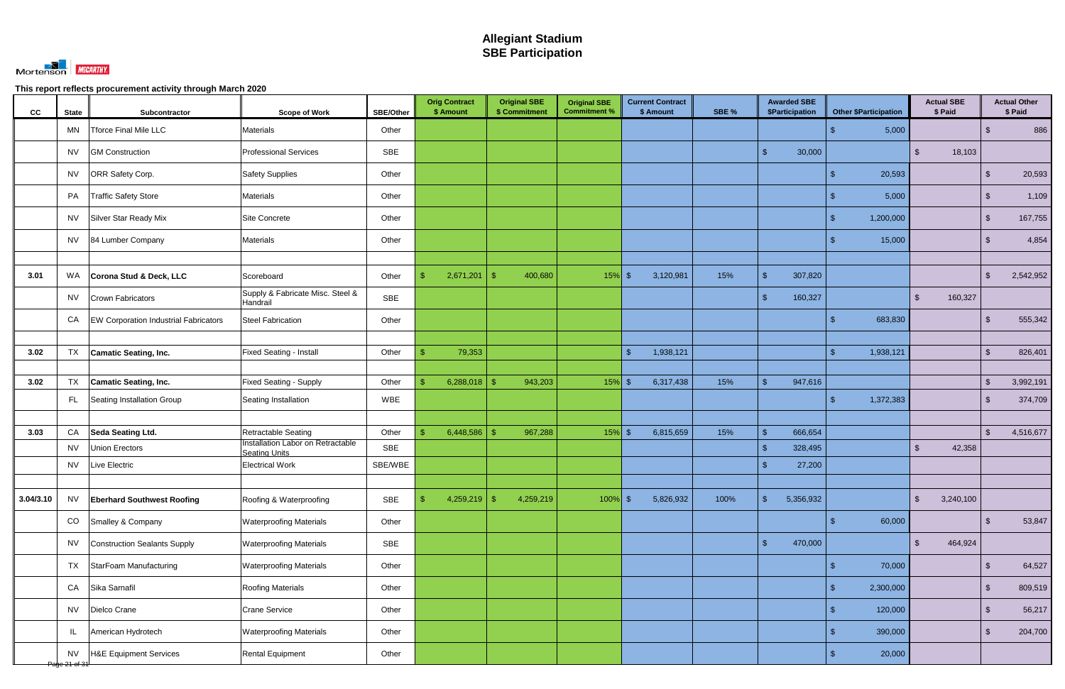# Allegiant Stadium
# SBE Participation

This report reflects procurement activity through March 2020

| CC | State | Subcontractor | Scope of Work | SBE/Other | Orig Contract $ Amount | Original SBE $ Commitment | Original SBE Commitment % | Current Contract $ Amount | SBE % | Awarded SBE $Participation | Other $Participation | Actual SBE $ Paid | Actual Other $ Paid |
|---|---|---|---|---|---|---|---|---|---|---|---|---|---|
| | MN | Tforce Final Mile LLC | Materials | Other | | | | | | | $ 5,000 | | $ 886 |
| | NV | GM Construction | Professional Services | SBE | | | | | | $ 30,000 | | $ 18,103 | |
| | NV | ORR Safety Corp. | Safety Supplies | Other | | | | | | | $ 20,593 | | $ 20,593 |
| | PA | Traffic Safety Store | Materials | Other | | | | | | | $ 5,000 | | $ 1,109 |
| | NV | Silver Star Ready Mix | Site Concrete | Other | | | | | | | $ 1,200,000 | | $ 167,755 |
| | NV | 84 Lumber Company | Materials | Other | | | | | | | $ 15,000 | | $ 4,854 |
| | | | | | | | | | | | | | |
| **3.01** | WA | **Corona Stud & Deck, LLC** | Scoreboard | Other | $ 2,671,201 | $ 400,680 | 15% | $ 3,120,981 | 15% | $ 307,820 | | | $ 2,542,952 |
| | NV | Crown Fabricators | Supply & Fabricate Misc. Steel & Handrail | SBE | | | | | | $ 160,327 | | $ 160,327 | |
| | CA | EW Corporation Industrial Fabricators | Steel Fabrication | Other | | | | | | | $ 683,830 | | $ 555,342 |
| | | | | | | | | | | | | | |
| **3.02** | TX | **Camatic Seating, Inc.** | Fixed Seating - Install | Other | $ 79,353 | | | $ 1,938,121 | | | $ 1,938,121 | | $ 826,401 |
| | | | | | | | | | | | | | |
| **3.02** | TX | **Camatic Seating, Inc.** | Fixed Seating - Supply | Other | $ 6,288,018 | $ 943,203 | 15% | $ 6,317,438 | 15% | $ 947,616 | | | $ 3,992,191 |
| | FL | Seating Installation Group | Seating Installation | WBE | | | | | | | $ 1,372,383 | | $ 374,709 |
| | | | | | | | | | | | | | |
| **3.03** | CA | **Seda Seating Ltd.** | Retractable Seating | Other | $ 6,448,586 | $ 967,288 | 15% | $ 6,815,659 | 15% | $ 666,654 | | | $ 4,516,677 |
| | NV | Union Erectors | Installation Labor on Retractable Seating Units | SBE | | | | | | $ 328,495 | | $ 42,358 | |
| | NV | Live Electric | Electrical Work | SBE/WBE | | | | | | $ 27,200 | | | |
| | | | | | | | | | | | | | |
| **3.04/3.10** | NV | **Eberhard Southwest Roofing** | Roofing & Waterproofing | SBE | $ 4,259,219 | $ 4,259,219 | 100% | $ 5,826,932 | 100% | $ 5,356,932 | | $ 3,240,100 | |
| | CO | Smalley & Company | Waterproofing Materials | Other | | | | | | | $ 60,000 | | $ 53,847 |
| | NV | Construction Sealants Supply | Waterproofing Materials | SBE | | | | | | $ 470,000 | | $ 464,924 | |
| | TX | StarFoam Manufacturing | Waterproofing Materials | Other | | | | | | | $ 70,000 | | $ 64,527 |
| | CA | Sika Sarnafil | Roofing Materials | Other | | | | | | | $ 2,300,000 | | $ 809,519 |
| | NV | Dielco Crane | Crane Service | Other | | | | | | | $ 120,000 | | $ 56,217 |
| | IL | American Hydrotech | Waterproofing Materials | Other | | | | | | | $ 390,000 | | $ 204,700 |
| | NV | H&E Equipment Services | Rental Equipment | Other | | | | | | | $ 20,000 | | |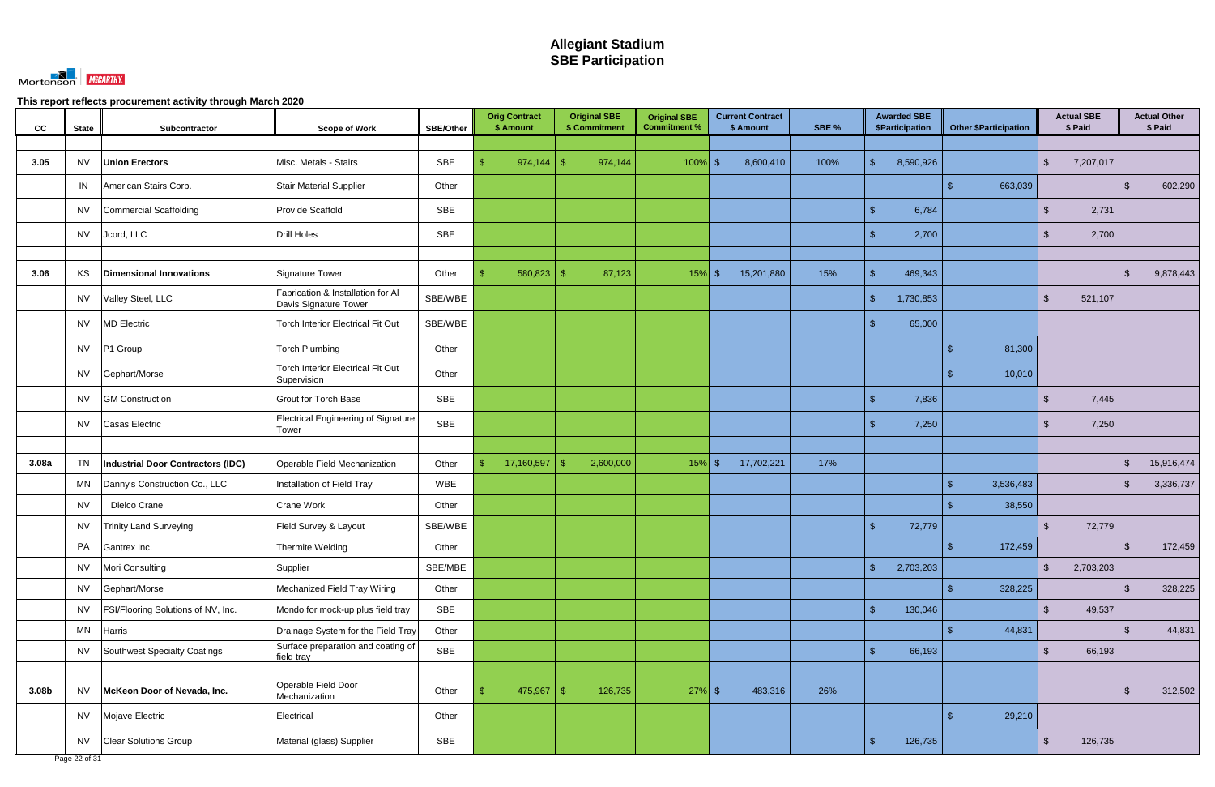# Allegiant Stadium
## SBE Participation

This report reflects procurement activity through March 2020

| CC | State | Subcontractor | Scope of Work | SBE/Other | Orig Contract $ Amount | Original SBE $ Commitment | Original SBE Commitment % | Current Contract $ Amount | SBE % | Awarded SBE $Participation | Other $Participation | Actual SBE $ Paid | Actual Other $ Paid |
|---|---|---|---|---|---|---|---|---|---|---|---|---|---|
| 3.05 | NV | **Union Erectors** | Misc. Metals - Stairs | SBE | $ 974,144 | $ 974,144 | 100% | $ 8,600,410 | 100% | $ 8,590,926 | | $ 7,207,017 | |
| | IN | American Stairs Corp. | Stair Material Supplier | Other | | | | | | | $ 663,039 | | $ 602,290 |
| | NV | Commercial Scaffolding | Provide Scaffold | SBE | | | | | | $ 6,784 | | $ 2,731 | |
| | NV | Jcord, LLC | Drill Holes | SBE | | | | | | $ 2,700 | | $ 2,700 | |
| 3.06 | KS | **Dimensional Innovations** | Signature Tower | Other | $ 580,823 | $ 87,123 | 15% | $ 15,201,880 | 15% | $ 469,343 | | | $ 9,878,443 |
| | NV | Valley Steel, LLC | Fabrication & Installation for Al Davis Signature Tower | SBE/WBE | | | | | | $ 1,730,853 | | $ 521,107 | |
| | NV | MD Electric | Torch Interior Electrical Fit Out | SBE/WBE | | | | | | $ 65,000 | | | |
| | NV | P1 Group | Torch Plumbing | Other | | | | | | | $ 81,300 | | |
| | NV | Gephart/Morse | Torch Interior Electrical Fit Out Supervision | Other | | | | | | | $ 10,010 | | |
| | NV | GM Construction | Grout for Torch Base | SBE | | | | | | $ 7,836 | | $ 7,445 | |
| | NV | Casas Electric | Electrical Engineering of Signature Tower | SBE | | | | | | $ 7,250 | | $ 7,250 | |
| 3.08a | TN | **Industrial Door Contractors (IDC)** | Operable Field Mechanization | Other | $ 17,160,597 | $ 2,600,000 | 15% | $ 17,702,221 | 17% | | | | $ 15,916,474 |
| | MN | Danny's Construction Co., LLC | Installation of Field Tray | WBE | | | | | | | $ 3,536,483 | | $ 3,336,737 |
| | NV | Dielco Crane | Crane Work | Other | | | | | | | $ 38,550 | | |
| | NV | Trinity Land Surveying | Field Survey & Layout | SBE/WBE | | | | | | $ 72,779 | | $ 72,779 | |
| | PA | Gantrex Inc. | Thermite Welding | Other | | | | | | | $ 172,459 | | $ 172,459 |
| | NV | Mori Consulting | Supplier | SBE/MBE | | | | | | $ 2,703,203 | | $ 2,703,203 | |
| | NV | Gephart/Morse | Mechanized Field Tray Wiring | Other | | | | | | | $ 328,225 | | $ 328,225 |
| | NV | FSI/Flooring Solutions of NV, Inc. | Mondo for mock-up plus field tray | SBE | | | | | | $ 130,046 | | $ 49,537 | |
| | MN | Harris | Drainage System for the Field Tray | Other | | | | | | | $ 44,831 | | $ 44,831 |
| | NV | Southwest Specialty Coatings | Surface preparation and coating of field tray | SBE | | | | | | $ 66,193 | | $ 66,193 | |
| 3.08b | NV | **McKeon Door of Nevada, Inc.** | Operable Field Door Mechanization | Other | $ 475,967 | $ 126,735 | 27% | $ 483,316 | 26% | | | | $ 312,502 |
| | NV | Mojave Electric | Electrical | Other | | | | | | | $ 29,210 | | |
| | NV | Clear Solutions Group | Material (glass) Supplier | SBE | | | | | | $ 126,735 | | $ 126,735 | |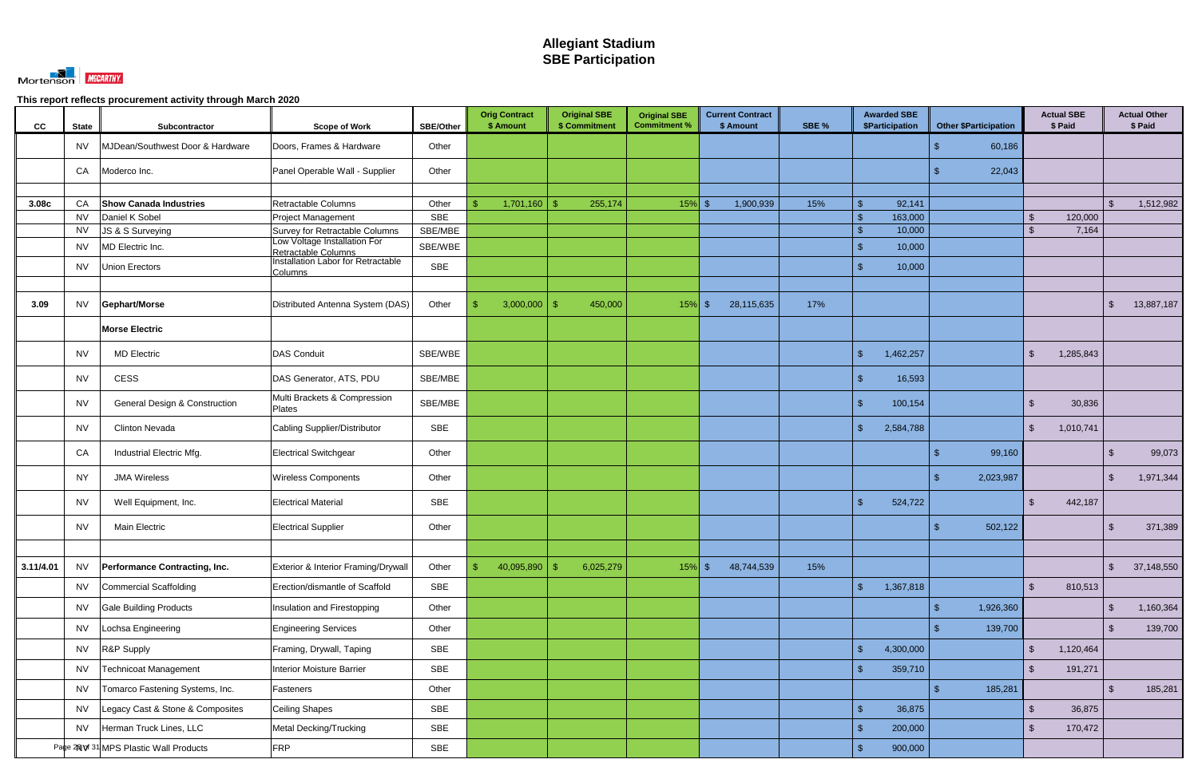# Allegiant Stadium
## SBE Participation

Mortenson | McCARTHY

**This report reflects procurement activity through March 2020**

| CC | State | Subcontractor | Scope of Work | SBE/Other | Orig Contract $ Amount | Original SBE $ Commitment | Original SBE Commitment % | Current Contract $ Amount | SBE % | Awarded SBE $Participation | Other $Participation | Actual SBE $ Paid | Actual Other $ Paid |
|---|---|---|---|---|---|---|---|---|---|---|---|---|---|
| | NV | MJDean/Southwest Door & Hardware | Doors, Frames & Hardware | Other | | | | | | | $ 60,186 | | |
| | CA | Moderco Inc. | Panel Operable Wall - Supplier | Other | | | | | | | $ 22,043 | | |
| | | | | | | | | | | | | | |
| 3.08c | CA | **Show Canada Industries** | Retractable Columns | Other | $ 1,701,160 | $ 255,174 | 15% | $ 1,900,939 | 15% | $ 92,141 | | | $ 1,512,982 |
| | NV | Daniel K Sobel | Project Management | SBE | | | | | | $ 163,000 | | $ 120,000 | |
| | NV | JS & S Surveying | Survey for Retractable Columns | SBE/MBE | | | | | | $ 10,000 | | $ 7,164 | |
| | NV | MD Electric Inc. | Low Voltage Installation For Retractable Columns | SBE/WBE | | | | | | $ 10,000 | | | |
| | NV | Union Erectors | Installation Labor for Retractable Columns | SBE | | | | | | $ 10,000 | | | |
| | | | | | | | | | | | | | |
| 3.09 | NV | **Gephart/Morse** | Distributed Antenna System (DAS) | Other | $ 3,000,000 | $ 450,000 | 15% | $ 28,115,635 | 17% | | | | $ 13,887,187 |
| | | **Morse Electric** | | | | | | | | | | | |
| | NV | MD Electric | DAS Conduit | SBE/WBE | | | | | | $ 1,462,257 | | $ 1,285,843 | |
| | NV | CESS | DAS Generator, ATS, PDU | SBE/MBE | | | | | | $ 16,593 | | | |
| | NV | General Design & Construction | Multi Brackets & Compression Plates | SBE/MBE | | | | | | $ 100,154 | | $ 30,836 | |
| | NV | Clinton Nevada | Cabling Supplier/Distributor | SBE | | | | | | $ 2,584,788 | | $ 1,010,741 | |
| | CA | Industrial Electric Mfg. | Electrical Switchgear | Other | | | | | | | $ 99,160 | | $ 99,073 |
| | NY | JMA Wireless | Wireless Components | Other | | | | | | | $ 2,023,987 | | $ 1,971,344 |
| | NV | Well Equipment, Inc. | Electrical Material | SBE | | | | | | $ 524,722 | | $ 442,187 | |
| | NV | Main Electric | Electrical Supplier | Other | | | | | | | $ 502,122 | | $ 371,389 |
| | | | | | | | | | | | | | |
| 3.11/4.01 | NV | **Performance Contracting, Inc.** | Exterior & Interior Framing/Drywall | Other | $ 40,095,890 | $ 6,025,279 | 15% | $ 48,744,539 | 15% | | | | $ 37,148,550 |
| | NV | Commercial Scaffolding | Erection/dismantle of Scaffold | SBE | | | | | | $ 1,367,818 | | $ 810,513 | |
| | NV | Gale Building Products | Insulation and Firestopping | Other | | | | | | | $ 1,926,360 | | $ 1,160,364 |
| | NV | Lochsa Engineering | Engineering Services | Other | | | | | | | $ 139,700 | | $ 139,700 |
| | NV | R&P Supply | Framing, Drywall, Taping | SBE | | | | | | $ 4,300,000 | | $ 1,120,464 | |
| | NV | Technicoat Management | Interior Moisture Barrier | SBE | | | | | | $ 359,710 | | $ 191,271 | |
| | NV | Tomarco Fastening Systems, Inc. | Fasteners | Other | | | | | | | $ 185,281 | | $ 185,281 |
| | NV | Legacy Cast & Stone & Composites | Ceiling Shapes | SBE | | | | | | $ 36,875 | | $ 36,875 | |
| | NV | Herman Truck Lines, LLC | Metal Decking/Trucking | SBE | | | | | | $ 200,000 | | $ 170,472 | |
| | NV | MPS Plastic Wall Products | FRP | SBE | | | | | | $ 900,000 | | | |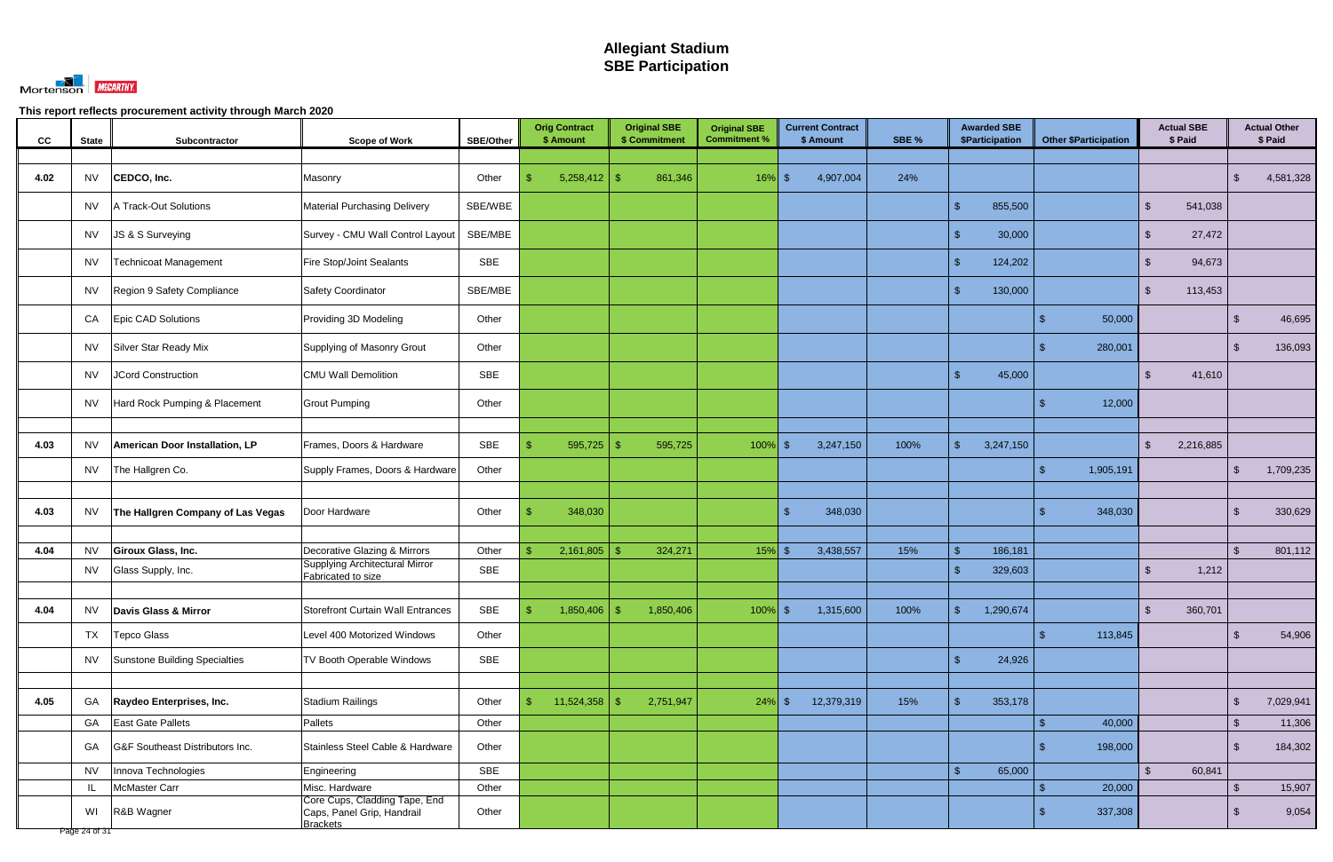# Allegiant Stadium
# SBE Participation

**This report reflects procurement activity through March 2020**

| CC | State | Subcontractor | Scope of Work | SBE/Other | Orig Contract $ Amount | Original SBE $ Commitment | Original SBE Commitment % | Current Contract $ Amount | SBE % | Awarded SBE $Participation | Other $Participation | Actual SBE $ Paid | Actual Other $ Paid |
|---|---|---|---|---|---|---|---|---|---|---|---|---|---|
| 4.02 | NV | **CEDCO, Inc.** | Masonry | Other | $ 5,258,412 | $ 861,346 | 16% | $ 4,907,004 | 24% | | | | $ 4,581,328 |
| | NV | A Track-Out Solutions | Material Purchasing Delivery | SBE/WBE | | | | | | $ 855,500 | | $ 541,038 | |
| | NV | JS & S Surveying | Survey - CMU Wall Control Layout | SBE/MBE | | | | | | $ 30,000 | | $ 27,472 | |
| | NV | Technicoat Management | Fire Stop/Joint Sealants | SBE | | | | | | $ 124,202 | | $ 94,673 | |
| | NV | Region 9 Safety Compliance | Safety Coordinator | SBE/MBE | | | | | | $ 130,000 | | $ 113,453 | |
| | CA | Epic CAD Solutions | Providing 3D Modeling | Other | | | | | | | $ 50,000 | | $ 46,695 |
| | NV | Silver Star Ready Mix | Supplying of Masonry Grout | Other | | | | | | | $ 280,001 | | $ 136,093 |
| | NV | JCord Construction | CMU Wall Demolition | SBE | | | | | | $ 45,000 | | $ 41,610 | |
| | NV | Hard Rock Pumping & Placement | Grout Pumping | Other | | | | | | | $ 12,000 | | |
| 4.03 | NV | **American Door Installation, LP** | Frames, Doors & Hardware | SBE | $ 595,725 | $ 595,725 | 100% | $ 3,247,150 | 100% | $ 3,247,150 | | $ 2,216,885 | |
| | NV | The Hallgren Co. | Supply Frames, Doors & Hardware | Other | | | | | | | $ 1,905,191 | | $ 1,709,235 |
| 4.03 | NV | **The Hallgren Company of Las Vegas** | Door Hardware | Other | $ 348,030 | | | $ 348,030 | | | $ 348,030 | | $ 330,629 |
| 4.04 | NV | **Giroux Glass, Inc.** | Decorative Glazing & Mirrors | Other | $ 2,161,805 | $ 324,271 | 15% | $ 3,438,557 | 15% | $ 186,181 | | | $ 801,112 |
| | NV | Glass Supply, Inc. | Supplying Architectural Mirror Fabricated to size | SBE | | | | | | $ 329,603 | | $ 1,212 | |
| 4.04 | NV | **Davis Glass & Mirror** | Storefront Curtain Wall Entrances | SBE | $ 1,850,406 | $ 1,850,406 | 100% | $ 1,315,600 | 100% | $ 1,290,674 | | $ 360,701 | |
| | TX | Tepco Glass | Level 400 Motorized Windows | Other | | | | | | | $ 113,845 | | $ 54,906 |
| | NV | Sunstone Building Specialties | TV Booth Operable Windows | SBE | | | | | | $ 24,926 | | | |
| 4.05 | GA | **Raydeo Enterprises, Inc.** | Stadium Railings | Other | $ 11,524,358 | $ 2,751,947 | 24% | $ 12,379,319 | 15% | $ 353,178 | | | $ 7,029,941 |
| | GA | East Gate Pallets | Pallets | Other | | | | | | | $ 40,000 | | $ 11,306 |
| | GA | G&F Southeast Distributors Inc. | Stainless Steel Cable & Hardware | Other | | | | | | | $ 198,000 | | $ 184,302 |
| | NV | Innova Technologies | Engineering | SBE | | | | | | $ 65,000 | | $ 60,841 | |
| | IL | McMaster Carr | Misc. Hardware | Other | | | | | | | $ 20,000 | | $ 15,907 |
| | WI | R&B Wagner | Core Cups, Cladding Tape, End Caps, Panel Grip, Handrail Brackets | Other | | | | | | | $ 337,308 | | $ 9,054 |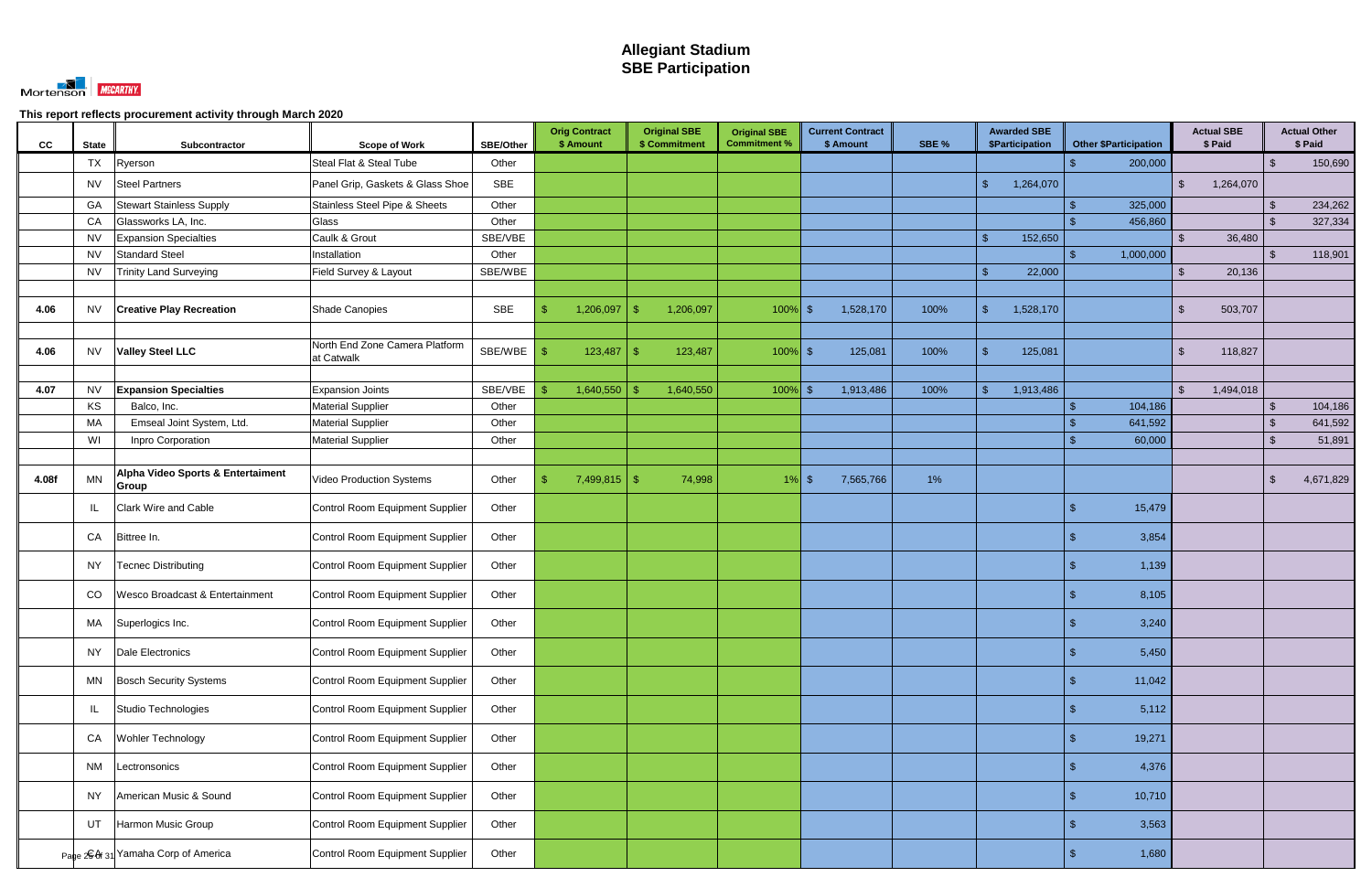# Allegiant Stadium
# SBE Participation

This report reflects procurement activity through March 2020

| CC | State | Subcontractor | Scope of Work | SBE/Other | Orig Contract $ Amount | Original SBE $ Commitment | Original SBE Commitment % | Current Contract $ Amount | SBE % | Awarded SBE $Participation | Other $Participation | Actual SBE $ Paid | Actual Other $ Paid |
|---|---|---|---|---|---|---|---|---|---|---|---|---|---|
| | TX | Ryerson | Steal Flat & Steal Tube | Other | | | | | | | $ 200,000 | | $ 150,690 |
| | NV | Steel Partners | Panel Grip, Gaskets & Glass Shoe | SBE | | | | | | $ 1,264,070 | | $ 1,264,070 | |
| | GA | Stewart Stainless Supply | Stainless Steel Pipe & Sheets | Other | | | | | | | $ 325,000 | | $ 234,262 |
| | CA | Glassworks LA, Inc. | Glass | Other | | | | | | | $ 456,860 | | $ 327,334 |
| | NV | Expansion Specialties | Caulk & Grout | SBE/VBE | | | | | | $ 152,650 | | $ 36,480 | |
| | NV | Standard Steel | Installation | Other | | | | | | | $ 1,000,000 | | $ 118,901 |
| | NV | Trinity Land Surveying | Field Survey & Layout | SBE/WBE | | | | | | $ 22,000 | | $ 20,136 | |
| | | | | | | | | | | | | | |
| 4.06 | NV | **Creative Play Recreation** | Shade Canopies | SBE | $ 1,206,097 | $ 1,206,097 | 100% | $ 1,528,170 | 100% | $ 1,528,170 | | $ 503,707 | |
| | | | | | | | | | | | | | |
| 4.06 | NV | **Valley Steel LLC** | North End Zone Camera Platform at Catwalk | SBE/WBE | $ 123,487 | $ 123,487 | 100% | $ 125,081 | 100% | $ 125,081 | | $ 118,827 | |
| | | | | | | | | | | | | | |
| 4.07 | NV | **Expansion Specialties** | Expansion Joints | SBE/VBE | $ 1,640,550 | $ 1,640,550 | 100% | $ 1,913,486 | 100% | $ 1,913,486 | | $ 1,494,018 | |
| | KS | Balco, Inc. | Material Supplier | Other | | | | | | | $ 104,186 | | $ 104,186 |
| | MA | Emseal Joint System, Ltd. | Material Supplier | Other | | | | | | | $ 641,592 | | $ 641,592 |
| | WI | Inpro Corporation | Material Supplier | Other | | | | | | | $ 60,000 | | $ 51,891 |
| | | | | | | | | | | | | | |
| 4.08f | MN | **Alpha Video Sports & Entertaiment Group** | Video Production Systems | Other | $ 7,499,815 | $ 74,998 | 1% | $ 7,565,766 | 1% | | | | $ 4,671,829 |
| | IL | Clark Wire and Cable | Control Room Equipment Supplier | Other | | | | | | | $ 15,479 | | |
| | CA | Bittree In. | Control Room Equipment Supplier | Other | | | | | | | $ 3,854 | | |
| | NY | Tecnec Distributing | Control Room Equipment Supplier | Other | | | | | | | $ 1,139 | | |
| | CO | Wesco Broadcast & Entertainment | Control Room Equipment Supplier | Other | | | | | | | $ 8,105 | | |
| | MA | Superlogics Inc. | Control Room Equipment Supplier | Other | | | | | | | $ 3,240 | | |
| | NY | Dale Electronics | Control Room Equipment Supplier | Other | | | | | | | $ 5,450 | | |
| | MN | Bosch Security Systems | Control Room Equipment Supplier | Other | | | | | | | $ 11,042 | | |
| | IL | Studio Technologies | Control Room Equipment Supplier | Other | | | | | | | $ 5,112 | | |
| | CA | Wohler Technology | Control Room Equipment Supplier | Other | | | | | | | $ 19,271 | | |
| | NM | Lectronsonics | Control Room Equipment Supplier | Other | | | | | | | $ 4,376 | | |
| | NY | American Music & Sound | Control Room Equipment Supplier | Other | | | | | | | $ 10,710 | | |
| | UT | Harmon Music Group | Control Room Equipment Supplier | Other | | | | | | | $ 3,563 | | |
| | CA | Yamaha Corp of America | Control Room Equipment Supplier | Other | | | | | | | $ 1,680 | | |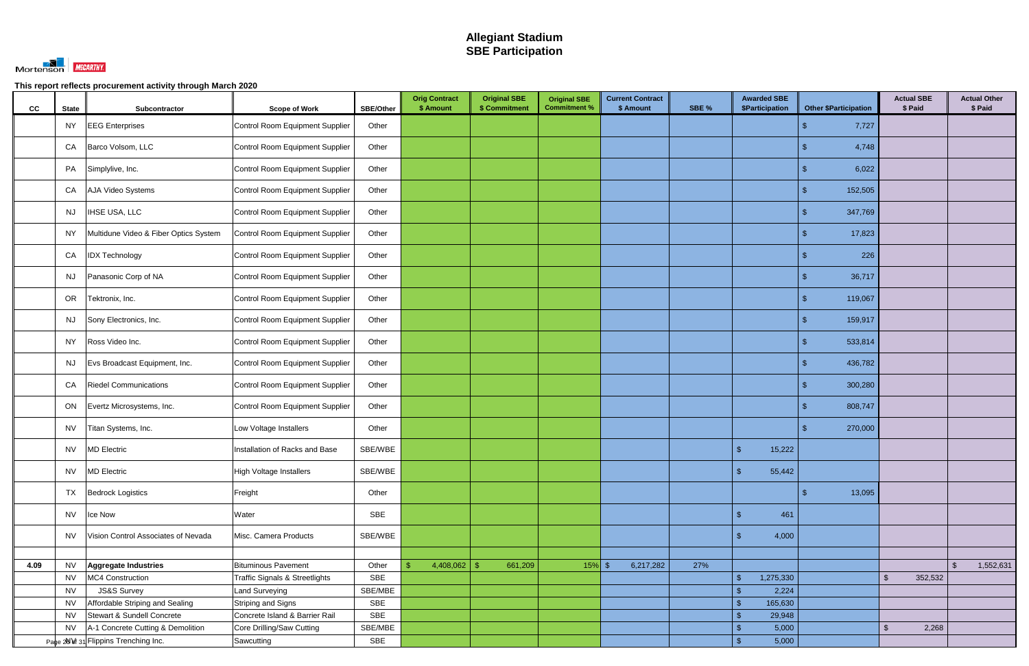# Allegiant Stadium
# SBE Participation

Mortenson | McCarthy

**This report reflects procurement activity through March 2020**

| CC | State | Subcontractor | Scope of Work | SBE/Other | Orig Contract $ Amount | Original SBE $ Commitment | Original SBE Commitment % | Current Contract $ Amount | SBE % | Awarded SBE $Participation | Other $Participation | Actual SBE $ Paid | Actual Other $ Paid |
|---|---|---|---|---|---|---|---|---|---|---|---|---|---|
| | NY | EEG Enterprises | Control Room Equipment Supplier | Other | | | | | | | $ 7,727 | | |
| | CA | Barco Volsom, LLC | Control Room Equipment Supplier | Other | | | | | | | $ 4,748 | | |
| | PA | Simplylive, Inc. | Control Room Equipment Supplier | Other | | | | | | | $ 6,022 | | |
| | CA | AJA Video Systems | Control Room Equipment Supplier | Other | | | | | | | $ 152,505 | | |
| | NJ | IHSE USA, LLC | Control Room Equipment Supplier | Other | | | | | | | $ 347,769 | | |
| | NY | Multidune Video & Fiber Optics System | Control Room Equipment Supplier | Other | | | | | | | $ 17,823 | | |
| | CA | IDX Technology | Control Room Equipment Supplier | Other | | | | | | | $ 226 | | |
| | NJ | Panasonic Corp of NA | Control Room Equipment Supplier | Other | | | | | | | $ 36,717 | | |
| | OR | Tektronix, Inc. | Control Room Equipment Supplier | Other | | | | | | | $ 119,067 | | |
| | NJ | Sony Electronics, Inc. | Control Room Equipment Supplier | Other | | | | | | | $ 159,917 | | |
| | NY | Ross Video Inc. | Control Room Equipment Supplier | Other | | | | | | | $ 533,814 | | |
| | NJ | Evs Broadcast Equipment, Inc. | Control Room Equipment Supplier | Other | | | | | | | $ 436,782 | | |
| | CA | Riedel Communications | Control Room Equipment Supplier | Other | | | | | | | $ 300,280 | | |
| | ON | Evertz Microsystems, Inc. | Control Room Equipment Supplier | Other | | | | | | | $ 808,747 | | |
| | NV | Titan Systems, Inc. | Low Voltage Installers | Other | | | | | | | $ 270,000 | | |
| | NV | MD Electric | Installation of Racks and Base | SBE/WBE | | | | | | $ 15,222 | | | |
| | NV | MD Electric | High Voltage Installers | SBE/WBE | | | | | | $ 55,442 | | | |
| | TX | Bedrock Logistics | Freight | Other | | | | | | | $ 13,095 | | |
| | NV | Ice Now | Water | SBE | | | | | | $ 461 | | | |
| | NV | Vision Control Associates of Nevada | Misc. Camera Products | SBE/WBE | | | | | | $ 4,000 | | | |
| | | | | | | | | | | | | | |
| **4.09** | NV | **Aggregate Industries** | Bituminous Pavement | Other | $ 4,408,062 | $ 661,209 | 15% | $ 6,217,282 | 27% | | | | $ 1,552,631 |
| | NV | MC4 Construction | Traffic Signals & Streetlights | SBE | | | | | | $ 1,275,330 | | $ 352,532 | |
| | NV | JS&S Survey | Land Surveying | SBE/MBE | | | | | | $ 2,224 | | | |
| | NV | Affordable Striping and Sealing | Striping and Signs | SBE | | | | | | $ 165,630 | | | |
| | NV | Stewart & Sundell Concrete | Concrete Island & Barrier Rail | SBE | | | | | | $ 29,948 | | | |
| | NV | A-1 Concrete Cutting & Demolition | Core Drilling/Saw Cutting | SBE/MBE | | | | | | $ 5,000 | | $ 2,268 | |
| | NV | Flippins Trenching Inc. | Sawcutting | SBE | | | | | | $ 5,000 | | | |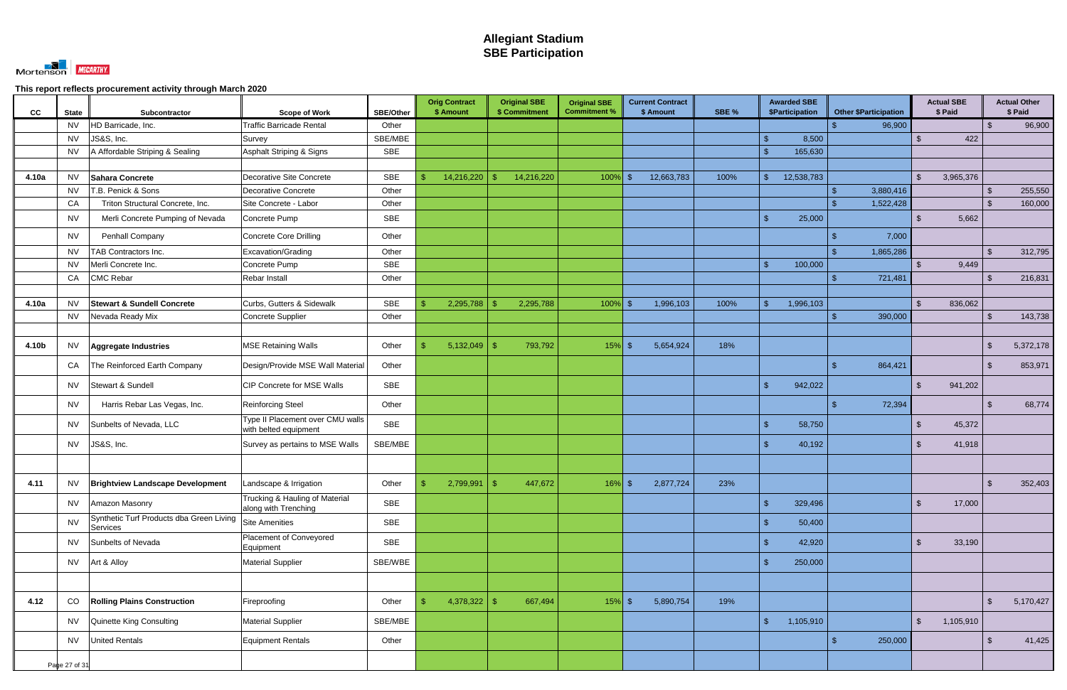# Allegiant Stadium
# SBE Participation

Mortenson | McCARTHY

**This report reflects procurement activity through March 2020**

| CC | State | Subcontractor | Scope of Work | SBE/Other | Orig Contract $ Amount | Original SBE $ Commitment | Original SBE Commitment % | Current Contract $ Amount | SBE % | Awarded SBE $Participation | Other $Participation | Actual SBE $ Paid | Actual Other $ Paid |
|---|---|---|---|---|---|---|---|---|---|---|---|---|---|
| | NV | HD Barricade, Inc. | Traffic Barricade Rental | Other | | | | | | | $ 96,900 | | $ 96,900 |
| | NV | JS&S, Inc. | Survey | SBE/MBE | | | | | | $ 8,500 | | $ 422 | |
| | NV | A Affordable Striping & Sealing | Asphalt Striping & Signs | SBE | | | | | | $ 165,630 | | | |
| | | | | | | | | | | | | | |
| 4.10a | NV | **Sahara Concrete** | Decorative Site Concrete | SBE | $ 14,216,220 | $ 14,216,220 | 100% | $ 12,663,783 | 100% | $ 12,538,783 | | $ 3,965,376 | |
| | NV | T.B. Penick & Sons | Decorative Concrete | Other | | | | | | | $ 3,880,416 | | $ 255,550 |
| | CA | Triton Structural Concrete, Inc. | Site Concrete - Labor | Other | | | | | | | $ 1,522,428 | | $ 160,000 |
| | NV | Merli Concrete Pumping of Nevada | Concrete Pump | SBE | | | | | | $ 25,000 | | $ 5,662 | |
| | NV | Penhall Company | Concrete Core Drilling | Other | | | | | | | $ 7,000 | | |
| | NV | TAB Contractors Inc. | Excavation/Grading | Other | | | | | | | $ 1,865,286 | | $ 312,795 |
| | NV | Merli Concrete Inc. | Concrete Pump | SBE | | | | | | $ 100,000 | | $ 9,449 | |
| | CA | CMC Rebar | Rebar Install | Other | | | | | | | $ 721,481 | | $ 216,831 |
| | | | | | | | | | | | | | |
| 4.10a | NV | **Stewart & Sundell Concrete** | Curbs, Gutters & Sidewalk | SBE | $ 2,295,788 | $ 2,295,788 | 100% | $ 1,996,103 | 100% | $ 1,996,103 | | $ 836,062 | |
| | NV | Nevada Ready Mix | Concrete Supplier | Other | | | | | | | $ 390,000 | | $ 143,738 |
| | | | | | | | | | | | | | |
| 4.10b | NV | **Aggregate Industries** | MSE Retaining Walls | Other | $ 5,132,049 | $ 793,792 | 15% | $ 5,654,924 | 18% | | | | $ 5,372,178 |
| | CA | The Reinforced Earth Company | Design/Provide MSE Wall Material | Other | | | | | | | $ 864,421 | | $ 853,971 |
| | NV | Stewart & Sundell | CIP Concrete for MSE Walls | SBE | | | | | | $ 942,022 | | $ 941,202 | |
| | NV | Harris Rebar Las Vegas, Inc. | Reinforcing Steel | Other | | | | | | | $ 72,394 | | $ 68,774 |
| | NV | Sunbelts of Nevada, LLC | Type II Placement over CMU walls with belted equipment | SBE | | | | | | $ 58,750 | | $ 45,372 | |
| | NV | JS&S, Inc. | Survey as pertains to MSE Walls | SBE/MBE | | | | | | $ 40,192 | | $ 41,918 | |
| | | | | | | | | | | | | | |
| 4.11 | NV | **Brightview Landscape Development** | Landscape & Irrigation | Other | $ 2,799,991 | $ 447,672 | 16% | $ 2,877,724 | 23% | | | | $ 352,403 |
| | NV | Amazon Masonry | Trucking & Hauling of Material along with Trenching | SBE | | | | | | $ 329,496 | | $ 17,000 | |
| | NV | Synthetic Turf Products dba Green Living Services | Site Amenities | SBE | | | | | | $ 50,400 | | | |
| | NV | Sunbelts of Nevada | Placement of Conveyored Equipment | SBE | | | | | | $ 42,920 | | $ 33,190 | |
| | NV | Art & Alloy | Material Supplier | SBE/WBE | | | | | | $ 250,000 | | | |
| | | | | | | | | | | | | | |
| 4.12 | CO | **Rolling Plains Construction** | Fireproofing | Other | $ 4,378,322 | $ 667,494 | 15% | $ 5,890,754 | 19% | | | | $ 5,170,427 |
| | NV | Quinette King Consulting | Material Supplier | SBE/MBE | | | | | | $ 1,105,910 | | $ 1,105,910 | |
| | NV | United Rentals | Equipment Rentals | Other | | | | | | | $ 250,000 | | $ 41,425 |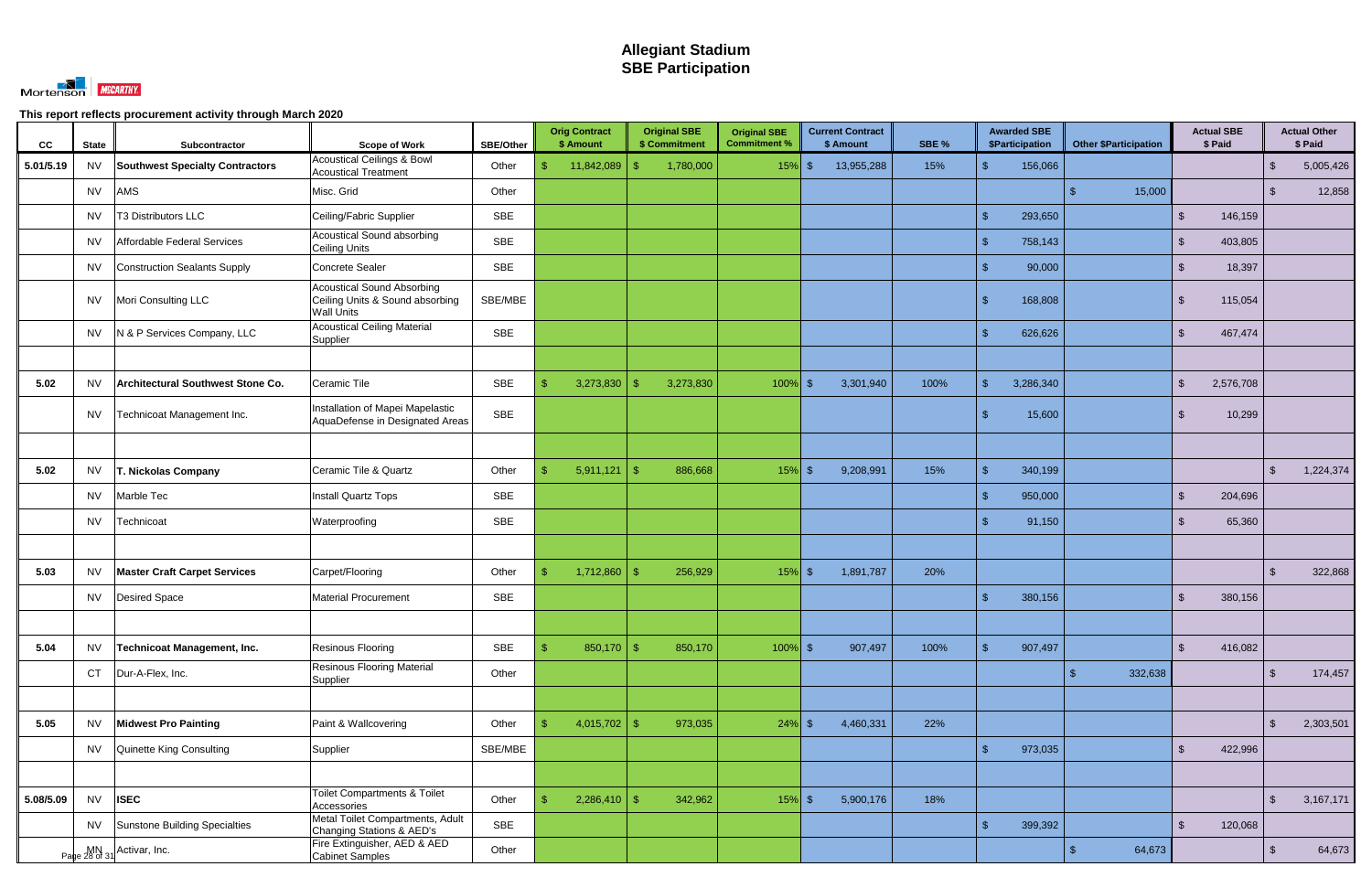# Allegiant Stadium
# SBE Participation

Mortenson | McCARTHY

This report reflects procurement activity through March 2020

| CC | State | Subcontractor | Scope of Work | SBE/Other | Orig Contract $ Amount | Original SBE $ Commitment | Original SBE Commitment % | Current Contract $ Amount | SBE % | Awarded SBE $Participation | Other $Participation | Actual SBE $ Paid | Actual Other $ Paid |
|---|---|---|---|---|---|---|---|---|---|---|---|---|---|
| 5.01/5.19 | NV | **Southwest Specialty Contractors** | Acoustical Ceilings & Bowl Acoustical Treatment | Other | $ 11,842,089 | $ 1,780,000 | 15% | $ 13,955,288 | 15% | $ 156,066 | | | $ 5,005,426 |
| | NV | AMS | Misc. Grid | Other | | | | | | | $ 15,000 | | $ 12,858 |
| | NV | T3 Distributors LLC | Ceiling/Fabric Supplier | SBE | | | | | | $ 293,650 | | $ 146,159 | |
| | NV | Affordable Federal Services | Acoustical Sound absorbing Ceiling Units | SBE | | | | | | $ 758,143 | | $ 403,805 | |
| | NV | Construction Sealants Supply | Concrete Sealer | SBE | | | | | | $ 90,000 | | $ 18,397 | |
| | NV | Mori Consulting LLC | Acoustical Sound Absorbing Ceiling Units & Sound absorbing Wall Units | SBE/MBE | | | | | | $ 168,808 | | $ 115,054 | |
| | NV | N & P Services Company, LLC | Acoustical Ceiling Material Supplier | SBE | | | | | | $ 626,626 | | $ 467,474 | |
| | | | | | | | | | | | | | |
| 5.02 | NV | **Architectural Southwest Stone Co.** | Ceramic Tile | SBE | $ 3,273,830 | $ 3,273,830 | 100% | $ 3,301,940 | 100% | $ 3,286,340 | | $ 2,576,708 | |
| | NV | Technicoat Management Inc. | Installation of Mapei Mapelastic AquaDefense in Designated Areas | SBE | | | | | | $ 15,600 | | $ 10,299 | |
| | | | | | | | | | | | | | |
| 5.02 | NV | **T. Nickolas Company** | Ceramic Tile & Quartz | Other | $ 5,911,121 | $ 886,668 | 15% | $ 9,208,991 | 15% | $ 340,199 | | | $ 1,224,374 |
| | NV | Marble Tec | Install Quartz Tops | SBE | | | | | | $ 950,000 | | $ 204,696 | |
| | NV | Technicoat | Waterproofing | SBE | | | | | | $ 91,150 | | $ 65,360 | |
| | | | | | | | | | | | | | |
| 5.03 | NV | **Master Craft Carpet Services** | Carpet/Flooring | Other | $ 1,712,860 | $ 256,929 | 15% | $ 1,891,787 | 20% | | | | $ 322,868 |
| | NV | Desired Space | Material Procurement | SBE | | | | | | $ 380,156 | | $ 380,156 | |
| | | | | | | | | | | | | | |
| 5.04 | NV | **Technicoat Management, Inc.** | Resinous Flooring | SBE | $ 850,170 | $ 850,170 | 100% | $ 907,497 | 100% | $ 907,497 | | $ 416,082 | |
| | CT | Dur-A-Flex, Inc. | Resinous Flooring Material Supplier | Other | | | | | | | $ 332,638 | | $ 174,457 |
| | | | | | | | | | | | | | |
| 5.05 | NV | **Midwest Pro Painting** | Paint & Wallcovering | Other | $ 4,015,702 | $ 973,035 | 24% | $ 4,460,331 | 22% | | | | $ 2,303,501 |
| | NV | Quinette King Consulting | Supplier | SBE/MBE | | | | | | $ 973,035 | | $ 422,996 | |
| | | | | | | | | | | | | | |
| 5.08/5.09 | NV | **ISEC** | Toilet Compartments & Toilet Accessories | Other | $ 2,286,410 | $ 342,962 | 15% | $ 5,900,176 | 18% | | | | $ 3,167,171 |
| | NV | Sunstone Building Specialties | Metal Toilet Compartments, Adult Changing Stations & AED's | SBE | | | | | | $ 399,392 | | $ 120,068 | |
| | MN | Activar, Inc. | Fire Extinguisher, AED & AED Cabinet Samples | Other | | | | | | | $ 64,673 | | $ 64,673 |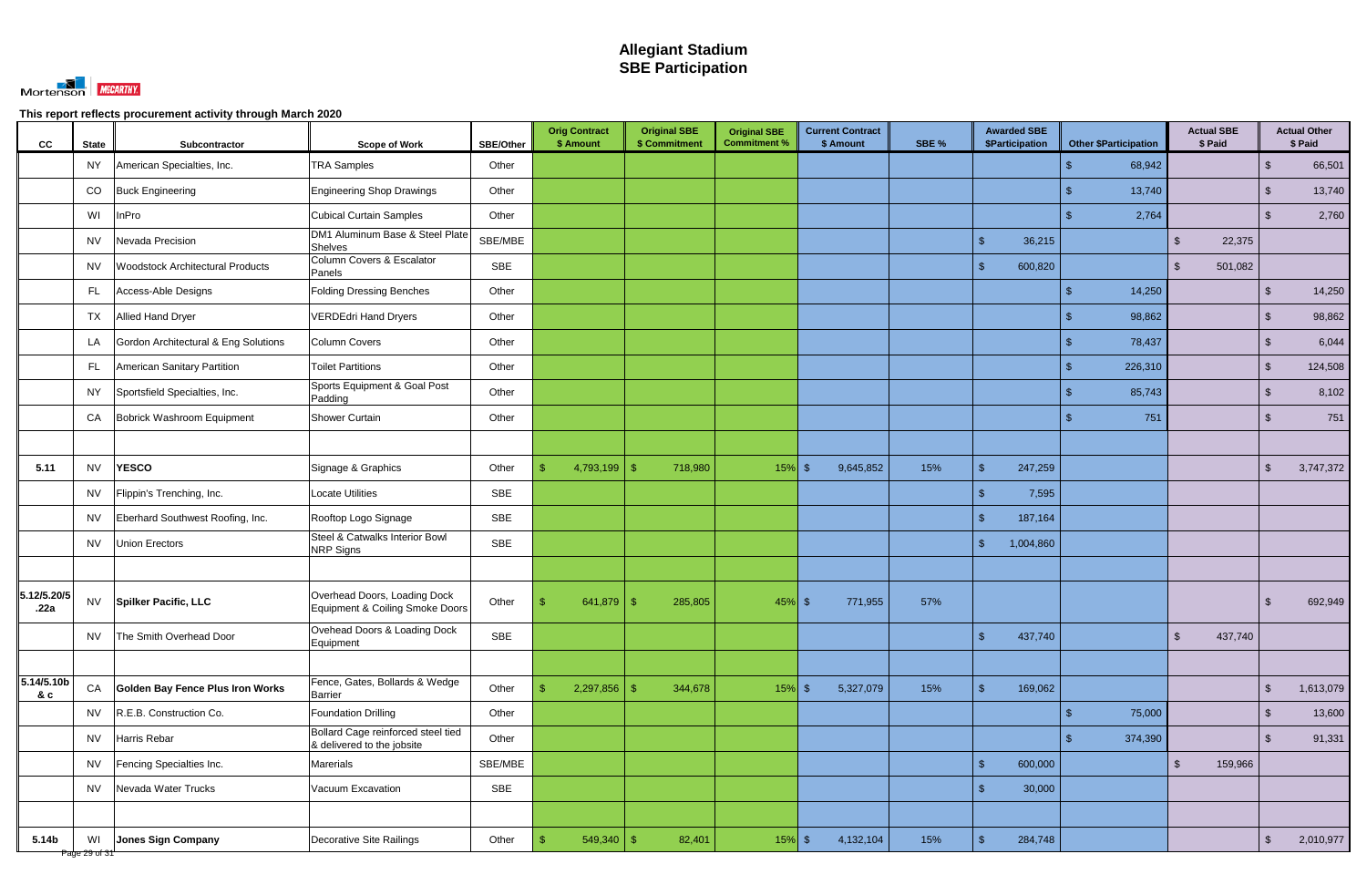# Allegiant Stadium
# SBE Participation

**This report reflects procurement activity through March 2020**

| CC | State | Subcontractor | Scope of Work | SBE/Other | Orig Contract $ Amount | Original SBE $ Commitment | Original SBE Commitment % | Current Contract $ Amount | SBE % | Awarded SBE $Participation | Other $Participation | Actual SBE $ Paid | Actual Other $ Paid |
|---|---|---|---|---|---|---|---|---|---|---|---|---|---|
| | NY | American Specialties, Inc. | TRA Samples | Other | | | | | | | $ 68,942 | | $ 66,501 |
| | CO | Buck Engineering | Engineering Shop Drawings | Other | | | | | | | $ 13,740 | | $ 13,740 |
| | WI | InPro | Cubical Curtain Samples | Other | | | | | | | $ 2,764 | | $ 2,760 |
| | NV | Nevada Precision | DM1 Aluminum Base & Steel Plate Shelves | SBE/MBE | | | | | | $ 36,215 | | $ 22,375 | |
| | NV | Woodstock Architectural Products | Column Covers & Escalator Panels | SBE | | | | | | $ 600,820 | | $ 501,082 | |
| | FL | Access-Able Designs | Folding Dressing Benches | Other | | | | | | | $ 14,250 | | $ 14,250 |
| | TX | Allied Hand Dryer | VERDEdri Hand Dryers | Other | | | | | | | $ 98,862 | | $ 98,862 |
| | LA | Gordon Architectural & Eng Solutions | Column Covers | Other | | | | | | | $ 78,437 | | $ 6,044 |
| | FL | American Sanitary Partition | Toilet Partitions | Other | | | | | | | $ 226,310 | | $ 124,508 |
| | NY | Sportsfield Specialties, Inc. | Sports Equipment & Goal Post Padding | Other | | | | | | | $ 85,743 | | $ 8,102 |
| | CA | Bobrick Washroom Equipment | Shower Curtain | Other | | | | | | | $ 751 | | $ 751 |
| | | | | | | | | | | | | | |
| **5.11** | NV | **YESCO** | Signage & Graphics | Other | $ 4,793,199 | $ 718,980 | 15% | $ 9,645,852 | 15% | $ 247,259 | | | $ 3,747,372 |
| | NV | Flippin's Trenching, Inc. | Locate Utilities | SBE | | | | | | $ 7,595 | | | |
| | NV | Eberhard Southwest Roofing, Inc. | Rooftop Logo Signage | SBE | | | | | | $ 187,164 | | | |
| | NV | Union Erectors | Steel & Catwalks Interior Bowl NRP Signs | SBE | | | | | | $ 1,004,860 | | | |
| | | | | | | | | | | | | | |
| **5.12/5.20/5.22a** | NV | **Spilker Pacific, LLC** | Overhead Doors, Loading Dock Equipment & Coiling Smoke Doors | Other | $ 641,879 | $ 285,805 | 45% | $ 771,955 | 57% | | | | $ 692,949 |
| | NV | The Smith Overhead Door | Ovehead Doors & Loading Dock Equipment | SBE | | | | | | $ 437,740 | | $ 437,740 | |
| | | | | | | | | | | | | | |
| **5.14/5.10b & c** | CA | **Golden Bay Fence Plus Iron Works** | Fence, Gates, Bollards & Wedge Barrier | Other | $ 2,297,856 | $ 344,678 | 15% | $ 5,327,079 | 15% | $ 169,062 | | | $ 1,613,079 |
| | NV | R.E.B. Construction Co. | Foundation Drilling | Other | | | | | | | $ 75,000 | | $ 13,600 |
| | NV | Harris Rebar | Bollard Cage reinforced steel tied & delivered to the jobsite | Other | | | | | | | $ 374,390 | | $ 91,331 |
| | NV | Fencing Specialties Inc. | Marerials | SBE/MBE | | | | | | $ 600,000 | | $ 159,966 | |
| | NV | Nevada Water Trucks | Vacuum Excavation | SBE | | | | | | $ 30,000 | | | |
| | | | | | | | | | | | | | |
| **5.14b** | WI | **Jones Sign Company** | Decorative Site Railings | Other | $ 549,340 | $ 82,401 | 15% | $ 4,132,104 | 15% | $ 284,748 | | | $ 2,010,977 |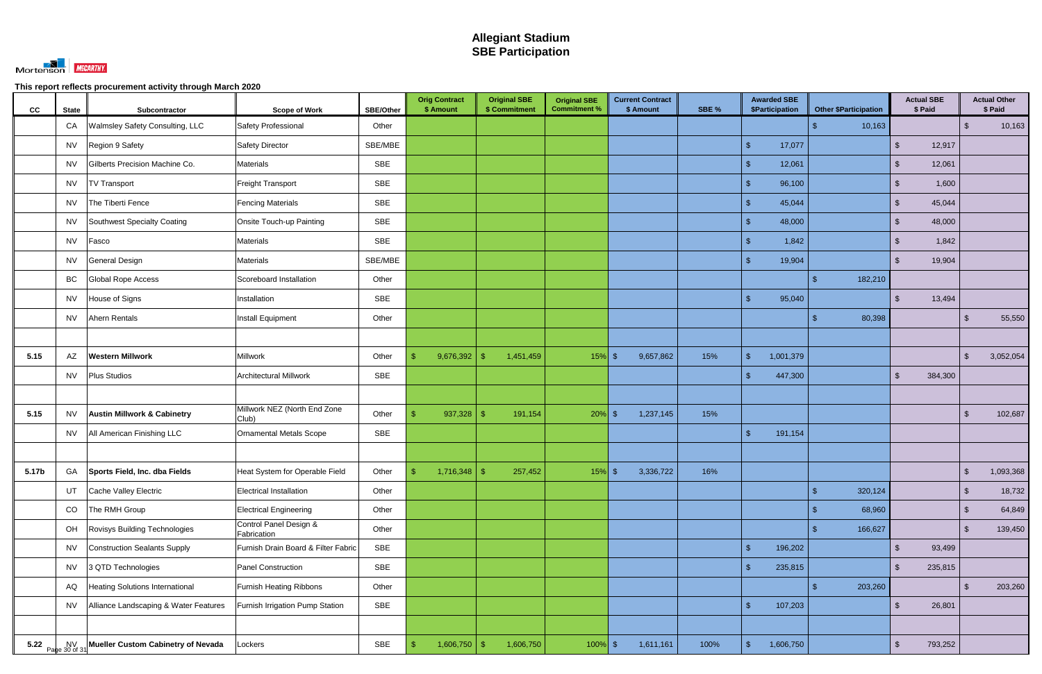# Allegiant Stadium
# SBE Participation

This report reflects procurement activity through March 2020

| CC | State | Subcontractor | Scope of Work | SBE/Other | Orig Contract $ Amount | Original SBE $ Commitment | Original SBE Commitment % | Current Contract $ Amount | SBE % | Awarded SBE $Participation | Other $Participation | Actual SBE $ Paid | Actual Other $ Paid |
|---|---|---|---|---|---|---|---|---|---|---|---|---|---|
| | CA | Walmsley Safety Consulting, LLC | Safety Professional | Other | | | | | | | $ 10,163 | | $ 10,163 |
| | NV | Region 9 Safety | Safety Director | SBE/MBE | | | | | | $ 17,077 | | $ 12,917 | |
| | NV | Gilberts Precision Machine Co. | Materials | SBE | | | | | | $ 12,061 | | $ 12,061 | |
| | NV | TV Transport | Freight Transport | SBE | | | | | | $ 96,100 | | $ 1,600 | |
| | NV | The Tiberti Fence | Fencing Materials | SBE | | | | | | $ 45,044 | | $ 45,044 | |
| | NV | Southwest Specialty Coating | Onsite Touch-up Painting | SBE | | | | | | $ 48,000 | | $ 48,000 | |
| | NV | Fasco | Materials | SBE | | | | | | $ 1,842 | | $ 1,842 | |
| | NV | General Design | Materials | SBE/MBE | | | | | | $ 19,904 | | $ 19,904 | |
| | BC | Global Rope Access | Scoreboard Installation | Other | | | | | | | $ 182,210 | | |
| | NV | House of Signs | Installation | SBE | | | | | | $ 95,040 | | $ 13,494 | |
| | NV | Ahern Rentals | Install Equipment | Other | | | | | | | $ 80,398 | | $ 55,550 |
| | | | | | | | | | | | | | |
| 5.15 | AZ | **Western Millwork** | Millwork | Other | $ 9,676,392 | $ 1,451,459 | 15% | $ 9,657,862 | 15% | $ 1,001,379 | | | $ 3,052,054 |
| | NV | Plus Studios | Architectural Millwork | SBE | | | | | | $ 447,300 | | $ 384,300 | |
| | | | | | | | | | | | | | |
| 5.15 | NV | **Austin Millwork & Cabinetry** | Millwork NEZ (North End Zone Club) | Other | $ 937,328 | $ 191,154 | 20% | $ 1,237,145 | 15% | | | | $ 102,687 |
| | NV | All American Finishing LLC | Ornamental Metals Scope | SBE | | | | | | $ 191,154 | | | |
| | | | | | | | | | | | | | |
| 5.17b | GA | **Sports Field, Inc. dba Fields** | Heat System for Operable Field | Other | $ 1,716,348 | $ 257,452 | 15% | $ 3,336,722 | 16% | | | | $ 1,093,368 |
| | UT | Cache Valley Electric | Electrical Installation | Other | | | | | | | $ 320,124 | | $ 18,732 |
| | CO | The RMH Group | Electrical Engineering | Other | | | | | | | $ 68,960 | | $ 64,849 |
| | OH | Rovisys Building Technologies | Control Panel Design & Fabrication | Other | | | | | | | $ 166,627 | | $ 139,450 |
| | NV | Construction Sealants Supply | Furnish Drain Board & Filter Fabric | SBE | | | | | | $ 196,202 | | $ 93,499 | |
| | NV | 3 QTD Technologies | Panel Construction | SBE | | | | | | $ 235,815 | | $ 235,815 | |
| | AQ | Heating Solutions International | Furnish Heating Ribbons | Other | | | | | | | $ 203,260 | | $ 203,260 |
| | NV | Alliance Landscaping & Water Features | Furnish Irrigation Pump Station | SBE | | | | | | $ 107,203 | | $ 26,801 | |
| | | | | | | | | | | | | | |
| 5.22 | NV | **Mueller Custom Cabinetry of Nevada** | Lockers | SBE | $ 1,606,750 | $ 1,606,750 | 100% | $ 1,611,161 | 100% | $ 1,606,750 | | $ 793,252 | |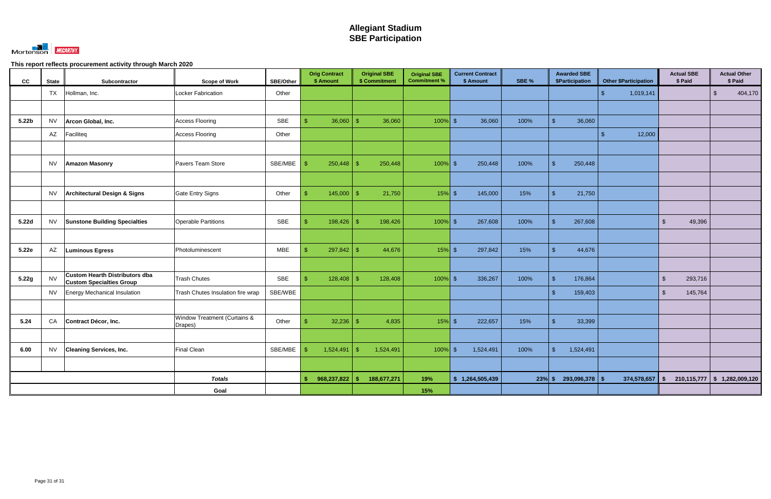# Allegiant Stadium
# SBE Participation

Mortenson | McCARTHY

**This report reflects procurement activity through March 2020**

| CC | State | Subcontractor | Scope of Work | SBE/Other | Orig Contract $ Amount | Original SBE $ Commitment | Original SBE Commitment % | Current Contract $ Amount | SBE % | Awarded SBE $Participation | Other $Participation | Actual SBE $ Paid | Actual Other $ Paid |
|---|---|---|---|---|---|---|---|---|---|---|---|---|---|
| | TX | Hollman, Inc. | Locker Fabrication | Other | | | | | | | $ 1,019,141 | | $ 404,170 |
| | | | | | | | | | | | | | |
| 5.22b | NV | **Arcon Global, Inc.** | Access Flooring | SBE | $ 36,060 | $ 36,060 | 100% | $ 36,060 | 100% | $ 36,060 | | | |
| | AZ | Faciliteq | Access Flooring | Other | | | | | | | $ 12,000 | | |
| | | | | | | | | | | | | | |
| | NV | **Amazon Masonry** | Pavers Team Store | SBE/MBE | $ 250,448 | $ 250,448 | 100% | $ 250,448 | 100% | $ 250,448 | | | |
| | | | | | | | | | | | | | |
| | NV | **Architectural Design & Signs** | Gate Entry Signs | Other | $ 145,000 | $ 21,750 | 15% | $ 145,000 | 15% | $ 21,750 | | | |
| | | | | | | | | | | | | | |
| 5.22d | NV | **Sunstone Building Specialties** | Operable Partitions | SBE | $ 198,426 | $ 198,426 | 100% | $ 267,608 | 100% | $ 267,608 | | $ 49,396 | |
| | | | | | | | | | | | | | |
| 5.22e | AZ | **Luminous Egress** | Photoluminescent | MBE | $ 297,842 | $ 44,676 | 15% | $ 297,842 | 15% | $ 44,676 | | | |
| | | | | | | | | | | | | | |
| 5.22g | NV | **Custom Hearth Distributors dba Custom Specialties Group** | Trash Chutes | SBE | $ 128,408 | $ 128,408 | 100% | $ 336,267 | 100% | $ 176,864 | | $ 293,716 | |
| | NV | Energy Mechanical Insulation | Trash Chutes Insulation fire wrap | SBE/WBE | | | | | | $ 159,403 | | $ 145,764 | |
| | | | | | | | | | | | | | |
| 5.24 | CA | **Contract Décor, Inc.** | Window Treatment (Curtains & Drapes) | Other | $ 32,236 | $ 4,835 | 15% | $ 222,657 | 15% | $ 33,399 | | | |
| | | | | | | | | | | | | | |
| 6.00 | NV | **Cleaning Services, Inc.** | Final Clean | SBE/MBE | $ 1,524,491 | $ 1,524,491 | 100% | $ 1,524,491 | 100% | $ 1,524,491 | | | |
| | | | | | | | | | | | | | |
| | | | ***Totals*** | | **$ 968,237,822** | **$ 188,677,271** | **19%** | **$ 1,264,505,439** | **23%** | **$ 293,096,378** | **$ 374,578,657** | **$ 210,115,777** | **$ 1,282,009,120** |
| | | | **Goal** | | | | **15%** | | | | | | |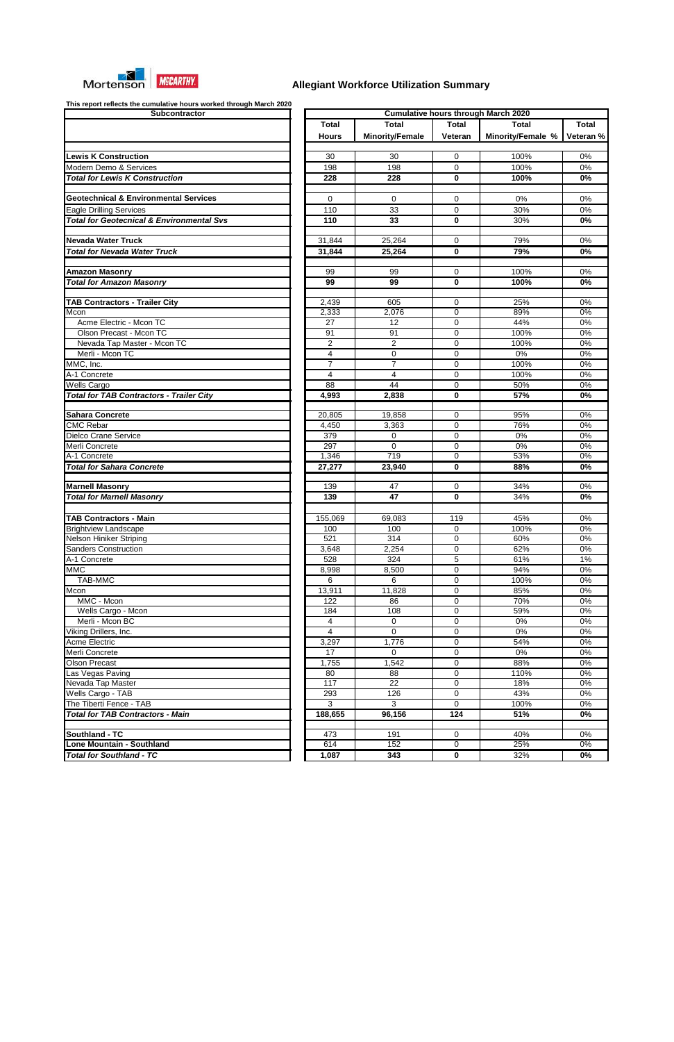Mortenson | McCARTHY

# Allegiant Workforce Utilization Summary

**This report reflects the cumulative hours worked through March 2020**

| Subcontractor | Cumulative hours through March 2020 | | | | |
|---|---|---|---|---|---|
| | Total Hours | Total Minority/Female | Total Veteran | Total Minority/Female % | Total Veteran % |
| **Lewis K Construction** | 30 | 30 | 0 | 100% | 0% |
| Modern Demo & Services | 198 | 198 | 0 | 100% | 0% |
| ***Total for Lewis K Construction*** | **228** | **228** | **0** | **100%** | **0%** |
| **Geotechnical & Environmental Services** | 0 | 0 | 0 | 0% | 0% |
| Eagle Drilling Services | 110 | 33 | 0 | 30% | 0% |
| ***Total for Geotecnical & Environmental Svs*** | **110** | **33** | **0** | 30% | **0%** |
| **Nevada Water Truck** | 31,844 | 25,264 | 0 | 79% | 0% |
| ***Total for Nevada Water Truck*** | **31,844** | **25,264** | **0** | **79%** | **0%** |
| **Amazon Masonry** | 99 | 99 | 0 | 100% | 0% |
| ***Total for Amazon Masonry*** | **99** | **99** | **0** | **100%** | **0%** |
| **TAB Contractors - Trailer City** | 2,439 | 605 | 0 | 25% | 0% |
| Mcon | 2,333 | 2,076 | 0 | 89% | 0% |
| Acme Electric - Mcon TC | 27 | 12 | 0 | 44% | 0% |
| Olson Precast - Mcon TC | 91 | 91 | 0 | 100% | 0% |
| Nevada Tap Master - Mcon TC | 2 | 2 | 0 | 100% | 0% |
| Merli - Mcon TC | 4 | 0 | 0 | 0% | 0% |
| MMC, Inc. | 7 | 7 | 0 | 100% | 0% |
| A-1 Concrete | 4 | 4 | 0 | 100% | 0% |
| Wells Cargo | 88 | 44 | 0 | 50% | 0% |
| ***Total for TAB Contractors - Trailer City*** | **4,993** | **2,838** | **0** | **57%** | **0%** |
| **Sahara Concrete** | 20,805 | 19,858 | 0 | 95% | 0% |
| CMC Rebar | 4,450 | 3,363 | 0 | 76% | 0% |
| Dielco Crane Service | 379 | 0 | 0 | 0% | 0% |
| Merli Concrete | 297 | 0 | 0 | 0% | 0% |
| A-1 Concrete | 1,346 | 719 | 0 | 53% | 0% |
| ***Total for Sahara Concrete*** | **27,277** | **23,940** | **0** | **88%** | **0%** |
| **Marnell Masonry** | 139 | 47 | 0 | 34% | 0% |
| ***Total for Marnell Masonry*** | **139** | **47** | **0** | 34% | **0%** |
| **TAB Contractors - Main** | 155,069 | 69,083 | 119 | 45% | 0% |
| Brightview Landscape | 100 | 100 | 0 | 100% | 0% |
| Nelson Hiniker Striping | 521 | 314 | 0 | 60% | 0% |
| Sanders Construction | 3,648 | 2,254 | 0 | 62% | 0% |
| A-1 Concrete | 528 | 324 | 5 | 61% | 1% |
| MMC | 8,998 | 8,500 | 0 | 94% | 0% |
| TAB-MMC | 6 | 6 | 0 | 100% | 0% |
| Mcon | 13,911 | 11,828 | 0 | 85% | 0% |
| MMC - Mcon | 122 | 86 | 0 | 70% | 0% |
| Wells Cargo - Mcon | 184 | 108 | 0 | 59% | 0% |
| Merli - Mcon BC | 4 | 0 | 0 | 0% | 0% |
| Viking Drillers, Inc. | 4 | 0 | 0 | 0% | 0% |
| Acme Electric | 3,297 | 1,776 | 0 | 54% | 0% |
| Merli Concrete | 17 | 0 | 0 | 0% | 0% |
| Olson Precast | 1,755 | 1,542 | 0 | 88% | 0% |
| Las Vegas Paving | 80 | 88 | 0 | 110% | 0% |
| Nevada Tap Master | 117 | 22 | 0 | 18% | 0% |
| Wells Cargo - TAB | 293 | 126 | 0 | 43% | 0% |
| The Tiberti Fence - TAB | 3 | 3 | 0 | 100% | 0% |
| ***Total for TAB Contractors - Main*** | **188,655** | **96,156** | **124** | **51%** | **0%** |
| **Southland - TC** | 473 | 191 | 0 | 40% | 0% |
| **Lone Mountain - Southland** | 614 | 152 | 0 | 25% | 0% |
| ***Total for Southland - TC*** | **1,087** | **343** | **0** | 32% | **0%** |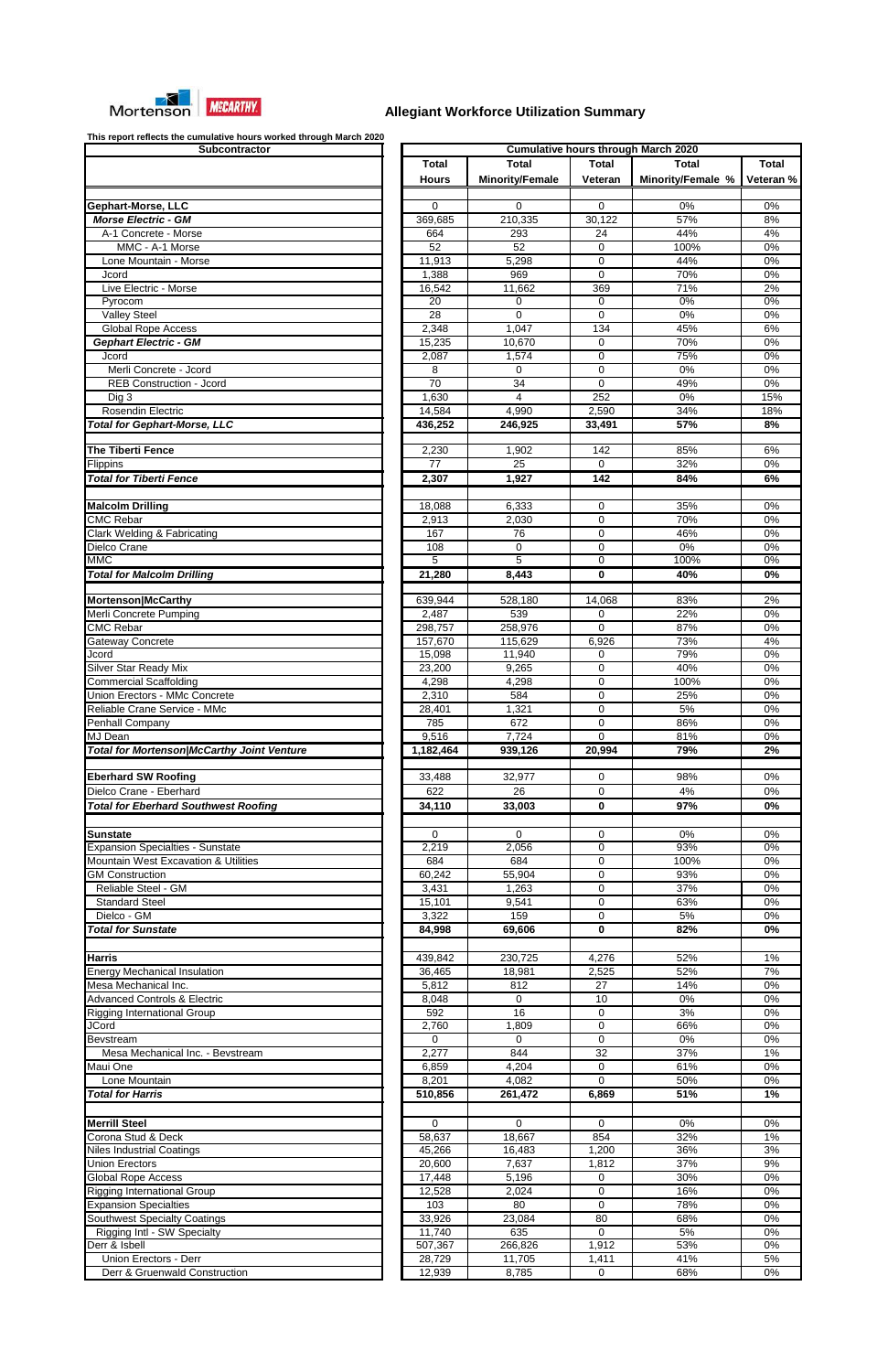Mortenson | McCARTHY

## Allegiant Workforce Utilization Summary

This report reflects the cumulative hours worked through March 2020

| Subcontractor | Cumulative hours through March 2020 | | | | |
|---|---|---|---|---|---|
| | Total Hours | Total Minority/Female | Total Veteran | Total Minority/Female % | Total Veteran % |
| | | | | | |
| **Gephart-Morse, LLC** | 0 | 0 | 0 | 0% | 0% |
| ***Morse Electric - GM*** | 369,685 | 210,335 | 30,122 | 57% | 8% |
| A-1 Concrete - Morse | 664 | 293 | 24 | 44% | 4% |
| MMC - A-1 Morse | 52 | 52 | 0 | 100% | 0% |
| Lone Mountain - Morse | 11,913 | 5,298 | 0 | 44% | 0% |
| Jcord | 1,388 | 969 | 0 | 70% | 0% |
| Live Electric - Morse | 16,542 | 11,662 | 369 | 71% | 2% |
| Pyrocom | 20 | 0 | 0 | 0% | 0% |
| Valley Steel | 28 | 0 | 0 | 0% | 0% |
| Global Rope Access | 2,348 | 1,047 | 134 | 45% | 6% |
| ***Gephart Electric - GM*** | 15,235 | 10,670 | 0 | 70% | 0% |
| Jcord | 2,087 | 1,574 | 0 | 75% | 0% |
| Merli Concrete - Jcord | 8 | 0 | 0 | 0% | 0% |
| REB Construction - Jcord | 70 | 34 | 0 | 49% | 0% |
| Dig 3 | 1,630 | 4 | 252 | 0% | 15% |
| Rosendin Electric | 14,584 | 4,990 | 2,590 | 34% | 18% |
| ***Total for Gephart-Morse, LLC*** | **436,252** | **246,925** | **33,491** | **57%** | **8%** |
| | | | | | |
| **The Tiberti Fence** | 2,230 | 1,902 | 142 | 85% | 6% |
| Flippins | 77 | 25 | 0 | 32% | 0% |
| ***Total for Tiberti Fence*** | **2,307** | **1,927** | **142** | **84%** | **6%** |
| | | | | | |
| **Malcolm Drilling** | 18,088 | 6,333 | 0 | 35% | 0% |
| CMC Rebar | 2,913 | 2,030 | 0 | 70% | 0% |
| Clark Welding & Fabricating | 167 | 76 | 0 | 46% | 0% |
| Dielco Crane | 108 | 0 | 0 | 0% | 0% |
| MMC | 5 | 5 | 0 | 100% | 0% |
| ***Total for Malcolm Drilling*** | **21,280** | **8,443** | **0** | **40%** | **0%** |
| | | | | | |
| **Mortenson\|McCarthy** | 639,944 | 528,180 | 14,068 | 83% | 2% |
| Merli Concrete Pumping | 2,487 | 539 | 0 | 22% | 0% |
| CMC Rebar | 298,757 | 258,976 | 0 | 87% | 0% |
| Gateway Concrete | 157,670 | 115,629 | 6,926 | 73% | 4% |
| Jcord | 15,098 | 11,940 | 0 | 79% | 0% |
| Silver Star Ready Mix | 23,200 | 9,265 | 0 | 40% | 0% |
| Commercial Scaffolding | 4,298 | 4,298 | 0 | 100% | 0% |
| Union Erectors - MMc Concrete | 2,310 | 584 | 0 | 25% | 0% |
| Reliable Crane Service - MMc | 28,401 | 1,321 | 0 | 5% | 0% |
| Penhall Company | 785 | 672 | 0 | 86% | 0% |
| MJ Dean | 9,516 | 7,724 | 0 | 81% | 0% |
| ***Total for Mortenson\|McCarthy Joint Venture*** | **1,182,464** | **939,126** | **20,994** | **79%** | **2%** |
| | | | | | |
| **Eberhard SW Roofing** | 33,488 | 32,977 | 0 | 98% | 0% |
| Dielco Crane - Eberhard | 622 | 26 | 0 | 4% | 0% |
| ***Total for Eberhard Southwest Roofing*** | **34,110** | **33,003** | **0** | **97%** | **0%** |
| | | | | | |
| **Sunstate** | 0 | 0 | 0 | 0% | 0% |
| Expansion Specialties - Sunstate | 2,219 | 2,056 | 0 | 93% | 0% |
| Mountain West Excavation & Utilities | 684 | 684 | 0 | 100% | 0% |
| GM Construction | 60,242 | 55,904 | 0 | 93% | 0% |
| Reliable Steel - GM | 3,431 | 1,263 | 0 | 37% | 0% |
| Standard Steel | 15,101 | 9,541 | 0 | 63% | 0% |
| Dielco - GM | 3,322 | 159 | 0 | 5% | 0% |
| ***Total for Sunstate*** | **84,998** | **69,606** | **0** | **82%** | **0%** |
| | | | | | |
| **Harris** | 439,842 | 230,725 | 4,276 | 52% | 1% |
| Energy Mechanical Insulation | 36,465 | 18,981 | 2,525 | 52% | 7% |
| Mesa Mechanical Inc. | 5,812 | 812 | 27 | 14% | 0% |
| Advanced Controls & Electric | 8,048 | 0 | 10 | 0% | 0% |
| Rigging International Group | 592 | 16 | 0 | 3% | 0% |
| JCord | 2,760 | 1,809 | 0 | 66% | 0% |
| Bevstream | 0 | 0 | 0 | 0% | 0% |
| Mesa Mechanical Inc. - Bevstream | 2,277 | 844 | 32 | 37% | 1% |
| Maui One | 6,859 | 4,204 | 0 | 61% | 0% |
| Lone Mountain | 8,201 | 4,082 | 0 | 50% | 0% |
| ***Total for Harris*** | **510,856** | **261,472** | **6,869** | **51%** | **1%** |
| | | | | | |
| **Merrill Steel** | 0 | 0 | 0 | 0% | 0% |
| Corona Stud & Deck | 58,637 | 18,667 | 854 | 32% | 1% |
| Niles Industrial Coatings | 45,266 | 16,483 | 1,200 | 36% | 3% |
| Union Erectors | 20,600 | 7,637 | 1,812 | 37% | 9% |
| Global Rope Access | 17,448 | 5,196 | 0 | 30% | 0% |
| Rigging International Group | 12,528 | 2,024 | 0 | 16% | 0% |
| Expansion Specialties | 103 | 80 | 0 | 78% | 0% |
| Southwest Specialty Coatings | 33,926 | 23,084 | 80 | 68% | 0% |
| Rigging Intl - SW Specialty | 11,740 | 635 | 0 | 5% | 0% |
| Derr & Isbell | 507,367 | 266,826 | 1,912 | 53% | 0% |
| Union Erectors - Derr | 28,729 | 11,705 | 1,411 | 41% | 5% |
| Derr & Gruenwald Construction | 12,939 | 8,785 | 0 | 68% | 0% |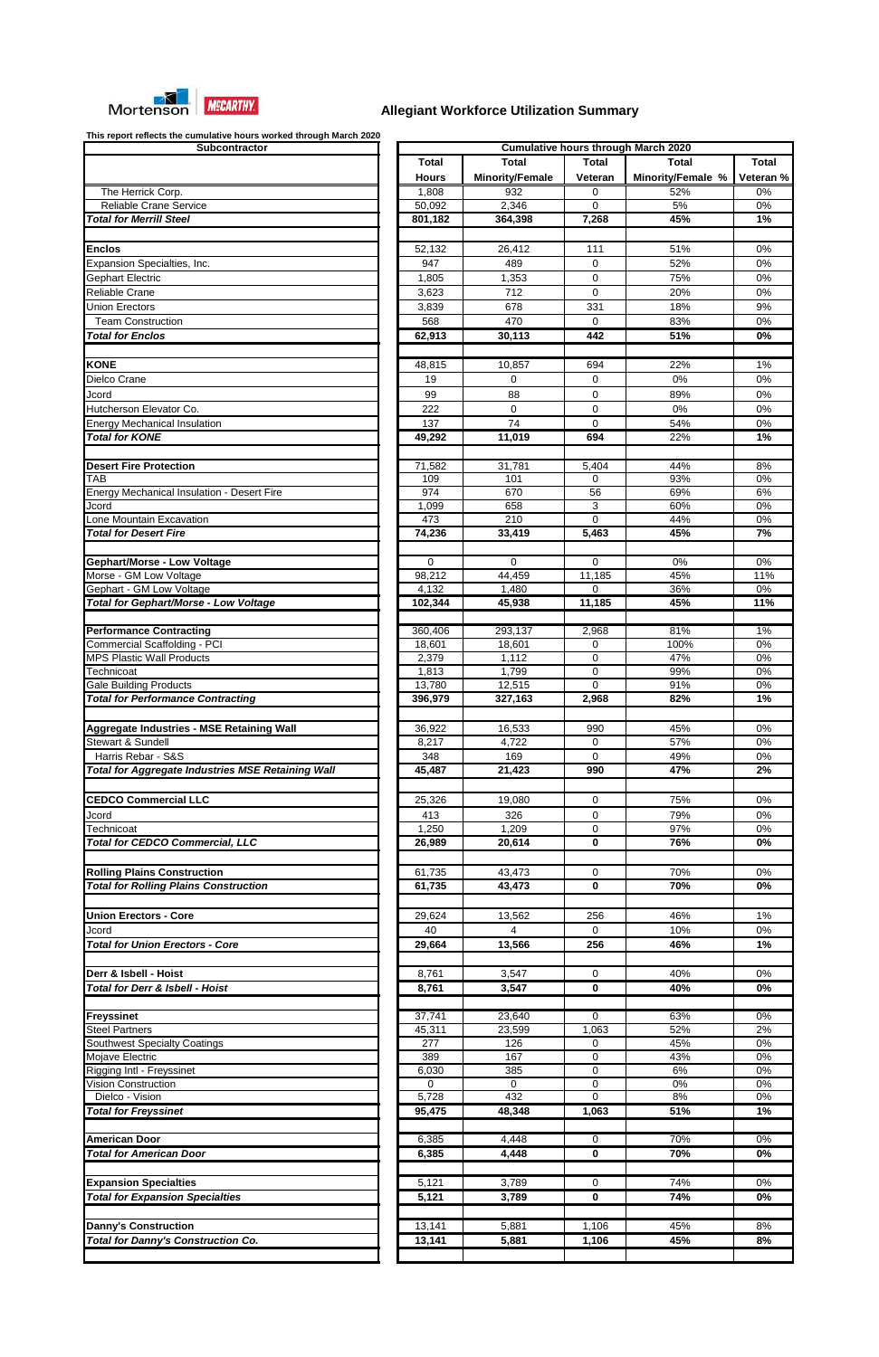Mortenson | McCARTHY

## Allegiant Workforce Utilization Summary

This report reflects the cumulative hours worked through March 2020

| Subcontractor | Total Hours | Total Minority/Female | Total Veteran | Total Minority/Female % | Total Veteran % |
|---|---|---|---|---|---|
| | **Cumulative hours through March 2020** | | | | |
| The Herrick Corp. | 1,808 | 932 | 0 | 52% | 0% |
| Reliable Crane Service | 50,092 | 2,346 | 0 | 5% | 0% |
| ***Total for Merrill Steel*** | **801,182** | **364,398** | **7,268** | **45%** | **1%** |
| | | | | | |
| **Enclos** | 52,132 | 26,412 | 111 | 51% | 0% |
| Expansion Specialties, Inc. | 947 | 489 | 0 | 52% | 0% |
| Gephart Electric | 1,805 | 1,353 | 0 | 75% | 0% |
| Reliable Crane | 3,623 | 712 | 0 | 20% | 0% |
| Union Erectors | 3,839 | 678 | 331 | 18% | 9% |
| Team Construction | 568 | 470 | 0 | 83% | 0% |
| ***Total for Enclos*** | **62,913** | **30,113** | **442** | **51%** | **0%** |
| | | | | | |
| **KONE** | 48,815 | 10,857 | 694 | 22% | 1% |
| Dielco Crane | 19 | 0 | 0 | 0% | 0% |
| Jcord | 99 | 88 | 0 | 89% | 0% |
| Hutcherson Elevator Co. | 222 | 0 | 0 | 0% | 0% |
| Energy Mechanical Insulation | 137 | 74 | 0 | 54% | 0% |
| ***Total for KONE*** | **49,292** | **11,019** | **694** | **22%** | **1%** |
| | | | | | |
| **Desert Fire Protection** | 71,582 | 31,781 | 5,404 | 44% | 8% |
| TAB | 109 | 101 | 0 | 93% | 0% |
| Energy Mechanical Insulation - Desert Fire | 974 | 670 | 56 | 69% | 6% |
| Jcord | 1,099 | 658 | 3 | 60% | 0% |
| Lone Mountain Excavation | 473 | 210 | 0 | 44% | 0% |
| ***Total for Desert Fire*** | **74,236** | **33,419** | **5,463** | **45%** | **7%** |
| | | | | | |
| **Gephart/Morse - Low Voltage** | 0 | 0 | 0 | 0% | 0% |
| Morse - GM Low Voltage | 98,212 | 44,459 | 11,185 | 45% | 11% |
| Gephart - GM Low Voltage | 4,132 | 1,480 | 0 | 36% | 0% |
| ***Total for Gephart/Morse - Low Voltage*** | **102,344** | **45,938** | **11,185** | **45%** | **11%** |
| | | | | | |
| **Performance Contracting** | 360,406 | 293,137 | 2,968 | 81% | 1% |
| Commercial Scaffolding - PCI | 18,601 | 18,601 | 0 | 100% | 0% |
| MPS Plastic Wall Products | 2,379 | 1,112 | 0 | 47% | 0% |
| Technicoat | 1,813 | 1,799 | 0 | 99% | 0% |
| Gale Building Products | 13,780 | 12,515 | 0 | 91% | 0% |
| ***Total for Performance Contracting*** | **396,979** | **327,163** | **2,968** | **82%** | **1%** |
| | | | | | |
| **Aggregate Industries - MSE Retaining Wall** | 36,922 | 16,533 | 990 | 45% | 0% |
| Stewart & Sundell | 8,217 | 4,722 | 0 | 57% | 0% |
| Harris Rebar - S&S | 348 | 169 | 0 | 49% | 0% |
| ***Total for Aggregate Industries MSE Retaining Wall*** | **45,487** | **21,423** | **990** | **47%** | **2%** |
| | | | | | |
| **CEDCO Commercial LLC** | 25,326 | 19,080 | 0 | 75% | 0% |
| Jcord | 413 | 326 | 0 | 79% | 0% |
| Technicoat | 1,250 | 1,209 | 0 | 97% | 0% |
| ***Total for CEDCO Commercial, LLC*** | **26,989** | **20,614** | **0** | **76%** | **0%** |
| | | | | | |
| **Rolling Plains Construction** | 61,735 | 43,473 | 0 | 70% | 0% |
| ***Total for Rolling Plains Construction*** | **61,735** | **43,473** | **0** | **70%** | **0%** |
| | | | | | |
| **Union Erectors - Core** | 29,624 | 13,562 | 256 | 46% | 1% |
| Jcord | 40 | 4 | 0 | 10% | 0% |
| ***Total for Union Erectors - Core*** | **29,664** | **13,566** | **256** | **46%** | **1%** |
| | | | | | |
| **Derr & Isbell - Hoist** | 8,761 | 3,547 | 0 | 40% | 0% |
| ***Total for Derr & Isbell - Hoist*** | **8,761** | **3,547** | **0** | **40%** | **0%** |
| | | | | | |
| **Freyssinet** | 37,741 | 23,640 | 0 | 63% | 0% |
| Steel Partners | 45,311 | 23,599 | 1,063 | 52% | 2% |
| Southwest Specialty Coatings | 277 | 126 | 0 | 45% | 0% |
| Mojave Electric | 389 | 167 | 0 | 43% | 0% |
| Rigging Intl - Freyssinet | 6,030 | 385 | 0 | 6% | 0% |
| Vision Construction | 0 | 0 | 0 | 0% | 0% |
| Dielco - Vision | 5,728 | 432 | 0 | 8% | 0% |
| ***Total for Freyssinet*** | **95,475** | **48,348** | **1,063** | **51%** | **1%** |
| | | | | | |
| **American Door** | 6,385 | 4,448 | 0 | 70% | 0% |
| ***Total for American Door*** | **6,385** | **4,448** | **0** | **70%** | **0%** |
| | | | | | |
| **Expansion Specialties** | 5,121 | 3,789 | 0 | 74% | 0% |
| ***Total for Expansion Specialties*** | **5,121** | **3,789** | **0** | **74%** | **0%** |
| | | | | | |
| **Danny's Construction** | 13,141 | 5,881 | 1,106 | 45% | 8% |
| ***Total for Danny's Construction Co.*** | **13,141** | **5,881** | **1,106** | **45%** | **8%** |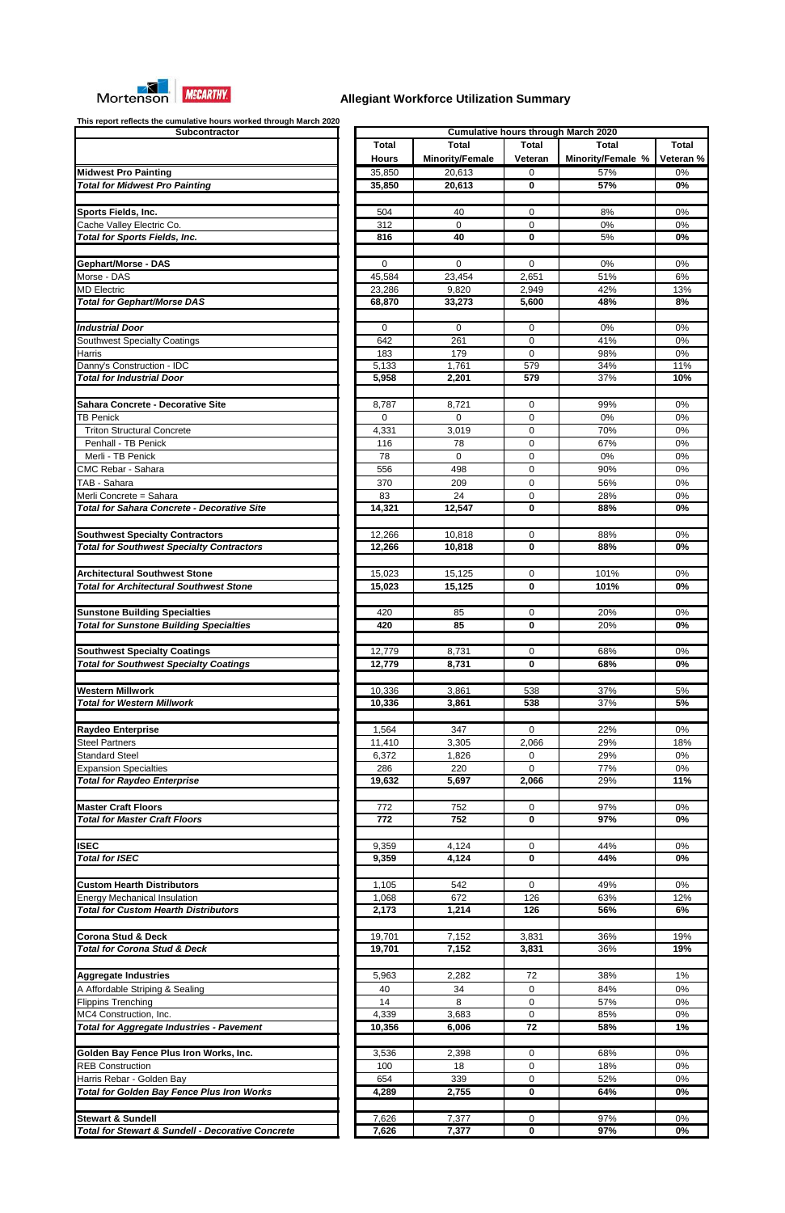Mortenson | McCARTHY

## Allegiant Workforce Utilization Summary

This report reflects the cumulative hours worked through March 2020

| Subcontractor | Cumulative hours through March 2020 | | | | |
|---|---|---|---|---|---|
| | Total Hours | Total Minority/Female | Total Veteran | Total Minority/Female % | Total Veteran % |
| **Midwest Pro Painting** | 35,850 | 20,613 | 0 | 57% | 0% |
| ***Total for Midwest Pro Painting*** | **35,850** | **20,613** | **0** | **57%** | **0%** |
| | | | | | |
| **Sports Fields, Inc.** | 504 | 40 | 0 | 8% | 0% |
| Cache Valley Electric Co. | 312 | 0 | 0 | 0% | 0% |
| ***Total for Sports Fields, Inc.*** | **816** | **40** | **0** | 5% | **0%** |
| | | | | | |
| **Gephart/Morse - DAS** | 0 | 0 | 0 | 0% | 0% |
| Morse - DAS | 45,584 | 23,454 | 2,651 | 51% | 6% |
| MD Electric | 23,286 | 9,820 | 2,949 | 42% | 13% |
| ***Total for Gephart/Morse DAS*** | **68,870** | **33,273** | **5,600** | **48%** | **8%** |
| | | | | | |
| ***Industrial Door*** | 0 | 0 | 0 | 0% | 0% |
| Southwest Specialty Coatings | 642 | 261 | 0 | 41% | 0% |
| Harris | 183 | 179 | 0 | 98% | 0% |
| Danny's Construction - IDC | 5,133 | 1,761 | 579 | 34% | 11% |
| ***Total for Industrial Door*** | **5,958** | **2,201** | **579** | **37%** | **10%** |
| | | | | | |
| **Sahara Concrete - Decorative Site** | 8,787 | 8,721 | 0 | 99% | 0% |
| TB Penick | 0 | 0 | 0 | 0% | 0% |
| Triton Structural Concrete | 4,331 | 3,019 | 0 | 70% | 0% |
| Penhall - TB Penick | 116 | 78 | 0 | 67% | 0% |
| Merli - TB Penick | 78 | 0 | 0 | 0% | 0% |
| CMC Rebar - Sahara | 556 | 498 | 0 | 90% | 0% |
| TAB - Sahara | 370 | 209 | 0 | 56% | 0% |
| Merli Concrete = Sahara | 83 | 24 | 0 | 28% | 0% |
| ***Total for Sahara Concrete - Decorative Site*** | **14,321** | **12,547** | **0** | **88%** | **0%** |
| | | | | | |
| **Southwest Specialty Contractors** | 12,266 | 10,818 | 0 | 88% | 0% |
| ***Total for Southwest Specialty Contractors*** | **12,266** | **10,818** | **0** | **88%** | **0%** |
| | | | | | |
| **Architectural Southwest Stone** | 15,023 | 15,125 | 0 | 101% | 0% |
| ***Total for Architectural Southwest Stone*** | **15,023** | **15,125** | **0** | **101%** | **0%** |
| | | | | | |
| **Sunstone Building Specialties** | 420 | 85 | 0 | 20% | 0% |
| ***Total for Sunstone Building Specialties*** | **420** | **85** | **0** | 20% | **0%** |
| | | | | | |
| **Southwest Specialty Coatings** | 12,779 | 8,731 | 0 | 68% | 0% |
| ***Total for Southwest Specialty Coatings*** | **12,779** | **8,731** | **0** | **68%** | **0%** |
| | | | | | |
| **Western Millwork** | 10,336 | 3,861 | 538 | 37% | 5% |
| ***Total for Western Millwork*** | **10,336** | **3,861** | **538** | 37% | **5%** |
| | | | | | |
| **Raydeo Enterprise** | 1,564 | 347 | 0 | 22% | 0% |
| Steel Partners | 11,410 | 3,305 | 2,066 | 29% | 18% |
| Standard Steel | 6,372 | 1,826 | 0 | 29% | 0% |
| Expansion Specialties | 286 | 220 | 0 | 77% | 0% |
| ***Total for Raydeo Enterprise*** | **19,632** | **5,697** | **2,066** | 29% | **11%** |
| | | | | | |
| **Master Craft Floors** | 772 | 752 | 0 | 97% | 0% |
| ***Total for Master Craft Floors*** | **772** | **752** | **0** | **97%** | **0%** |
| | | | | | |
| **ISEC** | 9,359 | 4,124 | 0 | 44% | 0% |
| ***Total for ISEC*** | **9,359** | **4,124** | **0** | **44%** | **0%** |
| | | | | | |
| **Custom Hearth Distributors** | 1,105 | 542 | 0 | 49% | 0% |
| Energy Mechanical Insulation | 1,068 | 672 | 126 | 63% | 12% |
| ***Total for Custom Hearth Distributors*** | **2,173** | **1,214** | **126** | **56%** | **6%** |
| | | | | | |
| **Corona Stud & Deck** | 19,701 | 7,152 | 3,831 | 36% | 19% |
| ***Total for Corona Stud & Deck*** | **19,701** | **7,152** | **3,831** | 36% | **19%** |
| | | | | | |
| **Aggregate Industries** | 5,963 | 2,282 | 72 | 38% | 1% |
| A Affordable Striping & Sealing | 40 | 34 | 0 | 84% | 0% |
| Flippins Trenching | 14 | 8 | 0 | 57% | 0% |
| MC4 Construction, Inc. | 4,339 | 3,683 | 0 | 85% | 0% |
| ***Total for Aggregate Industries - Pavement*** | **10,356** | **6,006** | **72** | **58%** | **1%** |
| | | | | | |
| **Golden Bay Fence Plus Iron Works, Inc.** | 3,536 | 2,398 | 0 | 68% | 0% |
| REB Construction | 100 | 18 | 0 | 18% | 0% |
| Harris Rebar - Golden Bay | 654 | 339 | 0 | 52% | 0% |
| ***Total for Golden Bay Fence Plus Iron Works*** | **4,289** | **2,755** | **0** | **64%** | **0%** |
| | | | | | |
| **Stewart & Sundell** | 7,626 | 7,377 | 0 | 97% | 0% |
| ***Total for Stewart & Sundell - Decorative Concrete*** | **7,626** | **7,377** | **0** | **97%** | **0%** |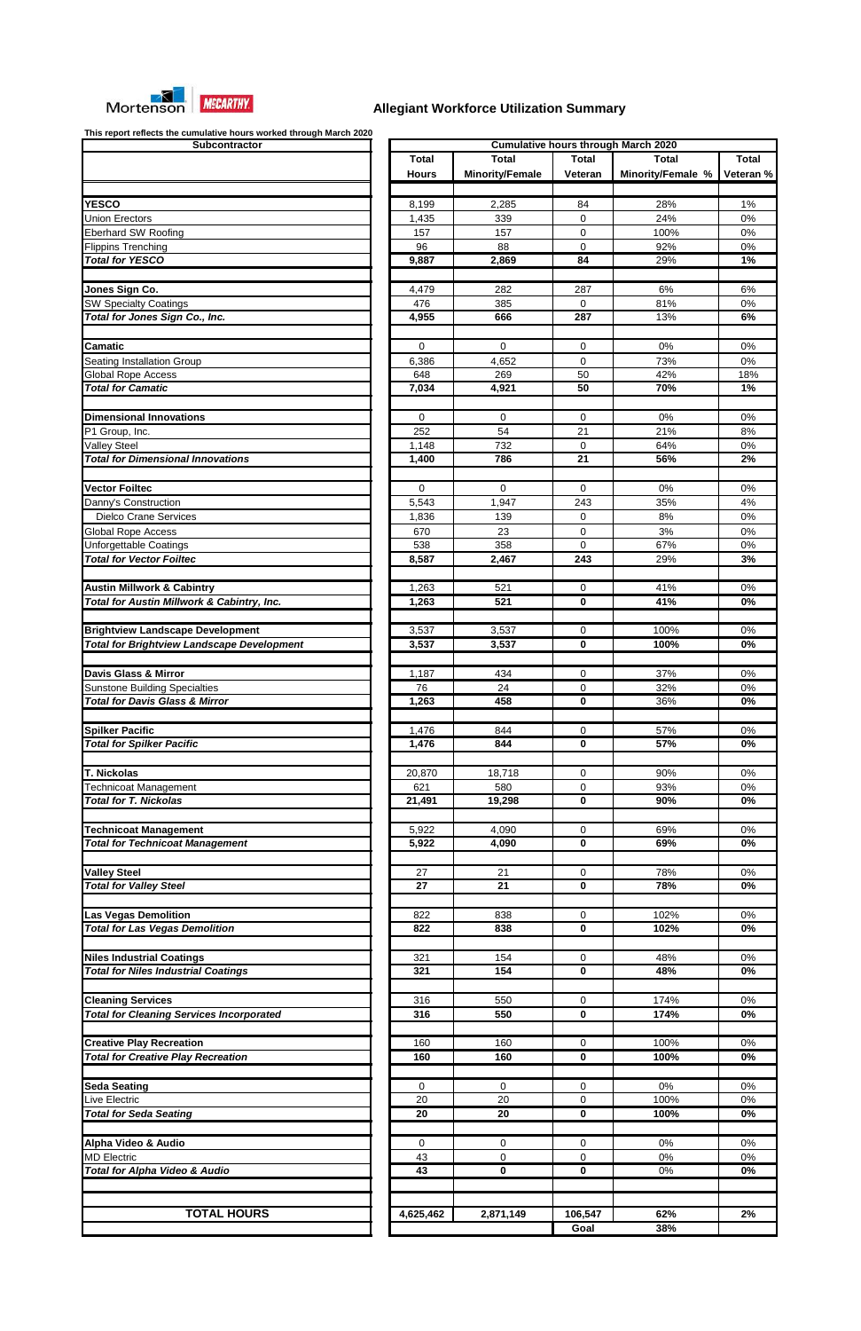Mortenson McCARTHY

## Allegiant Workforce Utilization Summary

This report reflects the cumulative hours worked through March 2020

| Subcontractor | Total Hours | Total Minority/Female | Total Veteran | Total Minority/Female % | Total Veteran % |
|---|---|---|---|---|---|
| | Cumulative hours through March 2020 | | | | |
| **YESCO** | 8,199 | 2,285 | 84 | 28% | 1% |
| Union Erectors | 1,435 | 339 | 0 | 24% | 0% |
| Eberhard SW Roofing | 157 | 157 | 0 | 100% | 0% |
| Flippins Trenching | 96 | 88 | 0 | 92% | 0% |
| ***Total for YESCO*** | **9,887** | **2,869** | **84** | 29% | **1%** |
| **Jones Sign Co.** | 4,479 | 282 | 287 | 6% | 6% |
| SW Specialty Coatings | 476 | 385 | 0 | 81% | 0% |
| ***Total for Jones Sign Co., Inc.*** | **4,955** | **666** | **287** | 13% | **6%** |
| **Camatic** | 0 | 0 | 0 | 0% | 0% |
| Seating Installation Group | 6,386 | 4,652 | 0 | 73% | 0% |
| Global Rope Access | 648 | 269 | 50 | 42% | 18% |
| ***Total for Camatic*** | **7,034** | **4,921** | **50** | **70%** | **1%** |
| **Dimensional Innovations** | 0 | 0 | 0 | 0% | 0% |
| P1 Group, Inc. | 252 | 54 | 21 | 21% | 8% |
| Valley Steel | 1,148 | 732 | 0 | 64% | 0% |
| ***Total for Dimensional Innovations*** | **1,400** | **786** | **21** | **56%** | **2%** |
| **Vector Foiltec** | 0 | 0 | 0 | 0% | 0% |
| Danny's Construction | 5,543 | 1,947 | 243 | 35% | 4% |
| Dielco Crane Services | 1,836 | 139 | 0 | 8% | 0% |
| Global Rope Access | 670 | 23 | 0 | 3% | 0% |
| Unforgettable Coatings | 538 | 358 | 0 | 67% | 0% |
| ***Total for Vector Foiltec*** | **8,587** | **2,467** | **243** | 29% | **3%** |
| **Austin Millwork & Cabintry** | 1,263 | 521 | 0 | 41% | 0% |
| ***Total for Austin Millwork & Cabintry, Inc.*** | **1,263** | **521** | **0** | **41%** | **0%** |
| **Brightview Landscape Development** | 3,537 | 3,537 | 0 | 100% | 0% |
| ***Total for Brightview Landscape Development*** | **3,537** | **3,537** | **0** | **100%** | **0%** |
| **Davis Glass & Mirror** | 1,187 | 434 | 0 | 37% | 0% |
| Sunstone Building Specialties | 76 | 24 | 0 | 32% | 0% |
| ***Total for Davis Glass & Mirror*** | **1,263** | **458** | **0** | 36% | **0%** |
| **Spilker Pacific** | 1,476 | 844 | 0 | 57% | 0% |
| ***Total for Spilker Pacific*** | **1,476** | **844** | **0** | **57%** | **0%** |
| **T. Nickolas** | 20,870 | 18,718 | 0 | 90% | 0% |
| Technicoat Management | 621 | 580 | 0 | 93% | 0% |
| ***Total for T. Nickolas*** | **21,491** | **19,298** | **0** | **90%** | **0%** |
| **Technicoat Management** | 5,922 | 4,090 | 0 | 69% | 0% |
| ***Total for Technicoat Management*** | **5,922** | **4,090** | **0** | **69%** | **0%** |
| **Valley Steel** | 27 | 21 | 0 | 78% | 0% |
| ***Total for Valley Steel*** | **27** | **21** | **0** | **78%** | **0%** |
| **Las Vegas Demolition** | 822 | 838 | 0 | 102% | 0% |
| ***Total for Las Vegas Demolition*** | **822** | **838** | **0** | **102%** | **0%** |
| **Niles Industrial Coatings** | 321 | 154 | 0 | 48% | 0% |
| ***Total for Niles Industrial Coatings*** | **321** | **154** | **0** | **48%** | **0%** |
| **Cleaning Services** | 316 | 550 | 0 | 174% | 0% |
| ***Total for Cleaning Services Incorporated*** | **316** | **550** | **0** | **174%** | **0%** |
| **Creative Play Recreation** | 160 | 160 | 0 | 100% | 0% |
| ***Total for Creative Play Recreation*** | **160** | **160** | **0** | **100%** | **0%** |
| **Seda Seating** | 0 | 0 | 0 | 0% | 0% |
| Live Electric | 20 | 20 | 0 | 100% | 0% |
| ***Total for Seda Seating*** | **20** | **20** | **0** | **100%** | **0%** |
| **Alpha Video & Audio** | 0 | 0 | 0 | 0% | 0% |
| MD Electric | 43 | 0 | 0 | 0% | 0% |
| ***Total for Alpha Video & Audio*** | **43** | **0** | **0** | 0% | **0%** |
| **TOTAL HOURS** | **4,625,462** | **2,871,149** | **106,547** | **62%** | **2%** |
| | | | **Goal** | **38%** | |